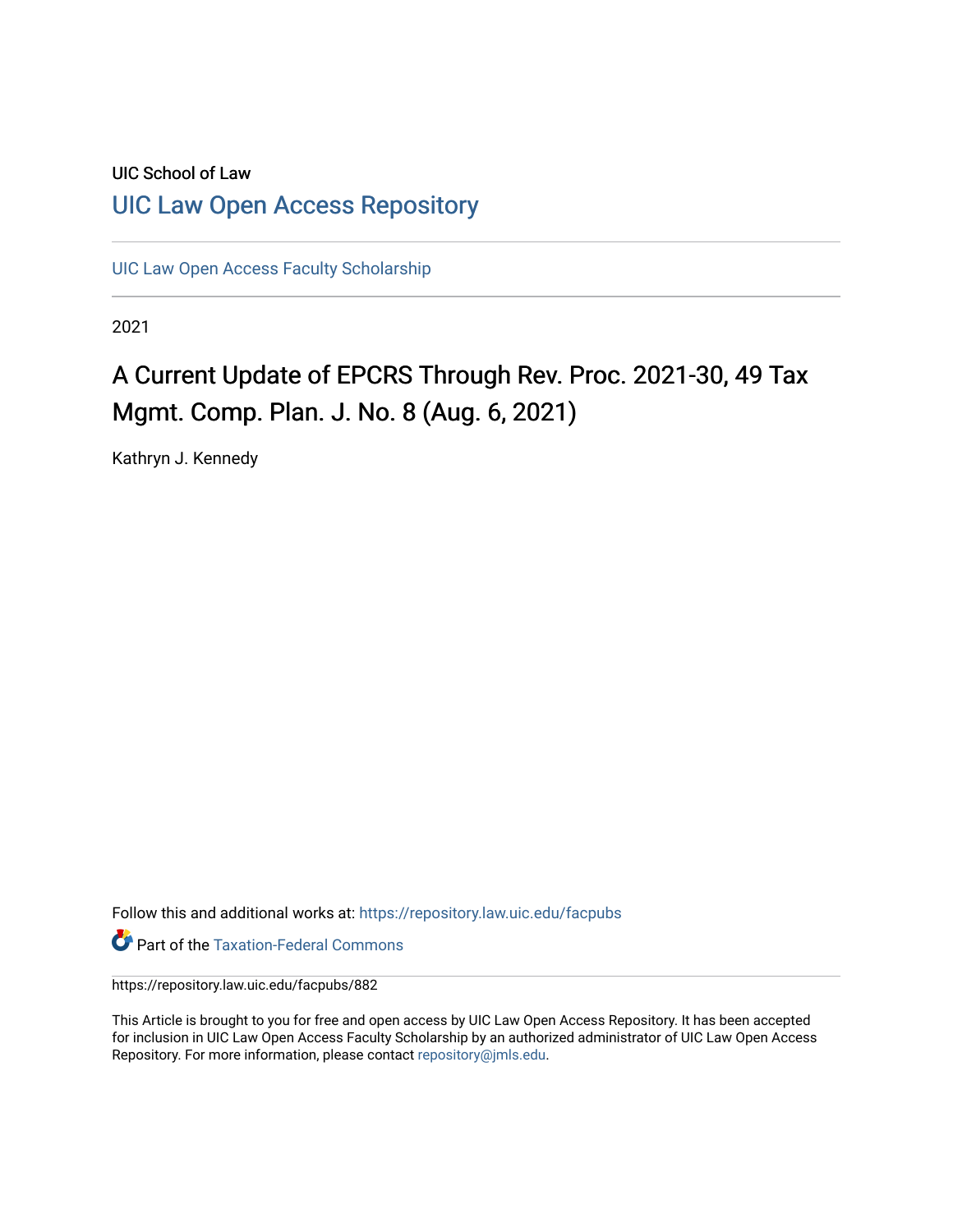UIC School of Law

## UIC Law Open Access Repository

UIC Law Open Access Faculty Scholarship

2021

# A Current Update of EPCRS Through Rev. Proc. 2021-30, 49 Tax Mgmt. Comp. Plan. J. No. 8 (Aug. 6, 2021)

Kathryn J. Kennedy

Follow this and additional works at: https://repository.law.uic.edu/facpubs

Part of the Taxation-Federal Commons

https://repository.law.uic.edu/facpubs/882

This Article is brought to you for free and open access by UIC Law Open Access Repository. It has been accepted for inclusion in UIC Law Open Access Faculty Scholarship by an authorized administrator of UIC Law Open Access Repository. For more information, please contact repository@jmls.edu.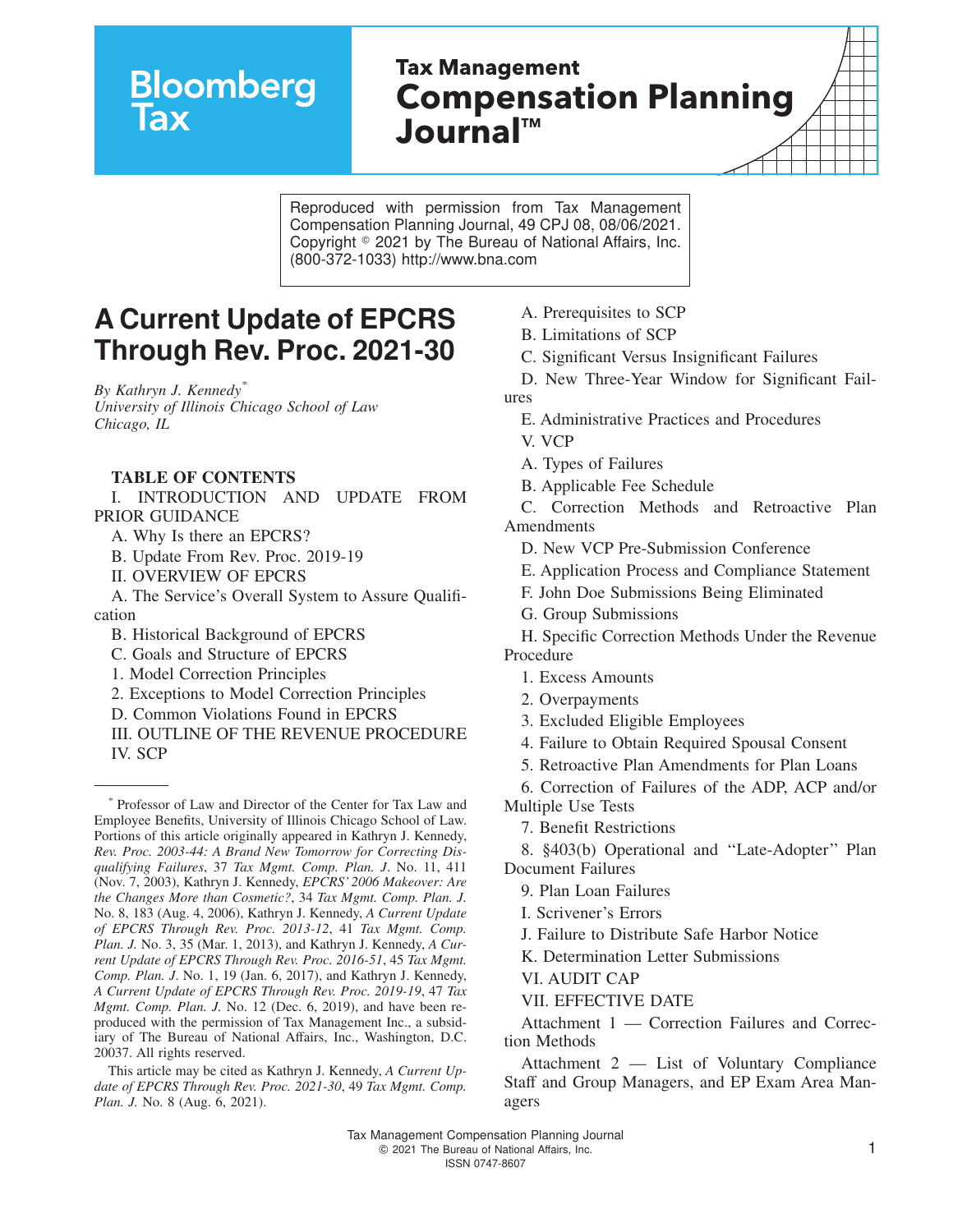Reproduced with permission from Tax Management Compensation Planning Journal, 49 CPJ 08, 08/06/2021. Copyright © 2021 by The Bureau of National Affairs, Inc. (800-372-1033) http://www.bna.com

# A Current Update of EPCRS Through Rev. Proc. 2021-30

*By Kathryn J. Kennedy*[*]
*University of Illinois Chicago School of Law*
*Chicago, IL*

**TABLE OF CONTENTS**

I. INTRODUCTION AND UPDATE FROM PRIOR GUIDANCE

A. Why Is there an EPCRS?

B. Update From Rev. Proc. 2019-19

II. OVERVIEW OF EPCRS

A. The Service's Overall System to Assure Qualification

B. Historical Background of EPCRS

C. Goals and Structure of EPCRS

1. Model Correction Principles

2. Exceptions to Model Correction Principles

D. Common Violations Found in EPCRS

III. OUTLINE OF THE REVENUE PROCEDURE

IV. SCP

A. Prerequisites to SCP

B. Limitations of SCP

C. Significant Versus Insignificant Failures

D. New Three-Year Window for Significant Failures

E. Administrative Practices and Procedures

V. VCP

A. Types of Failures

B. Applicable Fee Schedule

C. Correction Methods and Retroactive Plan Amendments

D. New VCP Pre-Submission Conference

E. Application Process and Compliance Statement

F. John Doe Submissions Being Eliminated

G. Group Submissions

H. Specific Correction Methods Under the Revenue Procedure

1. Excess Amounts

2. Overpayments

3. Excluded Eligible Employees

4. Failure to Obtain Required Spousal Consent

5. Retroactive Plan Amendments for Plan Loans

6. Correction of Failures of the ADP, ACP and/or Multiple Use Tests

7. Benefit Restrictions

8. §403(b) Operational and "Late-Adopter" Plan Document Failures

9. Plan Loan Failures

I. Scrivener's Errors

J. Failure to Distribute Safe Harbor Notice

K. Determination Letter Submissions

VI. AUDIT CAP

VII. EFFECTIVE DATE

Attachment 1 — Correction Failures and Correction Methods

Attachment 2 — List of Voluntary Compliance Staff and Group Managers, and EP Exam Area Managers

---

[*] Professor of Law and Director of the Center for Tax Law and Employee Benefits, University of Illinois Chicago School of Law. Portions of this article originally appeared in Kathryn J. Kennedy, *Rev. Proc. 2003-44: A Brand New Tomorrow for Correcting Disqualifying Failures*, 37 *Tax Mgmt. Comp. Plan. J*. No. 11, 411 (Nov. 7, 2003), Kathryn J. Kennedy, *EPCRS' 2006 Makeover: Are the Changes More than Cosmetic?*, 34 *Tax Mgmt. Comp. Plan. J.* No. 8, 183 (Aug. 4, 2006), Kathryn J. Kennedy, *A Current Update of EPCRS Through Rev. Proc. 2013-12*, 41 *Tax Mgmt. Comp. Plan. J.* No. 3, 35 (Mar. 1, 2013), and Kathryn J. Kennedy, *A Current Update of EPCRS Through Rev. Proc. 2016-51*, 45 *Tax Mgmt. Comp. Plan. J*. No. 1, 19 (Jan. 6, 2017), and Kathryn J. Kennedy, *A Current Update of EPCRS Through Rev. Proc. 2019-19*, 47 *Tax Mgmt. Comp. Plan. J.* No. 12 (Dec. 6, 2019), and have been reproduced with the permission of Tax Management Inc., a subsidiary of The Bureau of National Affairs, Inc., Washington, D.C. 20037. All rights reserved.

This article may be cited as Kathryn J. Kennedy, *A Current Update of EPCRS Through Rev. Proc. 2021-30*, 49 *Tax Mgmt. Comp. Plan. J.* No. 8 (Aug. 6, 2021).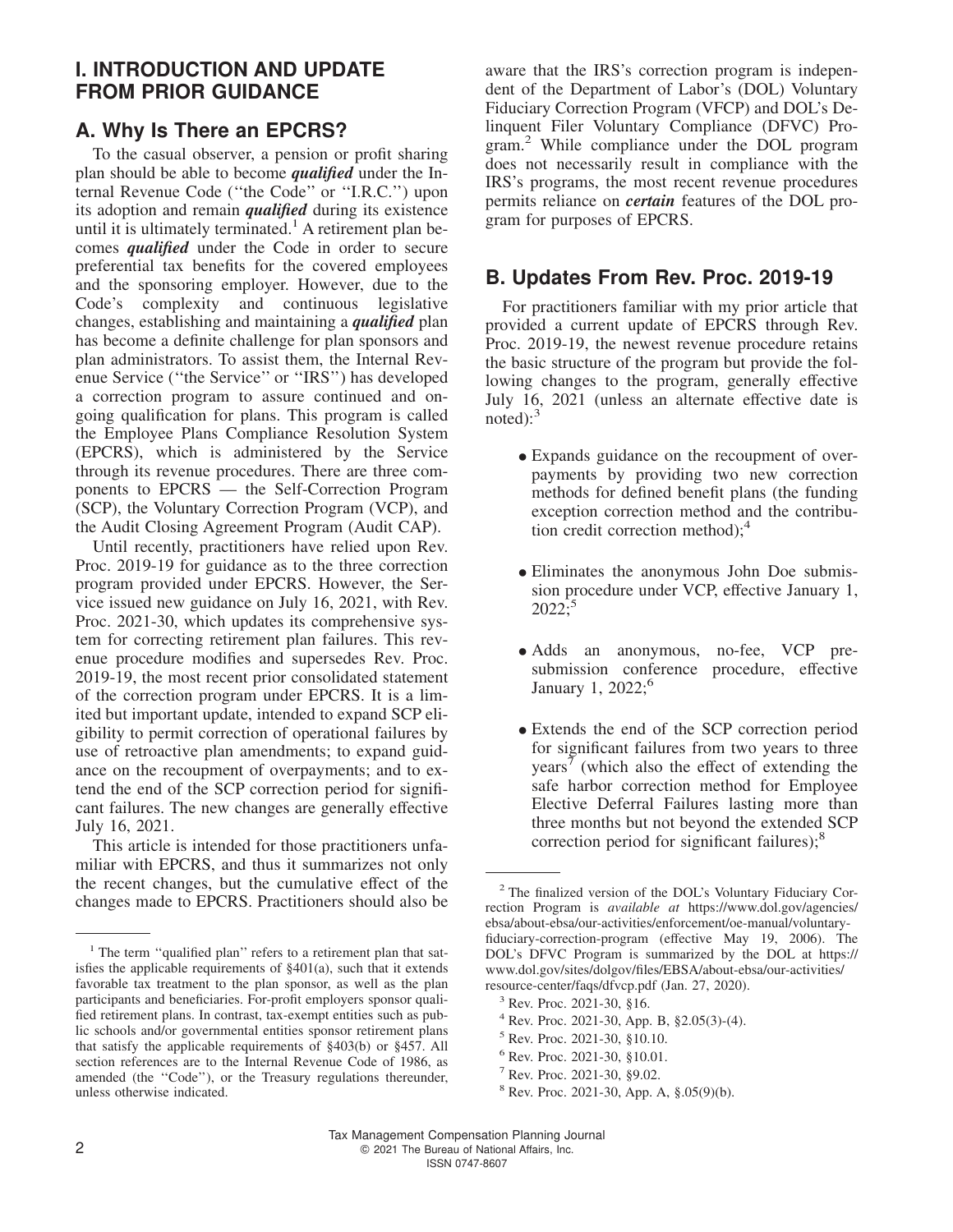## I. INTRODUCTION AND UPDATE FROM PRIOR GUIDANCE

### A. Why Is There an EPCRS?

To the casual observer, a pension or profit sharing plan should be able to become ***qualified*** under the Internal Revenue Code (''the Code'' or ''I.R.C.'') upon its adoption and remain ***qualified*** during its existence until it is ultimately terminated.[1] A retirement plan becomes ***qualified*** under the Code in order to secure preferential tax benefits for the covered employees and the sponsoring employer. However, due to the Code's complexity and continuous legislative changes, establishing and maintaining a ***qualified*** plan has become a definite challenge for plan sponsors and plan administrators. To assist them, the Internal Revenue Service (''the Service'' or ''IRS'') has developed a correction program to assure continued and ongoing qualification for plans. This program is called the Employee Plans Compliance Resolution System (EPCRS), which is administered by the Service through its revenue procedures. There are three components to EPCRS — the Self-Correction Program (SCP), the Voluntary Correction Program (VCP), and the Audit Closing Agreement Program (Audit CAP).

Until recently, practitioners have relied upon Rev. Proc. 2019-19 for guidance as to the three correction program provided under EPCRS. However, the Service issued new guidance on July 16, 2021, with Rev. Proc. 2021-30, which updates its comprehensive system for correcting retirement plan failures. This revenue procedure modifies and supersedes Rev. Proc. 2019-19, the most recent prior consolidated statement of the correction program under EPCRS. It is a limited but important update, intended to expand SCP eligibility to permit correction of operational failures by use of retroactive plan amendments; to expand guidance on the recoupment of overpayments; and to extend the end of the SCP correction period for significant failures. The new changes are generally effective July 16, 2021.

This article is intended for those practitioners unfamiliar with EPCRS, and thus it summarizes not only the recent changes, but the cumulative effect of the changes made to EPCRS. Practitioners should also be aware that the IRS's correction program is independent of the Department of Labor's (DOL) Voluntary Fiduciary Correction Program (VFCP) and DOL's Delinquent Filer Voluntary Compliance (DFVC) Program.[2] While compliance under the DOL program does not necessarily result in compliance with the IRS's programs, the most recent revenue procedures permits reliance on ***certain*** features of the DOL program for purposes of EPCRS.

### B. Updates From Rev. Proc. 2019-19

For practitioners familiar with my prior article that provided a current update of EPCRS through Rev. Proc. 2019-19, the newest revenue procedure retains the basic structure of the program but provide the following changes to the program, generally effective July 16, 2021 (unless an alternate effective date is noted):[3]

- Expands guidance on the recoupment of overpayments by providing two new correction methods for defined benefit plans (the funding exception correction method and the contribution credit correction method);[4]
- Eliminates the anonymous John Doe submission procedure under VCP, effective January 1, 2022;[5]
- Adds an anonymous, no-fee, VCP pre-submission conference procedure, effective January 1, 2022;[6]
- Extends the end of the SCP correction period for significant failures from two years to three years[7] (which also the effect of extending the safe harbor correction method for Employee Elective Deferral Failures lasting more than three months but not beyond the extended SCP correction period for significant failures);[8]

---

[1] The term ''qualified plan'' refers to a retirement plan that satisfies the applicable requirements of §401(a), such that it extends favorable tax treatment to the plan sponsor, as well as the plan participants and beneficiaries. For-profit employers sponsor qualified retirement plans. In contrast, tax-exempt entities such as public schools and/or governmental entities sponsor retirement plans that satisfy the applicable requirements of §403(b) or §457. All section references are to the Internal Revenue Code of 1986, as amended (the ''Code''), or the Treasury regulations thereunder, unless otherwise indicated.

[2] The finalized version of the DOL's Voluntary Fiduciary Correction Program is *available at* https://www.dol.gov/agencies/ebsa/about-ebsa/our-activities/enforcement/oe-manual/voluntary-fiduciary-correction-program (effective May 19, 2006). The DOL's DFVC Program is summarized by the DOL at https://www.dol.gov/sites/dolgov/files/EBSA/about-ebsa/our-activities/resource-center/faqs/dfvcp.pdf (Jan. 27, 2020).

[3] Rev. Proc. 2021-30, §16.

[4] Rev. Proc. 2021-30, App. B, §2.05(3)-(4).

[5] Rev. Proc. 2021-30, §10.10.

[6] Rev. Proc. 2021-30, §10.01.

[7] Rev. Proc. 2021-30, §9.02.

[8] Rev. Proc. 2021-30, App. A, §.05(9)(b).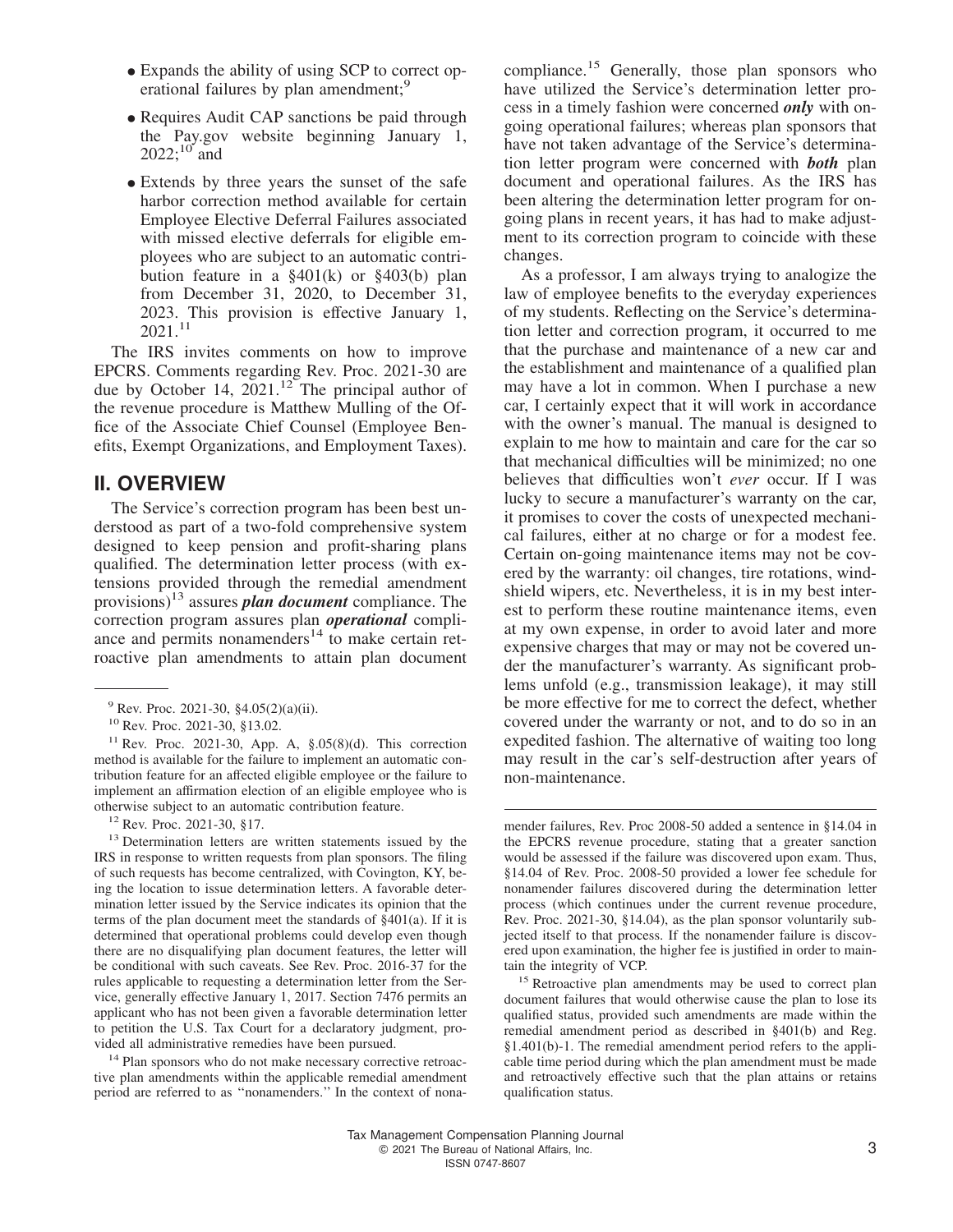- Expands the ability of using SCP to correct operational failures by plan amendment;[9]
- Requires Audit CAP sanctions be paid through the Pay.gov website beginning January 1, 2022;[10] and
- Extends by three years the sunset of the safe harbor correction method available for certain Employee Elective Deferral Failures associated with missed elective deferrals for eligible employees who are subject to an automatic contribution feature in a §401(k) or §403(b) plan from December 31, 2020, to December 31, 2023. This provision is effective January 1, 2021.[11]

The IRS invites comments on how to improve EPCRS. Comments regarding Rev. Proc. 2021-30 are due by October 14, 2021.[12] The principal author of the revenue procedure is Matthew Mulling of the Office of the Associate Chief Counsel (Employee Benefits, Exempt Organizations, and Employment Taxes).

## II. OVERVIEW

The Service's correction program has been best understood as part of a two-fold comprehensive system designed to keep pension and profit-sharing plans qualified. The determination letter process (with extensions provided through the remedial amendment provisions)[13] assures ***plan document*** compliance. The correction program assures plan ***operational*** compliance and permits nonamenders[14] to make certain retroactive plan amendments to attain plan document compliance.[15] Generally, those plan sponsors who have utilized the Service's determination letter process in a timely fashion were concerned ***only*** with ongoing operational failures; whereas plan sponsors that have not taken advantage of the Service's determination letter program were concerned with ***both*** plan document and operational failures. As the IRS has been altering the determination letter program for ongoing plans in recent years, it has had to make adjustment to its correction program to coincide with these changes.

As a professor, I am always trying to analogize the law of employee benefits to the everyday experiences of my students. Reflecting on the Service's determination letter and correction program, it occurred to me that the purchase and maintenance of a new car and the establishment and maintenance of a qualified plan may have a lot in common. When I purchase a new car, I certainly expect that it will work in accordance with the owner's manual. The manual is designed to explain to me how to maintain and care for the car so that mechanical difficulties will be minimized; no one believes that difficulties won't *ever* occur. If I was lucky to secure a manufacturer's warranty on the car, it promises to cover the costs of unexpected mechanical failures, either at no charge or for a modest fee. Certain on-going maintenance items may not be covered by the warranty: oil changes, tire rotations, windshield wipers, etc. Nevertheless, it is in my best interest to perform these routine maintenance items, even at my own expense, in order to avoid later and more expensive charges that may or may not be covered under the manufacturer's warranty. As significant problems unfold (e.g., transmission leakage), it may still be more effective for me to correct the defect, whether covered under the warranty or not, and to do so in an expedited fashion. The alternative of waiting too long may result in the car's self-destruction after years of non-maintenance.

---

[9] Rev. Proc. 2021-30, §4.05(2)(a)(ii).

[10] Rev. Proc. 2021-30, §13.02.

[11] Rev. Proc. 2021-30, App. A, §.05(8)(d). This correction method is available for the failure to implement an automatic contribution feature for an affected eligible employee or the failure to implement an affirmation election of an eligible employee who is otherwise subject to an automatic contribution feature.

[12] Rev. Proc. 2021-30, §17.

[13] Determination letters are written statements issued by the IRS in response to written requests from plan sponsors. The filing of such requests has become centralized, with Covington, KY, being the location to issue determination letters. A favorable determination letter issued by the Service indicates its opinion that the terms of the plan document meet the standards of §401(a). If it is determined that operational problems could develop even though there are no disqualifying plan document features, the letter will be conditional with such caveats. See Rev. Proc. 2016-37 for the rules applicable to requesting a determination letter from the Service, generally effective January 1, 2017. Section 7476 permits an applicant who has not been given a favorable determination letter to petition the U.S. Tax Court for a declaratory judgment, provided all administrative remedies have been pursued.

[14] Plan sponsors who do not make necessary corrective retroactive plan amendments within the applicable remedial amendment period are referred to as "nonamenders." In the context of nonamender failures, Rev Proc 2008-50 added a sentence in §14.04 in the EPCRS revenue procedure, stating that a greater sanction would be assessed if the failure was discovered upon exam. Thus, §14.04 of Rev. Proc. 2008-50 provided a lower fee schedule for nonamender failures discovered during the determination letter process (which continues under the current revenue procedure, Rev. Proc. 2021-30, §14.04), as the plan sponsor voluntarily subjected itself to that process. If the nonamender failure is discovered upon examination, the higher fee is justified in order to maintain the integrity of VCP.

[15] Retroactive plan amendments may be used to correct plan document failures that would otherwise cause the plan to lose its qualified status, provided such amendments are made within the remedial amendment period as described in §401(b) and Reg. §1.401(b)-1. The remedial amendment period refers to the applicable time period during which the plan amendment must be made and retroactively effective such that the plan attains or retains qualification status.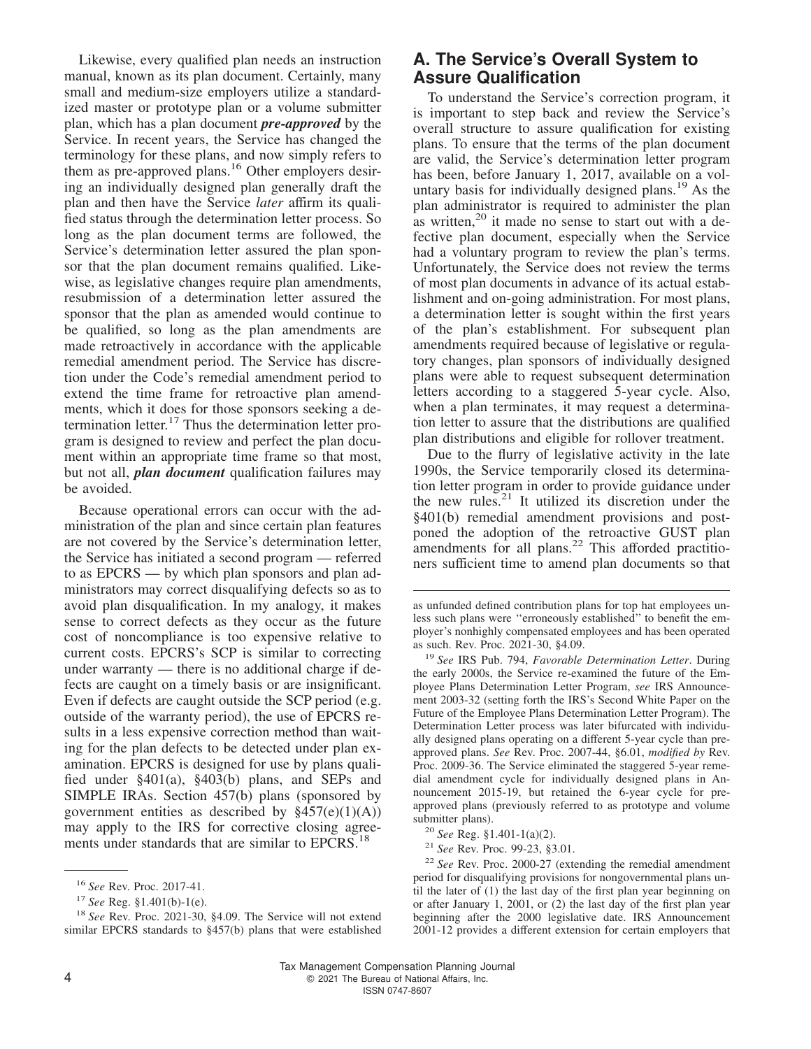Likewise, every qualified plan needs an instruction manual, known as its plan document. Certainly, many small and medium-size employers utilize a standardized master or prototype plan or a volume submitter plan, which has a plan document ***pre-approved*** by the Service. In recent years, the Service has changed the terminology for these plans, and now simply refers to them as pre-approved plans.[16] Other employers desiring an individually designed plan generally draft the plan and then have the Service *later* affirm its qualified status through the determination letter process. So long as the plan document terms are followed, the Service's determination letter assured the plan sponsor that the plan document remains qualified. Likewise, as legislative changes require plan amendments, resubmission of a determination letter assured the sponsor that the plan as amended would continue to be qualified, so long as the plan amendments are made retroactively in accordance with the applicable remedial amendment period. The Service has discretion under the Code's remedial amendment period to extend the time frame for retroactive plan amendments, which it does for those sponsors seeking a determination letter.[17] Thus the determination letter program is designed to review and perfect the plan document within an appropriate time frame so that most, but not all, ***plan document*** qualification failures may be avoided.

Because operational errors can occur with the administration of the plan and since certain plan features are not covered by the Service's determination letter, the Service has initiated a second program — referred to as EPCRS — by which plan sponsors and plan administrators may correct disqualifying defects so as to avoid plan disqualification. In my analogy, it makes sense to correct defects as they occur as the future cost of noncompliance is too expensive relative to current costs. EPCRS's SCP is similar to correcting under warranty — there is no additional charge if defects are caught on a timely basis or are insignificant. Even if defects are caught outside the SCP period (e.g. outside of the warranty period), the use of EPCRS results in a less expensive correction method than waiting for the plan defects to be detected under plan examination. EPCRS is designed for use by plans qualified under §401(a), §403(b) plans, and SEPs and SIMPLE IRAs. Section 457(b) plans (sponsored by government entities as described by §457(e)(1)(A)) may apply to the IRS for corrective closing agreements under standards that are similar to EPCRS.[18]

## A. The Service's Overall System to Assure Qualification

To understand the Service's correction program, it is important to step back and review the Service's overall structure to assure qualification for existing plans. To ensure that the terms of the plan document are valid, the Service's determination letter program has been, before January 1, 2017, available on a voluntary basis for individually designed plans.[19] As the plan administrator is required to administer the plan as written,[20] it made no sense to start out with a defective plan document, especially when the Service had a voluntary program to review the plan's terms. Unfortunately, the Service does not review the terms of most plan documents in advance of its actual establishment and on-going administration. For most plans, a determination letter is sought within the first years of the plan's establishment. For subsequent plan amendments required because of legislative or regulatory changes, plan sponsors of individually designed plans were able to request subsequent determination letters according to a staggered 5-year cycle. Also, when a plan terminates, it may request a determination letter to assure that the distributions are qualified plan distributions and eligible for rollover treatment.

Due to the flurry of legislative activity in the late 1990s, the Service temporarily closed its determination letter program in order to provide guidance under the new rules.[21] It utilized its discretion under the §401(b) remedial amendment provisions and postponed the adoption of the retroactive GUST plan amendments for all plans.[22] This afforded practitioners sufficient time to amend plan documents so that

---

[16] *See* Rev. Proc. 2017-41.

[17] *See* Reg. §1.401(b)-1(e).

[18] *See* Rev. Proc. 2021-30, §4.09. The Service will not extend similar EPCRS standards to §457(b) plans that were established as unfunded defined contribution plans for top hat employees unless such plans were ''erroneously established'' to benefit the employer's nonhighly compensated employees and has been operated as such. Rev. Proc. 2021-30, §4.09.

[19] *See* IRS Pub. 794, *Favorable Determination Letter*. During the early 2000s, the Service re-examined the future of the Employee Plans Determination Letter Program, *see* IRS Announcement 2003-32 (setting forth the IRS's Second White Paper on the Future of the Employee Plans Determination Letter Program). The Determination Letter process was later bifurcated with individually designed plans operating on a different 5-year cycle than pre-approved plans. *See* Rev. Proc. 2007-44, §6.01, *modified by* Rev. Proc. 2009-36. The Service eliminated the staggered 5-year remedial amendment cycle for individually designed plans in Announcement 2015-19, but retained the 6-year cycle for pre-approved plans (previously referred to as prototype and volume submitter plans).

[20] *See* Reg. §1.401-1(a)(2).

[21] *See* Rev. Proc. 99-23, §3.01.

[22] *See* Rev. Proc. 2000-27 (extending the remedial amendment period for disqualifying provisions for nongovernmental plans until the later of (1) the last day of the first plan year beginning on or after January 1, 2001, or (2) the last day of the first plan year beginning after the 2000 legislative date. IRS Announcement 2001-12 provides a different extension for certain employers that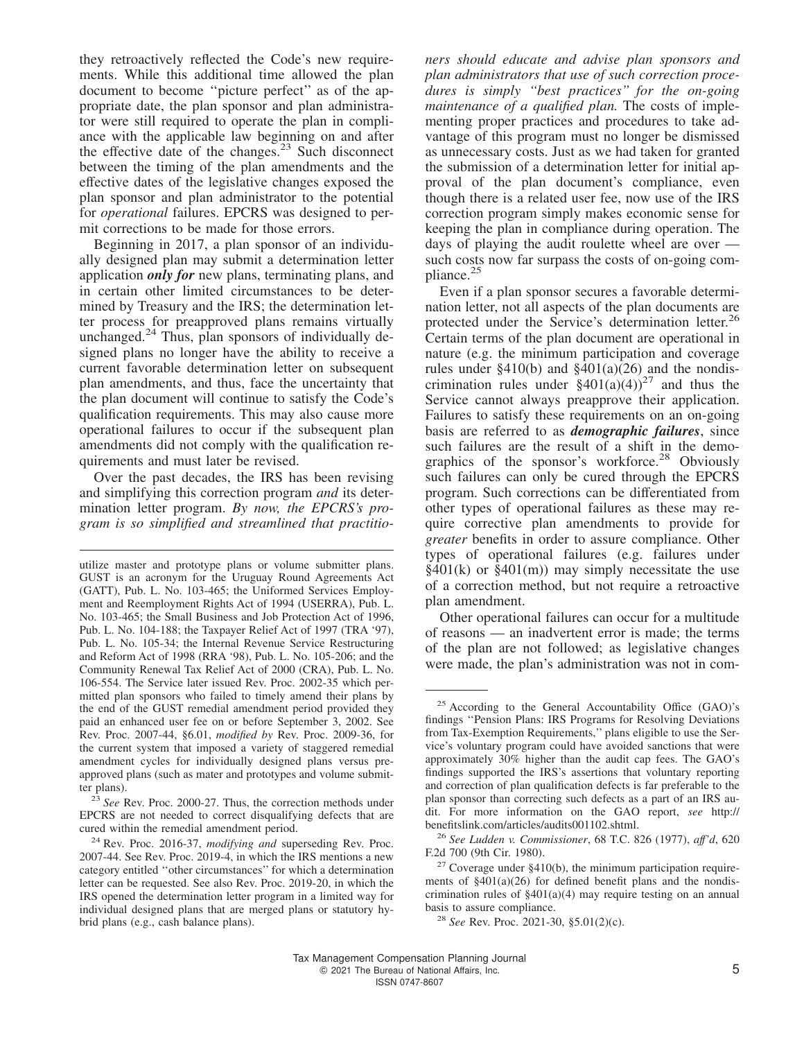they retroactively reflected the Code's new requirements. While this additional time allowed the plan document to become ''picture perfect'' as of the appropriate date, the plan sponsor and plan administrator were still required to operate the plan in compliance with the applicable law beginning on and after the effective date of the changes.[23] Such disconnect between the timing of the plan amendments and the effective dates of the legislative changes exposed the plan sponsor and plan administrator to the potential for *operational* failures. EPCRS was designed to permit corrections to be made for those errors.

Beginning in 2017, a plan sponsor of an individually designed plan may submit a determination letter application ***only for*** new plans, terminating plans, and in certain other limited circumstances to be determined by Treasury and the IRS; the determination letter process for preapproved plans remains virtually unchanged.[24] Thus, plan sponsors of individually designed plans no longer have the ability to receive a current favorable determination letter on subsequent plan amendments, and thus, face the uncertainty that the plan document will continue to satisfy the Code's qualification requirements. This may also cause more operational failures to occur if the subsequent plan amendments did not comply with the qualification requirements and must later be revised.

Over the past decades, the IRS has been revising and simplifying this correction program *and* its determination letter program. *By now, the EPCRS's program is so simplified and streamlined that practitioners should educate and advise plan sponsors and plan administrators that use of such correction procedures is simply ''best practices'' for the on-going maintenance of a qualified plan.* The costs of implementing proper practices and procedures to take advantage of this program must no longer be dismissed as unnecessary costs. Just as we had taken for granted the submission of a determination letter for initial approval of the plan document's compliance, even though there is a related user fee, now use of the IRS correction program simply makes economic sense for keeping the plan in compliance during operation. The days of playing the audit roulette wheel are over — such costs now far surpass the costs of on-going compliance.[25]

Even if a plan sponsor secures a favorable determination letter, not all aspects of the plan documents are protected under the Service's determination letter.[26] Certain terms of the plan document are operational in nature (e.g. the minimum participation and coverage rules under §410(b) and §401(a)(26) and the nondiscrimination rules under §401(a)(4))[27] and thus the Service cannot always preapprove their application. Failures to satisfy these requirements on an on-going basis are referred to as ***demographic failures***, since such failures are the result of a shift in the demographics of the sponsor's workforce.[28] Obviously such failures can only be cured through the EPCRS program. Such corrections can be differentiated from other types of operational failures as these may require corrective plan amendments to provide for *greater* benefits in order to assure compliance. Other types of operational failures (e.g. failures under §401(k) or §401(m)) may simply necessitate the use of a correction method, but not require a retroactive plan amendment.

Other operational failures can occur for a multitude of reasons — an inadvertent error is made; the terms of the plan are not followed; as legislative changes were made, the plan's administration was not in com-

---

utilize master and prototype plans or volume submitter plans. GUST is an acronym for the Uruguay Round Agreements Act (GATT), Pub. L. No. 103-465; the Uniformed Services Employment and Reemployment Rights Act of 1994 (USERRA), Pub. L. No. 103-465; the Small Business and Job Protection Act of 1996, Pub. L. No. 104-188; the Taxpayer Relief Act of 1997 (TRA '97), Pub. L. No. 105-34; the Internal Revenue Service Restructuring and Reform Act of 1998 (RRA '98), Pub. L. No. 105-206; and the Community Renewal Tax Relief Act of 2000 (CRA), Pub. L. No. 106-554. The Service later issued Rev. Proc. 2002-35 which permitted plan sponsors who failed to timely amend their plans by the end of the GUST remedial amendment period provided they paid an enhanced user fee on or before September 3, 2002. See Rev. Proc. 2007-44, §6.01, *modified by* Rev. Proc. 2009-36, for the current system that imposed a variety of staggered remedial amendment cycles for individually designed plans versus preapproved plans (such as mater and prototypes and volume submitter plans).

[23] *See* Rev. Proc. 2000-27. Thus, the correction methods under EPCRS are not needed to correct disqualifying defects that are cured within the remedial amendment period.

[24] Rev. Proc. 2016-37, *modifying and* superseding Rev. Proc. 2007-44. See Rev. Proc. 2019-4, in which the IRS mentions a new category entitled ''other circumstances'' for which a determination letter can be requested. See also Rev. Proc. 2019-20, in which the IRS opened the determination letter program in a limited way for individual designed plans that are merged plans or statutory hybrid plans (e.g., cash balance plans).

[25] According to the General Accountability Office (GAO)'s findings ''Pension Plans: IRS Programs for Resolving Deviations from Tax-Exemption Requirements,'' plans eligible to use the Service's voluntary program could have avoided sanctions that were approximately 30% higher than the audit cap fees. The GAO's findings supported the IRS's assertions that voluntary reporting and correction of plan qualification defects is far preferable to the plan sponsor than correcting such defects as a part of an IRS audit. For more information on the GAO report, *see* http://benefitslink.com/articles/audits001102.shtml.

[26] *See Ludden v. Commissioner*, 68 T.C. 826 (1977), *aff'd*, 620 F.2d 700 (9th Cir. 1980).

[27] Coverage under §410(b), the minimum participation requirements of §401(a)(26) for defined benefit plans and the nondiscrimination rules of §401(a)(4) may require testing on an annual basis to assure compliance.

[28] *See* Rev. Proc. 2021-30, §5.01(2)(c).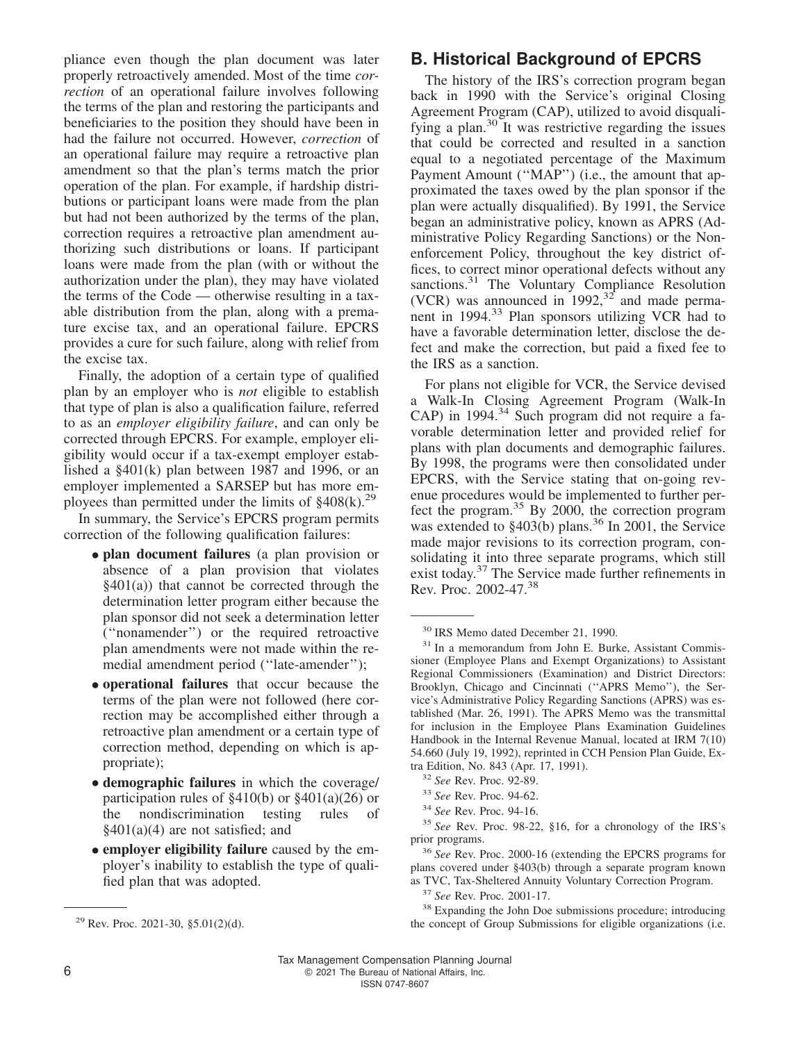pliance even though the plan document was later properly retroactively amended. Most of the time *correction* of an operational failure involves following the terms of the plan and restoring the participants and beneficiaries to the position they should have been in had the failure not occurred. However, *correction* of an operational failure may require a retroactive plan amendment so that the plan's terms match the prior operation of the plan. For example, if hardship distributions or participant loans were made from the plan but had not been authorized by the terms of the plan, correction requires a retroactive plan amendment authorizing such distributions or loans. If participant loans were made from the plan (with or without the authorization under the plan), they may have violated the terms of the Code — otherwise resulting in a taxable distribution from the plan, along with a premature excise tax, and an operational failure. EPCRS provides a cure for such failure, along with relief from the excise tax.

Finally, the adoption of a certain type of qualified plan by an employer who is *not* eligible to establish that type of plan is also a qualification failure, referred to as an *employer eligibility failure*, and can only be corrected through EPCRS. For example, employer eligibility would occur if a tax-exempt employer established a §401(k) plan between 1987 and 1996, or an employer implemented a SARSEP but has more employees than permitted under the limits of §408(k).[29]

In summary, the Service's EPCRS program permits correction of the following qualification failures:

- **plan document failures** (a plan provision or absence of a plan provision that violates §401(a)) that cannot be corrected through the determination letter program either because the plan sponsor did not seek a determination letter (''nonamender'') or the required retroactive plan amendments were not made within the remedial amendment period (''late-amender'');
- **operational failures** that occur because the terms of the plan were not followed (here correction may be accomplished either through a retroactive plan amendment or a certain type of correction method, depending on which is appropriate);
- **demographic failures** in which the coverage/participation rules of §410(b) or §401(a)(26) or the nondiscrimination testing rules of §401(a)(4) are not satisfied; and
- **employer eligibility failure** caused by the employer's inability to establish the type of qualified plan that was adopted.

## B. Historical Background of EPCRS

The history of the IRS's correction program began back in 1990 with the Service's original Closing Agreement Program (CAP), utilized to avoid disqualifying a plan.[30] It was restrictive regarding the issues that could be corrected and resulted in a sanction equal to a negotiated percentage of the Maximum Payment Amount (''MAP'') (i.e., the amount that approximated the taxes owed by the plan sponsor if the plan were actually disqualified). By 1991, the Service began an administrative policy, known as APRS (Administrative Policy Regarding Sanctions) or the Nonenforcement Policy, throughout the key district offices, to correct minor operational defects without any sanctions.[31] The Voluntary Compliance Resolution (VCR) was announced in 1992,[32] and made permanent in 1994.[33] Plan sponsors utilizing VCR had to have a favorable determination letter, disclose the defect and make the correction, but paid a fixed fee to the IRS as a sanction.

For plans not eligible for VCR, the Service devised a Walk-In Closing Agreement Program (Walk-In CAP) in 1994.[34] Such program did not require a favorable determination letter and provided relief for plans with plan documents and demographic failures. By 1998, the programs were then consolidated under EPCRS, with the Service stating that on-going revenue procedures would be implemented to further perfect the program.[35] By 2000, the correction program was extended to §403(b) plans.[36] In 2001, the Service made major revisions to its correction program, consolidating it into three separate programs, which still exist today.[37] The Service made further refinements in Rev. Proc. 2002-47.[38]

---

[29] Rev. Proc. 2021-30, §5.01(2)(d).

[30] IRS Memo dated December 21, 1990.

[31] In a memorandum from John E. Burke, Assistant Commissioner (Employee Plans and Exempt Organizations) to Assistant Regional Commissioners (Examination) and District Directors: Brooklyn, Chicago and Cincinnati (''APRS Memo''), the Service's Administrative Policy Regarding Sanctions (APRS) was established (Mar. 26, 1991). The APRS Memo was the transmittal for inclusion in the Employee Plans Examination Guidelines Handbook in the Internal Revenue Manual, located at IRM 7(10) 54.660 (July 19, 1992), reprinted in CCH Pension Plan Guide, Extra Edition, No. 843 (Apr. 17, 1991).

[32] *See* Rev. Proc. 92-89.

[33] *See* Rev. Proc. 94-62.

[34] *See* Rev. Proc. 94-16.

[35] *See* Rev. Proc. 98-22, §16, for a chronology of the IRS's prior programs.

[36] *See* Rev. Proc. 2000-16 (extending the EPCRS programs for plans covered under §403(b) through a separate program known as TVC, Tax-Sheltered Annuity Voluntary Correction Program.

[37] *See* Rev. Proc. 2001-17.

[38] Expanding the John Doe submissions procedure; introducing the concept of Group Submissions for eligible organizations (i.e.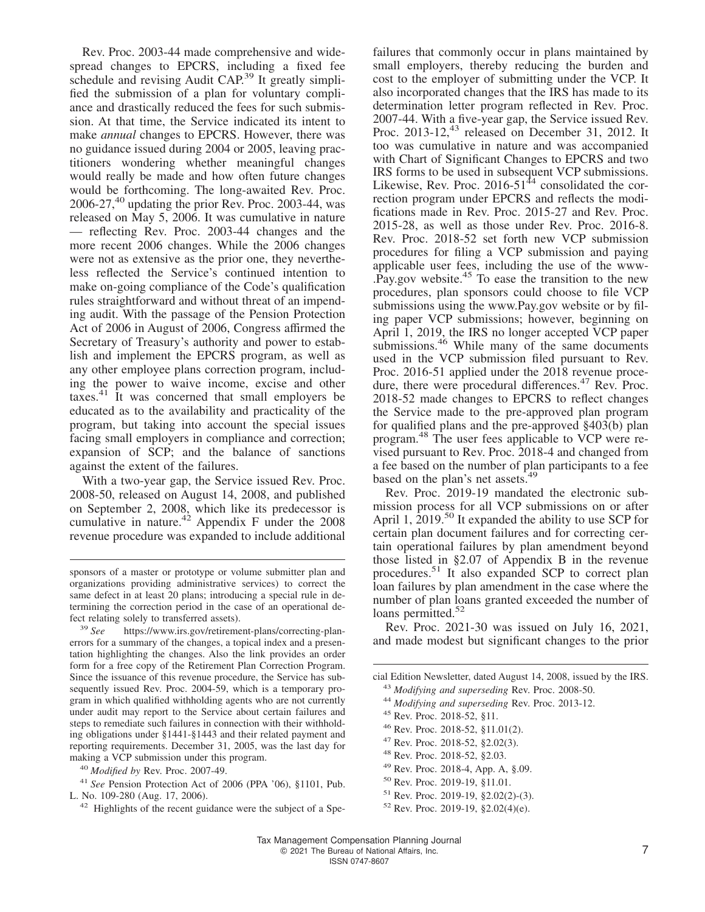Rev. Proc. 2003-44 made comprehensive and widespread changes to EPCRS, including a fixed fee schedule and revising Audit CAP.[39] It greatly simplified the submission of a plan for voluntary compliance and drastically reduced the fees for such submission. At that time, the Service indicated its intent to make *annual* changes to EPCRS. However, there was no guidance issued during 2004 or 2005, leaving practitioners wondering whether meaningful changes would really be made and how often future changes would be forthcoming. The long-awaited Rev. Proc. 2006-27,[40] updating the prior Rev. Proc. 2003-44, was released on May 5, 2006. It was cumulative in nature — reflecting Rev. Proc. 2003-44 changes and the more recent 2006 changes. While the 2006 changes were not as extensive as the prior one, they nevertheless reflected the Service's continued intention to make on-going compliance of the Code's qualification rules straightforward and without threat of an impending audit. With the passage of the Pension Protection Act of 2006 in August of 2006, Congress affirmed the Secretary of Treasury's authority and power to establish and implement the EPCRS program, as well as any other employee plans correction program, including the power to waive income, excise and other taxes.[41] It was concerned that small employers be educated as to the availability and practicality of the program, but taking into account the special issues facing small employers in compliance and correction; expansion of SCP; and the balance of sanctions against the extent of the failures.

With a two-year gap, the Service issued Rev. Proc. 2008-50, released on August 14, 2008, and published on September 2, 2008, which like its predecessor is cumulative in nature.[42] Appendix F under the 2008 revenue procedure was expanded to include additional failures that commonly occur in plans maintained by small employers, thereby reducing the burden and cost to the employer of submitting under the VCP. It also incorporated changes that the IRS has made to its determination letter program reflected in Rev. Proc. 2007-44. With a five-year gap, the Service issued Rev. Proc. 2013-12,[43] released on December 31, 2012. It too was cumulative in nature and was accompanied with Chart of Significant Changes to EPCRS and two IRS forms to be used in subsequent VCP submissions. Likewise, Rev. Proc. 2016-51[44] consolidated the correction program under EPCRS and reflects the modifications made in Rev. Proc. 2015-27 and Rev. Proc. 2015-28, as well as those under Rev. Proc. 2016-8. Rev. Proc. 2018-52 set forth new VCP submission procedures for filing a VCP submission and paying applicable user fees, including the use of the www.Pay.gov website.[45] To ease the transition to the new procedures, plan sponsors could choose to file VCP submissions using the www.Pay.gov website or by filing paper VCP submissions; however, beginning on April 1, 2019, the IRS no longer accepted VCP paper submissions.[46] While many of the same documents used in the VCP submission filed pursuant to Rev. Proc. 2016-51 applied under the 2018 revenue procedure, there were procedural differences.[47] Rev. Proc. 2018-52 made changes to EPCRS to reflect changes the Service made to the pre-approved plan program for qualified plans and the pre-approved §403(b) plan program.[48] The user fees applicable to VCP were revised pursuant to Rev. Proc. 2018-4 and changed from a fee based on the number of plan participants to a fee based on the plan's net assets.[49]

Rev. Proc. 2019-19 mandated the electronic submission process for all VCP submissions on or after April 1, 2019.[50] It expanded the ability to use SCP for certain plan document failures and for correcting certain operational failures by plan amendment beyond those listed in §2.07 of Appendix B in the revenue procedures.[51] It also expanded SCP to correct plan loan failures by plan amendment in the case where the number of plan loans granted exceeded the number of loans permitted.[52]

Rev. Proc. 2021-30 was issued on July 16, 2021, and made modest but significant changes to the prior

---

sponsors of a master or prototype or volume submitter plan and organizations providing administrative services) to correct the same defect in at least 20 plans; introducing a special rule in determining the correction period in the case of an operational defect relating solely to transferred assets).

[39] *See* https://www.irs.gov/retirement-plans/correcting-planerrors for a summary of the changes, a topical index and a presentation highlighting the changes. Also the link provides an order form for a free copy of the Retirement Plan Correction Program. Since the issuance of this revenue procedure, the Service has subsequently issued Rev. Proc. 2004-59, which is a temporary program in which qualified withholding agents who are not currently under audit may report to the Service about certain failures and steps to remediate such failures in connection with their withholding obligations under §1441-§1443 and their related payment and reporting requirements. December 31, 2005, was the last day for making a VCP submission under this program.

[40] *Modified by* Rev. Proc. 2007-49.

[41] *See* Pension Protection Act of 2006 (PPA '06), §1101, Pub. L. No. 109-280 (Aug. 17, 2006).

[42] Highlights of the recent guidance were the subject of a Special Edition Newsletter, dated August 14, 2008, issued by the IRS.

[43] *Modifying and superseding* Rev. Proc. 2008-50.

[44] *Modifying and superseding* Rev. Proc. 2013-12.

[45] Rev. Proc. 2018-52, §11.

[46] Rev. Proc. 2018-52, §11.01(2).

[47] Rev. Proc. 2018-52, §2.02(3).

[48] Rev. Proc. 2018-52, §2.03.

[49] Rev. Proc. 2018-4, App. A, §.09.

[50] Rev. Proc. 2019-19, §11.01.

[51] Rev. Proc. 2019-19, §2.02(2)-(3).

[52] Rev. Proc. 2019-19, §2.02(4)(e).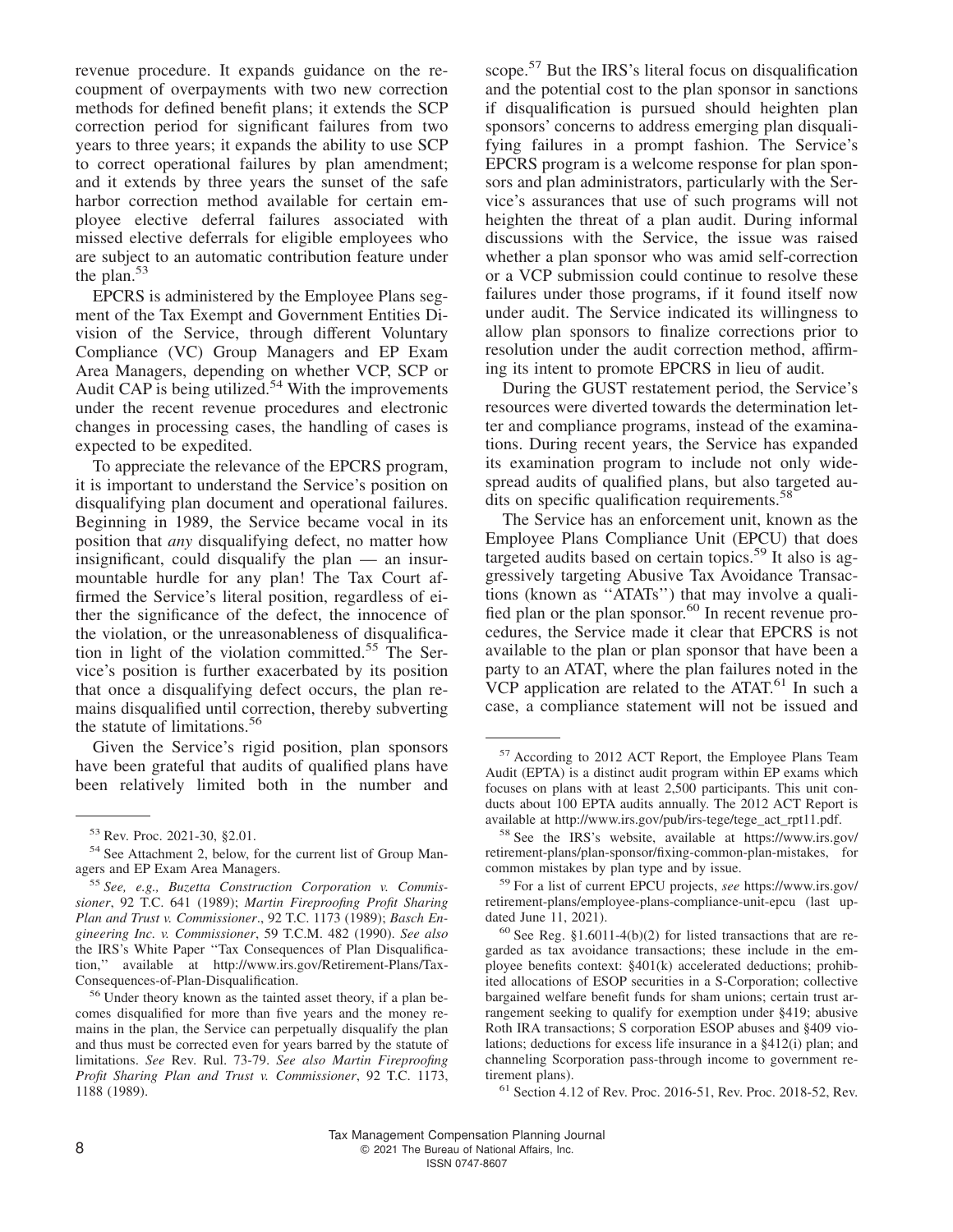revenue procedure. It expands guidance on the recoupment of overpayments with two new correction methods for defined benefit plans; it extends the SCP correction period for significant failures from two years to three years; it expands the ability to use SCP to correct operational failures by plan amendment; and it extends by three years the sunset of the safe harbor correction method available for certain employee elective deferral failures associated with missed elective deferrals for eligible employees who are subject to an automatic contribution feature under the plan.[53]

EPCRS is administered by the Employee Plans segment of the Tax Exempt and Government Entities Division of the Service, through different Voluntary Compliance (VC) Group Managers and EP Exam Area Managers, depending on whether VCP, SCP or Audit CAP is being utilized.[54] With the improvements under the recent revenue procedures and electronic changes in processing cases, the handling of cases is expected to be expedited.

To appreciate the relevance of the EPCRS program, it is important to understand the Service's position on disqualifying plan document and operational failures. Beginning in 1989, the Service became vocal in its position that *any* disqualifying defect, no matter how insignificant, could disqualify the plan — an insurmountable hurdle for any plan! The Tax Court affirmed the Service's literal position, regardless of either the significance of the defect, the innocence of the violation, or the unreasonableness of disqualification in light of the violation committed.[55] The Service's position is further exacerbated by its position that once a disqualifying defect occurs, the plan remains disqualified until correction, thereby subverting the statute of limitations.[56]

Given the Service's rigid position, plan sponsors have been grateful that audits of qualified plans have been relatively limited both in the number and scope.[57] But the IRS's literal focus on disqualification and the potential cost to the plan sponsor in sanctions if disqualification is pursued should heighten plan sponsors' concerns to address emerging plan disqualifying failures in a prompt fashion. The Service's EPCRS program is a welcome response for plan sponsors and plan administrators, particularly with the Service's assurances that use of such programs will not heighten the threat of a plan audit. During informal discussions with the Service, the issue was raised whether a plan sponsor who was amid self-correction or a VCP submission could continue to resolve these failures under those programs, if it found itself now under audit. The Service indicated its willingness to allow plan sponsors to finalize corrections prior to resolution under the audit correction method, affirming its intent to promote EPCRS in lieu of audit.

During the GUST restatement period, the Service's resources were diverted towards the determination letter and compliance programs, instead of the examinations. During recent years, the Service has expanded its examination program to include not only widespread audits of qualified plans, but also targeted audits on specific qualification requirements.[58]

The Service has an enforcement unit, known as the Employee Plans Compliance Unit (EPCU) that does targeted audits based on certain topics.[59] It also is aggressively targeting Abusive Tax Avoidance Transactions (known as ''ATATs'') that may involve a qualified plan or the plan sponsor.[60] In recent revenue procedures, the Service made it clear that EPCRS is not available to the plan or plan sponsor that have been a party to an ATAT, where the plan failures noted in the VCP application are related to the ATAT.[61] In such a case, a compliance statement will not be issued and

---

[53] Rev. Proc. 2021-30, §2.01.

[54] See Attachment 2, below, for the current list of Group Managers and EP Exam Area Managers.

[55] *See, e.g., Buzetta Construction Corporation v. Commissioner*, 92 T.C. 641 (1989); *Martin Fireproofing Profit Sharing Plan and Trust v. Commissioner*., 92 T.C. 1173 (1989); *Basch Engineering Inc. v. Commissioner*, 59 T.C.M. 482 (1990). *See also* the IRS's White Paper ''Tax Consequences of Plan Disqualification,'' available at http://www.irs.gov/Retirement-Plans/Tax-Consequences-of-Plan-Disqualification.

[56] Under theory known as the tainted asset theory, if a plan becomes disqualified for more than five years and the money remains in the plan, the Service can perpetually disqualify the plan and thus must be corrected even for years barred by the statute of limitations. *See* Rev. Rul. 73-79. *See also Martin Fireproofing Profit Sharing Plan and Trust v. Commissioner*, 92 T.C. 1173, 1188 (1989).

[57] According to 2012 ACT Report, the Employee Plans Team Audit (EPTA) is a distinct audit program within EP exams which focuses on plans with at least 2,500 participants. This unit conducts about 100 EPTA audits annually. The 2012 ACT Report is available at http://www.irs.gov/pub/irs-tege/tege_act_rpt11.pdf.

[58] See the IRS's website, available at https://www.irs.gov/retirement-plans/plan-sponsor/fixing-common-plan-mistakes, for common mistakes by plan type and by issue.

[59] For a list of current EPCU projects, *see* https://www.irs.gov/retirement-plans/employee-plans-compliance-unit-epcu (last updated June 11, 2021).

[60] See Reg. §1.6011-4(b)(2) for listed transactions that are regarded as tax avoidance transactions; these include in the employee benefits context: §401(k) accelerated deductions; prohibited allocations of ESOP securities in a S-Corporation; collective bargained welfare benefit funds for sham unions; certain trust arrangement seeking to qualify for exemption under §419; abusive Roth IRA transactions; S corporation ESOP abuses and §409 violations; deductions for excess life insurance in a §412(i) plan; and channeling Scorporation pass-through income to government retirement plans).

[61] Section 4.12 of Rev. Proc. 2016-51, Rev. Proc. 2018-52, Rev.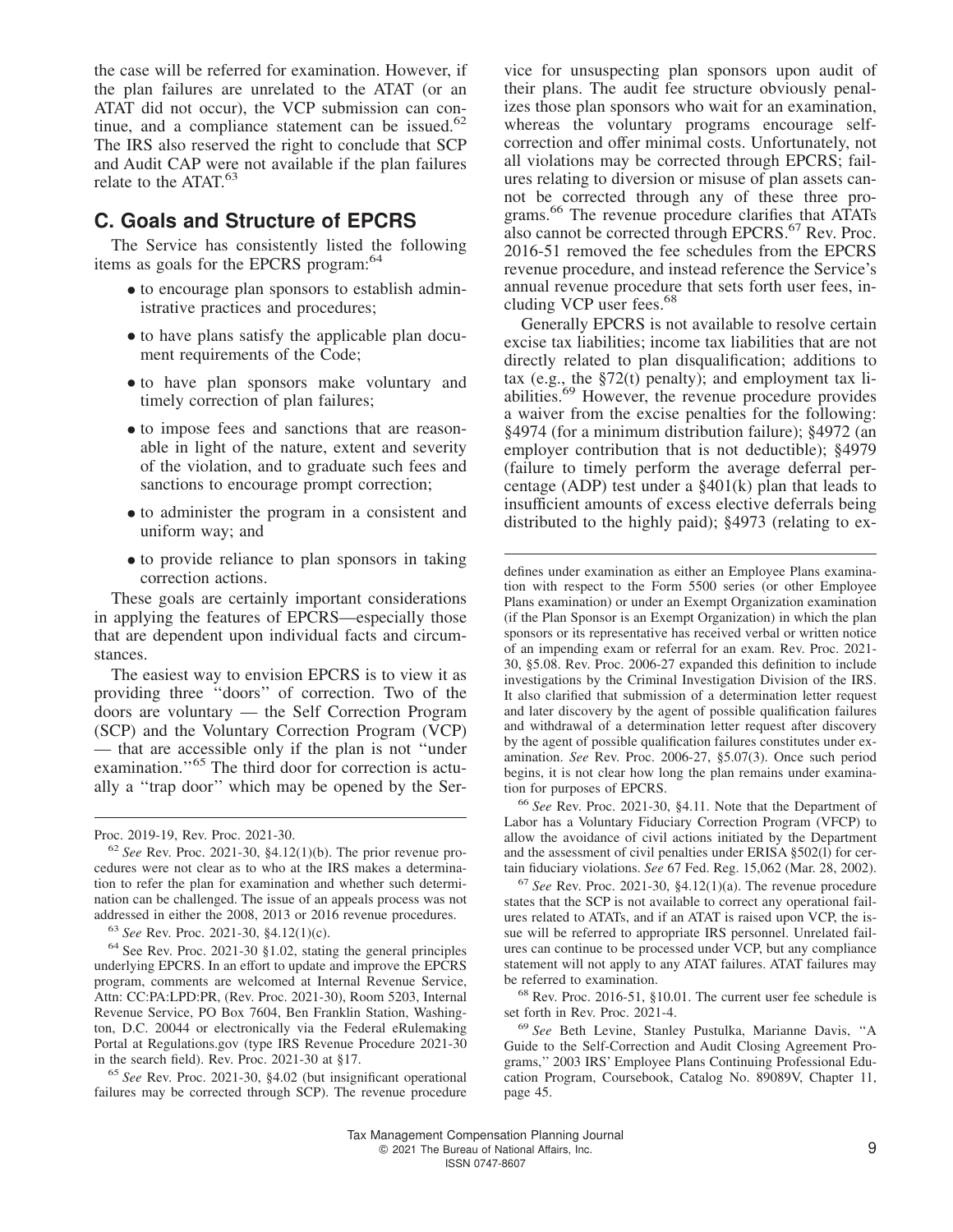the case will be referred for examination. However, if the plan failures are unrelated to the ATAT (or an ATAT did not occur), the VCP submission can continue, and a compliance statement can be issued.[62] The IRS also reserved the right to conclude that SCP and Audit CAP were not available if the plan failures relate to the ATAT.[63]

## C. Goals and Structure of EPCRS

The Service has consistently listed the following items as goals for the EPCRS program:[64]

- to encourage plan sponsors to establish administrative practices and procedures;
- to have plans satisfy the applicable plan document requirements of the Code;
- to have plan sponsors make voluntary and timely correction of plan failures;
- to impose fees and sanctions that are reasonable in light of the nature, extent and severity of the violation, and to graduate such fees and sanctions to encourage prompt correction;
- to administer the program in a consistent and uniform way; and
- to provide reliance to plan sponsors in taking correction actions.

These goals are certainly important considerations in applying the features of EPCRS—especially those that are dependent upon individual facts and circumstances.

The easiest way to envision EPCRS is to view it as providing three ''doors'' of correction. Two of the doors are voluntary — the Self Correction Program (SCP) and the Voluntary Correction Program (VCP) — that are accessible only if the plan is not ''under examination.''[65] The third door for correction is actually a ''trap door'' which may be opened by the Service for unsuspecting plan sponsors upon audit of their plans. The audit fee structure obviously penalizes those plan sponsors who wait for an examination, whereas the voluntary programs encourage self-correction and offer minimal costs. Unfortunately, not all violations may be corrected through EPCRS; failures relating to diversion or misuse of plan assets cannot be corrected through any of these three programs.[66] The revenue procedure clarifies that ATATs also cannot be corrected through EPCRS.[67] Rev. Proc. 2016-51 removed the fee schedules from the EPCRS revenue procedure, and instead reference the Service's annual revenue procedure that sets forth user fees, including VCP user fees.[68]

Generally EPCRS is not available to resolve certain excise tax liabilities; income tax liabilities that are not directly related to plan disqualification; additions to tax (e.g., the §72(t) penalty); and employment tax liabilities.[69] However, the revenue procedure provides a waiver from the excise penalties for the following: §4974 (for a minimum distribution failure); §4972 (an employer contribution that is not deductible); §4979 (failure to timely perform the average deferral percentage (ADP) test under a §401(k) plan that leads to insufficient amounts of excess elective deferrals being distributed to the highly paid); §4973 (relating to ex-

---

Proc. 2019-19, Rev. Proc. 2021-30.

[62] *See* Rev. Proc. 2021-30, §4.12(1)(b). The prior revenue procedures were not clear as to who at the IRS makes a determination to refer the plan for examination and whether such determination can be challenged. The issue of an appeals process was not addressed in either the 2008, 2013 or 2016 revenue procedures.

[63] *See* Rev. Proc. 2021-30, §4.12(1)(c).

[64] See Rev. Proc. 2021-30 §1.02, stating the general principles underlying EPCRS. In an effort to update and improve the EPCRS program, comments are welcomed at Internal Revenue Service, Attn: CC:PA:LPD:PR, (Rev. Proc. 2021-30), Room 5203, Internal Revenue Service, PO Box 7604, Ben Franklin Station, Washington, D.C. 20044 or electronically via the Federal eRulemaking Portal at Regulations.gov (type IRS Revenue Procedure 2021-30 in the search field). Rev. Proc. 2021-30 at §17.

[65] *See* Rev. Proc. 2021-30, §4.02 (but insignificant operational failures may be corrected through SCP). The revenue procedure defines under examination as either an Employee Plans examination with respect to the Form 5500 series (or other Employee Plans examination) or under an Exempt Organization examination (if the Plan Sponsor is an Exempt Organization) in which the plan sponsors or its representative has received verbal or written notice of an impending exam or referral for an exam. Rev. Proc. 2021-30, §5.08. Rev. Proc. 2006-27 expanded this definition to include investigations by the Criminal Investigation Division of the IRS. It also clarified that submission of a determination letter request and later discovery by the agent of possible qualification failures and withdrawal of a determination letter request after discovery by the agent of possible qualification failures constitutes under examination. *See* Rev. Proc. 2006-27, §5.07(3). Once such period begins, it is not clear how long the plan remains under examination for purposes of EPCRS.

[66] *See* Rev. Proc. 2021-30, §4.11. Note that the Department of Labor has a Voluntary Fiduciary Correction Program (VFCP) to allow the avoidance of civil actions initiated by the Department and the assessment of civil penalties under ERISA §502(l) for certain fiduciary violations. *See* 67 Fed. Reg. 15,062 (Mar. 28, 2002).

[67] *See* Rev. Proc. 2021-30, §4.12(1)(a). The revenue procedure states that the SCP is not available to correct any operational failures related to ATATs, and if an ATAT is raised upon VCP, the issue will be referred to appropriate IRS personnel. Unrelated failures can continue to be processed under VCP, but any compliance statement will not apply to any ATAT failures. ATAT failures may be referred to examination.

[68] Rev. Proc. 2016-51, §10.01. The current user fee schedule is set forth in Rev. Proc. 2021-4.

[69] *See* Beth Levine, Stanley Pustulka, Marianne Davis, ''A Guide to the Self-Correction and Audit Closing Agreement Programs,'' 2003 IRS' Employee Plans Continuing Professional Education Program, Coursebook, Catalog No. 89089V, Chapter 11, page 45.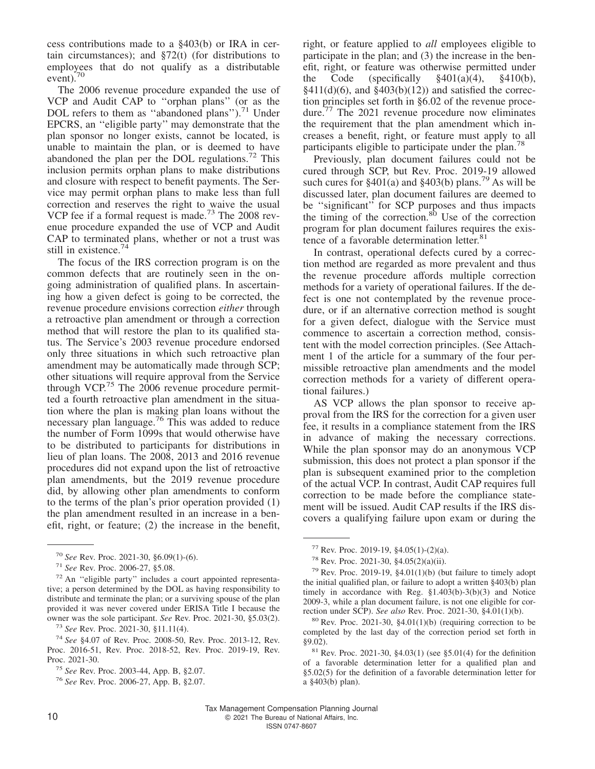cess contributions made to a §403(b) or IRA in certain circumstances); and §72(t) (for distributions to employees that do not qualify as a distributable event).[70]

The 2006 revenue procedure expanded the use of VCP and Audit CAP to ''orphan plans'' (or as the DOL refers to them as ''abandoned plans'').[71] Under EPCRS, an ''eligible party'' may demonstrate that the plan sponsor no longer exists, cannot be located, is unable to maintain the plan, or is deemed to have abandoned the plan per the DOL regulations.[72] This inclusion permits orphan plans to make distributions and closure with respect to benefit payments. The Service may permit orphan plans to make less than full correction and reserves the right to waive the usual VCP fee if a formal request is made.[73] The 2008 revenue procedure expanded the use of VCP and Audit CAP to terminated plans, whether or not a trust was still in existence.[74]

The focus of the IRS correction program is on the common defects that are routinely seen in the ongoing administration of qualified plans. In ascertaining how a given defect is going to be corrected, the revenue procedure envisions correction *either* through a retroactive plan amendment or through a correction method that will restore the plan to its qualified status. The Service's 2003 revenue procedure endorsed only three situations in which such retroactive plan amendment may be automatically made through SCP; other situations will require approval from the Service through VCP.[75] The 2006 revenue procedure permitted a fourth retroactive plan amendment in the situation where the plan is making plan loans without the necessary plan language.[76] This was added to reduce the number of Form 1099s that would otherwise have to be distributed to participants for distributions in lieu of plan loans. The 2008, 2013 and 2016 revenue procedures did not expand upon the list of retroactive plan amendments, but the 2019 revenue procedure did, by allowing other plan amendments to conform to the terms of the plan's prior operation provided (1) the plan amendment resulted in an increase in a benefit, right, or feature; (2) the increase in the benefit, right, or feature applied to *all* employees eligible to participate in the plan; and (3) the increase in the benefit, right, or feature was otherwise permitted under the Code (specifically §401(a)(4), §410(b), §411(d)(6), and §403(b)(12)) and satisfied the correction principles set forth in §6.02 of the revenue procedure.[77] The 2021 revenue procedure now eliminates the requirement that the plan amendment which increases a benefit, right, or feature must apply to all participants eligible to participate under the plan.[78]

Previously, plan document failures could not be cured through SCP, but Rev. Proc. 2019-19 allowed such cures for §401(a) and §403(b) plans.[79] As will be discussed later, plan document failures are deemed to be ''significant'' for SCP purposes and thus impacts the timing of the correction.[80] Use of the correction program for plan document failures requires the existence of a favorable determination letter.[81]

In contrast, operational defects cured by a correction method are regarded as more prevalent and thus the revenue procedure affords multiple correction methods for a variety of operational failures. If the defect is one not contemplated by the revenue procedure, or if an alternative correction method is sought for a given defect, dialogue with the Service must commence to ascertain a correction method, consistent with the model correction principles. (See Attachment 1 of the article for a summary of the four permissible retroactive plan amendments and the model correction methods for a variety of different operational failures.)

AS VCP allows the plan sponsor to receive approval from the IRS for the correction for a given user fee, it results in a compliance statement from the IRS in advance of making the necessary corrections. While the plan sponsor may do an anonymous VCP submission, this does not protect a plan sponsor if the plan is subsequent examined prior to the completion of the actual VCP. In contrast, Audit CAP requires full correction to be made before the compliance statement will be issued. Audit CAP results if the IRS discovers a qualifying failure upon exam or during the

---

[70] *See* Rev. Proc. 2021-30, §6.09(1)-(6).

[71] *See* Rev. Proc. 2006-27, §5.08.

[72] An ''eligible party'' includes a court appointed representative; a person determined by the DOL as having responsibility to distribute and terminate the plan; or a surviving spouse of the plan provided it was never covered under ERISA Title I because the owner was the sole participant. *See* Rev. Proc. 2021-30, §5.03(2).

[73] *See* Rev. Proc. 2021-30, §11.11(4).

[74] *See* §4.07 of Rev. Proc. 2008-50, Rev. Proc. 2013-12, Rev. Proc. 2016-51, Rev. Proc. 2018-52, Rev. Proc. 2019-19, Rev. Proc. 2021-30.

[75] *See* Rev. Proc. 2003-44, App. B, §2.07.

[76] *See* Rev. Proc. 2006-27, App. B, §2.07.

[77] Rev. Proc. 2019-19, §4.05(1)-(2)(a).

[78] Rev. Proc. 2021-30, §4.05(2)(a)(ii).

[79] Rev. Proc. 2019-19, §4.01(1)(b) (but failure to timely adopt the initial qualified plan, or failure to adopt a written §403(b) plan timely in accordance with Reg. §1.403(b)-3(b)(3) and Notice 2009-3, while a plan document failure, is not one eligible for correction under SCP). *See also* Rev. Proc. 2021-30, §4.01(1)(b).

[80] Rev. Proc. 2021-30, §4.01(1)(b) (requiring correction to be completed by the last day of the correction period set forth in §9.02).

[81] Rev. Proc. 2021-30, §4.03(1) (see §5.01(4) for the definition of a favorable determination letter for a qualified plan and §5.02(5) for the definition of a favorable determination letter for a §403(b) plan).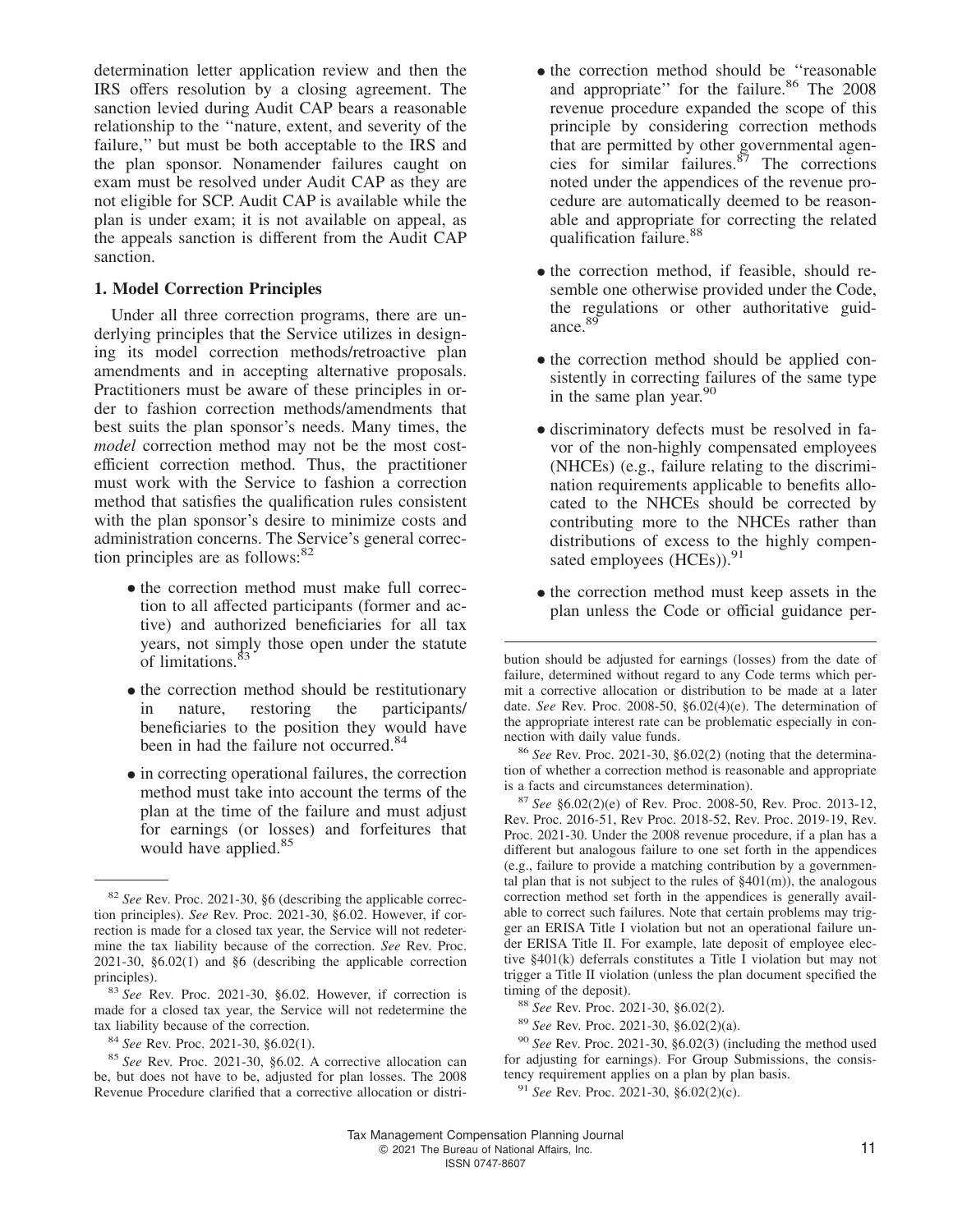determination letter application review and then the IRS offers resolution by a closing agreement. The sanction levied during Audit CAP bears a reasonable relationship to the ''nature, extent, and severity of the failure,'' but must be both acceptable to the IRS and the plan sponsor. Nonamender failures caught on exam must be resolved under Audit CAP as they are not eligible for SCP. Audit CAP is available while the plan is under exam; it is not available on appeal, as the appeals sanction is different from the Audit CAP sanction.

### 1. Model Correction Principles

Under all three correction programs, there are underlying principles that the Service utilizes in designing its model correction methods/retroactive plan amendments and in accepting alternative proposals. Practitioners must be aware of these principles in order to fashion correction methods/amendments that best suits the plan sponsor's needs. Many times, the *model* correction method may not be the most cost-efficient correction method. Thus, the practitioner must work with the Service to fashion a correction method that satisfies the qualification rules consistent with the plan sponsor's desire to minimize costs and administration concerns. The Service's general correction principles are as follows:[82]

- the correction method must make full correction to all affected participants (former and active) and authorized beneficiaries for all tax years, not simply those open under the statute of limitations.[83]
- the correction method should be restitutionary in nature, restoring the participants/beneficiaries to the position they would have been in had the failure not occurred.[84]
- in correcting operational failures, the correction method must take into account the terms of the plan at the time of the failure and must adjust for earnings (or losses) and forfeitures that would have applied.[85]
- the correction method should be ''reasonable and appropriate'' for the failure.[86] The 2008 revenue procedure expanded the scope of this principle by considering correction methods that are permitted by other governmental agencies for similar failures.[87] The corrections noted under the appendices of the revenue procedure are automatically deemed to be reasonable and appropriate for correcting the related qualification failure.[88]
- the correction method, if feasible, should resemble one otherwise provided under the Code, the regulations or other authoritative guidance.[89]
- the correction method should be applied consistently in correcting failures of the same type in the same plan year.[90]
- discriminatory defects must be resolved in favor of the non-highly compensated employees (NHCEs) (e.g., failure relating to the discrimination requirements applicable to benefits allocated to the NHCEs should be corrected by contributing more to the NHCEs rather than distributions of excess to the highly compensated employees (HCEs)).[91]
- the correction method must keep assets in the plan unless the Code or official guidance per-

---

[82] *See* Rev. Proc. 2021-30, §6 (describing the applicable correction principles). *See* Rev. Proc. 2021-30, §6.02. However, if correction is made for a closed tax year, the Service will not redetermine the tax liability because of the correction. *See* Rev. Proc. 2021-30, §6.02(1) and §6 (describing the applicable correction principles).

[83] *See* Rev. Proc. 2021-30, §6.02. However, if correction is made for a closed tax year, the Service will not redetermine the tax liability because of the correction.

[84] *See* Rev. Proc. 2021-30, §6.02(1).

[85] *See* Rev. Proc. 2021-30, §6.02. A corrective allocation can be, but does not have to be, adjusted for plan losses. The 2008 Revenue Procedure clarified that a corrective allocation or distribution should be adjusted for earnings (losses) from the date of failure, determined without regard to any Code terms which permit a corrective allocation or distribution to be made at a later date. *See* Rev. Proc. 2008-50, §6.02(4)(e). The determination of the appropriate interest rate can be problematic especially in connection with daily value funds.

[86] *See* Rev. Proc. 2021-30, §6.02(2) (noting that the determination of whether a correction method is reasonable and appropriate is a facts and circumstances determination).

[87] *See* §6.02(2)(e) of Rev. Proc. 2008-50, Rev. Proc. 2013-12, Rev. Proc. 2016-51, Rev Proc. 2018-52, Rev. Proc. 2019-19, Rev. Proc. 2021-30. Under the 2008 revenue procedure, if a plan has a different but analogous failure to one set forth in the appendices (e.g., failure to provide a matching contribution by a governmental plan that is not subject to the rules of §401(m)), the analogous correction method set forth in the appendices is generally available to correct such failures. Note that certain problems may trigger an ERISA Title I violation but not an operational failure under ERISA Title II. For example, late deposit of employee elective §401(k) deferrals constitutes a Title I violation but may not trigger a Title II violation (unless the plan document specified the timing of the deposit).

[88] *See* Rev. Proc. 2021-30, §6.02(2).

[89] *See* Rev. Proc. 2021-30, §6.02(2)(a).

[90] *See* Rev. Proc. 2021-30, §6.02(3) (including the method used for adjusting for earnings). For Group Submissions, the consistency requirement applies on a plan by plan basis.

[91] *See* Rev. Proc. 2021-30, §6.02(2)(c).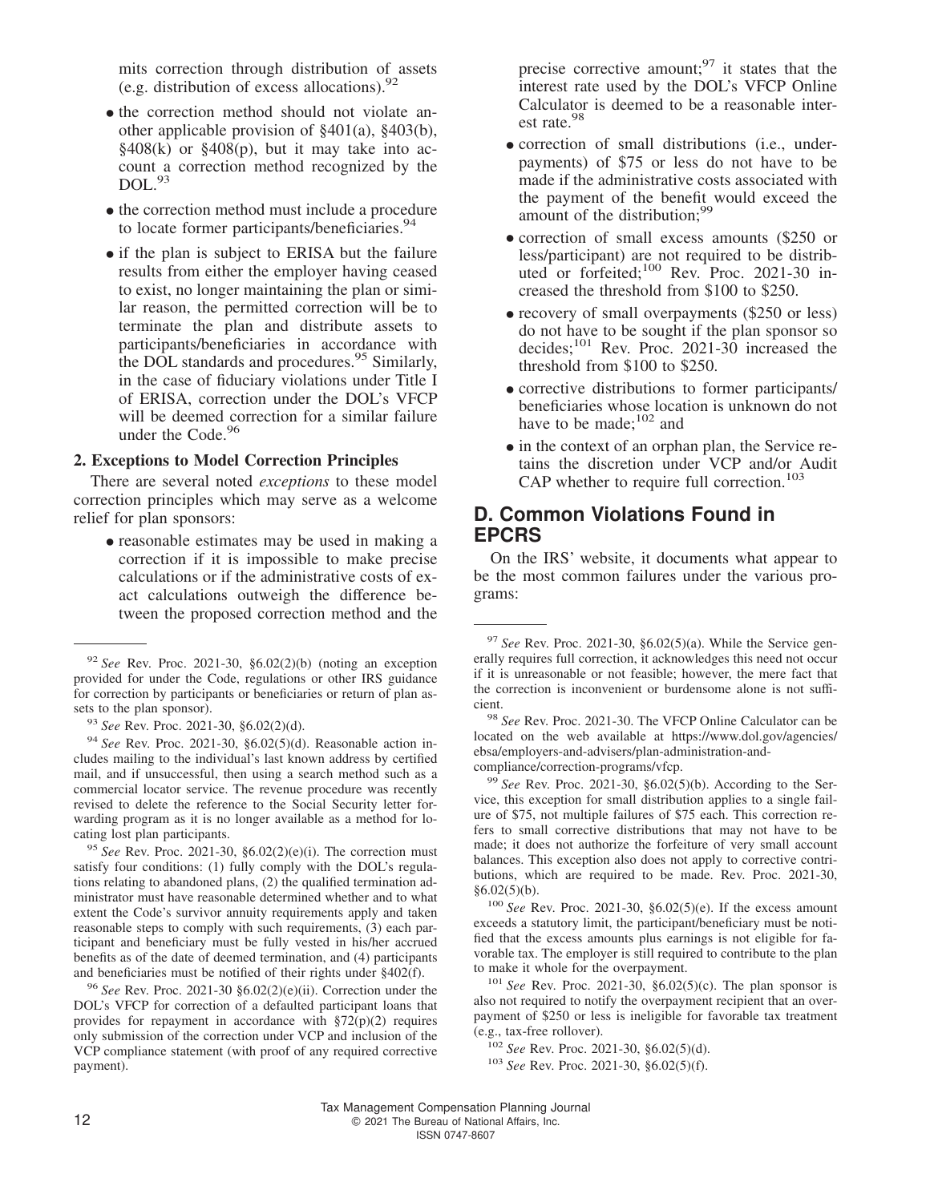mits correction through distribution of assets (e.g. distribution of excess allocations).[92]

- the correction method should not violate another applicable provision of §401(a), §403(b), §408(k) or §408(p), but it may take into account a correction method recognized by the DOL.[93]
- the correction method must include a procedure to locate former participants/beneficiaries.[94]
- if the plan is subject to ERISA but the failure results from either the employer having ceased to exist, no longer maintaining the plan or similar reason, the permitted correction will be to terminate the plan and distribute assets to participants/beneficiaries in accordance with the DOL standards and procedures.[95] Similarly, in the case of fiduciary violations under Title I of ERISA, correction under the DOL's VFCP will be deemed correction for a similar failure under the Code.[96]

### 2. Exceptions to Model Correction Principles

There are several noted *exceptions* to these model correction principles which may serve as a welcome relief for plan sponsors:

- reasonable estimates may be used in making a correction if it is impossible to make precise calculations or if the administrative costs of exact calculations outweigh the difference between the proposed correction method and the precise corrective amount;[97] it states that the interest rate used by the DOL's VFCP Online Calculator is deemed to be a reasonable interest rate.[98]
- correction of small distributions (i.e., underpayments) of $75 or less do not have to be made if the administrative costs associated with the payment of the benefit would exceed the amount of the distribution;[99]
- correction of small excess amounts ($250 or less/participant) are not required to be distributed or forfeited;[100] Rev. Proc. 2021-30 increased the threshold from $100 to $250.
- recovery of small overpayments ($250 or less) do not have to be sought if the plan sponsor so decides;[101] Rev. Proc. 2021-30 increased the threshold from $100 to $250.
- corrective distributions to former participants/beneficiaries whose location is unknown do not have to be made;[102] and
- in the context of an orphan plan, the Service retains the discretion under VCP and/or Audit CAP whether to require full correction.[103]

## D. Common Violations Found in EPCRS

On the IRS' website, it documents what appear to be the most common failures under the various programs:

---

[92] *See* Rev. Proc. 2021-30, §6.02(2)(b) (noting an exception provided for under the Code, regulations or other IRS guidance for correction by participants or beneficiaries or return of plan assets to the plan sponsor).

[93] *See* Rev. Proc. 2021-30, §6.02(2)(d).

[94] *See* Rev. Proc. 2021-30, §6.02(5)(d). Reasonable action includes mailing to the individual's last known address by certified mail, and if unsuccessful, then using a search method such as a commercial locator service. The revenue procedure was recently revised to delete the reference to the Social Security letter forwarding program as it is no longer available as a method for locating lost plan participants.

[95] *See* Rev. Proc. 2021-30, §6.02(2)(e)(i). The correction must satisfy four conditions: (1) fully comply with the DOL's regulations relating to abandoned plans, (2) the qualified termination administrator must have reasonable determined whether and to what extent the Code's survivor annuity requirements apply and taken reasonable steps to comply with such requirements, (3) each participant and beneficiary must be fully vested in his/her accrued benefits as of the date of deemed termination, and (4) participants and beneficiaries must be notified of their rights under §402(f).

[96] *See* Rev. Proc. 2021-30 §6.02(2)(e)(ii). Correction under the DOL's VFCP for correction of a defaulted participant loans that provides for repayment in accordance with §72(p)(2) requires only submission of the correction under VCP and inclusion of the VCP compliance statement (with proof of any required corrective payment).

[97] *See* Rev. Proc. 2021-30, §6.02(5)(a). While the Service generally requires full correction, it acknowledges this need not occur if it is unreasonable or not feasible; however, the mere fact that the correction is inconvenient or burdensome alone is not sufficient.

[98] *See* Rev. Proc. 2021-30. The VFCP Online Calculator can be located on the web available at https://www.dol.gov/agencies/ebsa/employers-and-advisers/plan-administration-and-compliance/correction-programs/vfcp.

[99] *See* Rev. Proc. 2021-30, §6.02(5)(b). According to the Service, this exception for small distribution applies to a single failure of $75, not multiple failures of $75 each. This correction refers to small corrective distributions that may not have to be made; it does not authorize the forfeiture of very small account balances. This exception also does not apply to corrective contributions, which are required to be made. Rev. Proc. 2021-30, §6.02(5)(b).

[100] *See* Rev. Proc. 2021-30, §6.02(5)(e). If the excess amount exceeds a statutory limit, the participant/beneficiary must be notified that the excess amounts plus earnings is not eligible for favorable tax. The employer is still required to contribute to the plan to make it whole for the overpayment.

[101] *See* Rev. Proc. 2021-30, §6.02(5)(c). The plan sponsor is also not required to notify the overpayment recipient that an overpayment of $250 or less is ineligible for favorable tax treatment (e.g., tax-free rollover).

[102] *See* Rev. Proc. 2021-30, §6.02(5)(d).

[103] *See* Rev. Proc. 2021-30, §6.02(5)(f).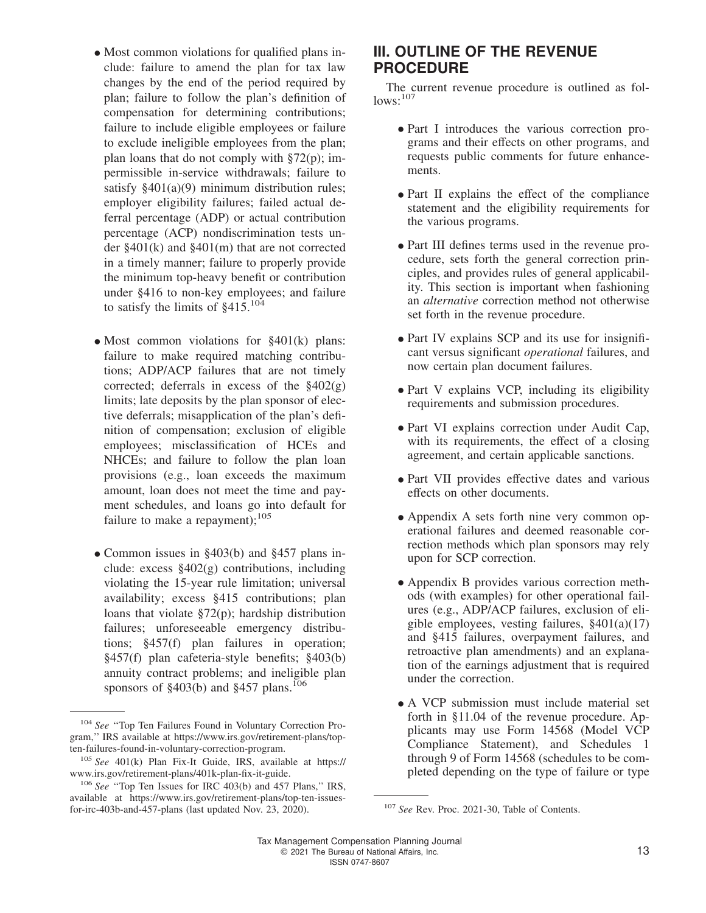- Most common violations for qualified plans include: failure to amend the plan for tax law changes by the end of the period required by plan; failure to follow the plan's definition of compensation for determining contributions; failure to include eligible employees or failure to exclude ineligible employees from the plan; plan loans that do not comply with §72(p); impermissible in-service withdrawals; failure to satisfy §401(a)(9) minimum distribution rules; employer eligibility failures; failed actual deferral percentage (ADP) or actual contribution percentage (ACP) nondiscrimination tests under §401(k) and §401(m) that are not corrected in a timely manner; failure to properly provide the minimum top-heavy benefit or contribution under §416 to non-key employees; and failure to satisfy the limits of §415.[104]

- Most common violations for §401(k) plans: failure to make required matching contributions; ADP/ACP failures that are not timely corrected; deferrals in excess of the §402(g) limits; late deposits by the plan sponsor of elective deferrals; misapplication of the plan's definition of compensation; exclusion of eligible employees; misclassification of HCEs and NHCEs; and failure to follow the plan loan provisions (e.g., loan exceeds the maximum amount, loan does not meet the time and payment schedules, and loans go into default for failure to make a repayment);[105]

- Common issues in §403(b) and §457 plans include: excess §402(g) contributions, including violating the 15-year rule limitation; universal availability; excess §415 contributions; plan loans that violate §72(p); hardship distribution failures; unforeseeable emergency distributions; §457(f) plan failures in operation; §457(f) plan cafeteria-style benefits; §403(b) annuity contract problems; and ineligible plan sponsors of §403(b) and §457 plans.[106]

## III. OUTLINE OF THE REVENUE PROCEDURE

The current revenue procedure is outlined as follows:[107]

- Part I introduces the various correction programs and their effects on other programs, and requests public comments for future enhancements.

- Part II explains the effect of the compliance statement and the eligibility requirements for the various programs.

- Part III defines terms used in the revenue procedure, sets forth the general correction principles, and provides rules of general applicability. This section is important when fashioning an *alternative* correction method not otherwise set forth in the revenue procedure.

- Part IV explains SCP and its use for insignificant versus significant *operational* failures, and now certain plan document failures.

- Part V explains VCP, including its eligibility requirements and submission procedures.

- Part VI explains correction under Audit Cap, with its requirements, the effect of a closing agreement, and certain applicable sanctions.

- Part VII provides effective dates and various effects on other documents.

- Appendix A sets forth nine very common operational failures and deemed reasonable correction methods which plan sponsors may rely upon for SCP correction.

- Appendix B provides various correction methods (with examples) for other operational failures (e.g., ADP/ACP failures, exclusion of eligible employees, vesting failures, §401(a)(17) and §415 failures, overpayment failures, and retroactive plan amendments) and an explanation of the earnings adjustment that is required under the correction.

- A VCP submission must include material set forth in §11.04 of the revenue procedure. Applicants may use Form 14568 (Model VCP Compliance Statement), and Schedules 1 through 9 of Form 14568 (schedules to be completed depending on the type of failure or type

---

[104] *See* "Top Ten Failures Found in Voluntary Correction Program," IRS available at https://www.irs.gov/retirement-plans/top-ten-failures-found-in-voluntary-correction-program.

[105] *See* 401(k) Plan Fix-It Guide, IRS, available at https://www.irs.gov/retirement-plans/401k-plan-fix-it-guide.

[106] *See* "Top Ten Issues for IRC 403(b) and 457 Plans," IRS, available at https://www.irs.gov/retirement-plans/top-ten-issues-for-irc-403b-and-457-plans (last updated Nov. 23, 2020).

[107] *See* Rev. Proc. 2021-30, Table of Contents.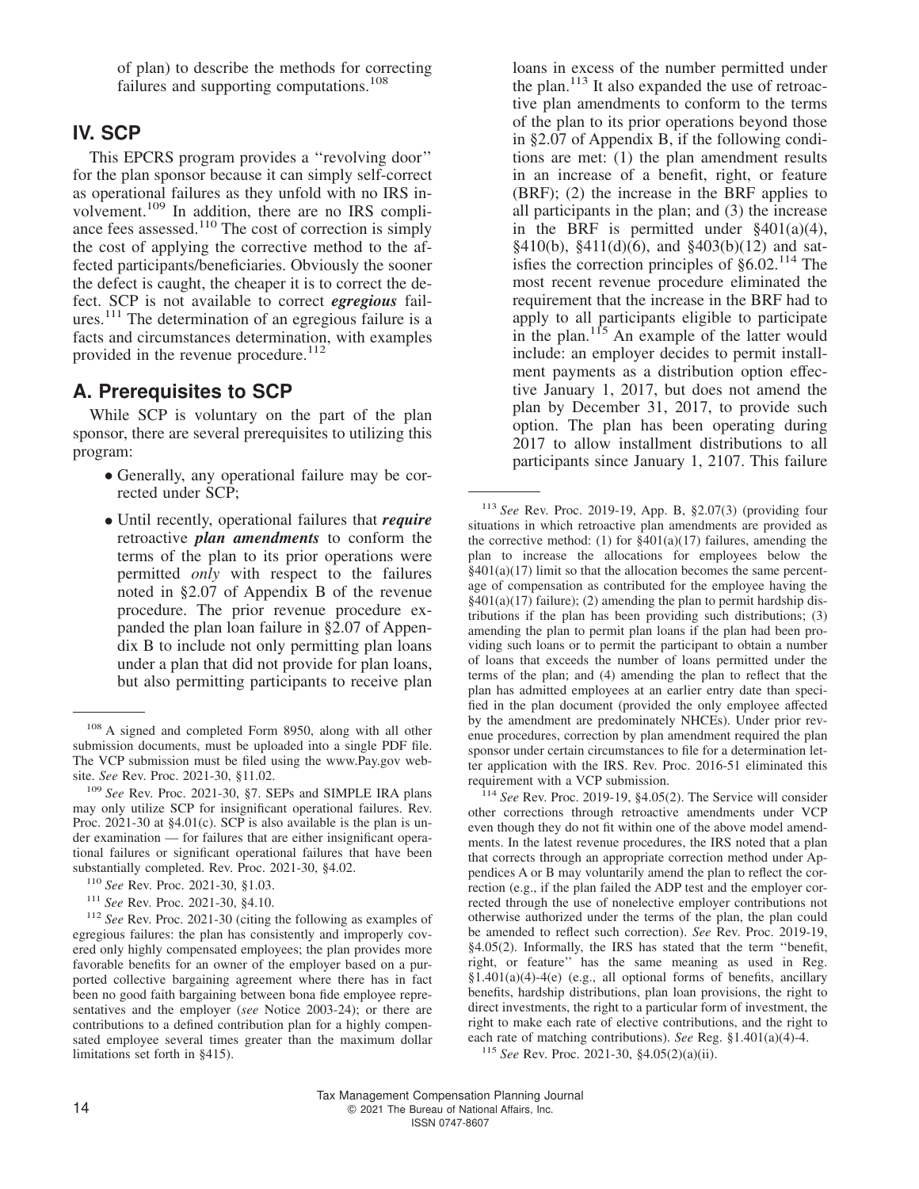of plan) to describe the methods for correcting failures and supporting computations.[108]

## IV. SCP

This EPCRS program provides a ''revolving door'' for the plan sponsor because it can simply self-correct as operational failures as they unfold with no IRS involvement.[109] In addition, there are no IRS compliance fees assessed.[110] The cost of correction is simply the cost of applying the corrective method to the affected participants/beneficiaries. Obviously the sooner the defect is caught, the cheaper it is to correct the defect. SCP is not available to correct ***egregious*** failures.[111] The determination of an egregious failure is a facts and circumstances determination, with examples provided in the revenue procedure.[112]

### A. Prerequisites to SCP

While SCP is voluntary on the part of the plan sponsor, there are several prerequisites to utilizing this program:

- Generally, any operational failure may be corrected under SCP;
- Until recently, operational failures that ***require*** retroactive ***plan amendments*** to conform the terms of the plan to its prior operations were permitted *only* with respect to the failures noted in §2.07 of Appendix B of the revenue procedure. The prior revenue procedure expanded the plan loan failure in §2.07 of Appendix B to include not only permitting plan loans under a plan that did not provide for plan loans, but also permitting participants to receive plan loans in excess of the number permitted under the plan.[113] It also expanded the use of retroactive plan amendments to conform to the terms of the plan to its prior operations beyond those in §2.07 of Appendix B, if the following conditions are met: (1) the plan amendment results in an increase of a benefit, right, or feature (BRF); (2) the increase in the BRF applies to all participants in the plan; and (3) the increase in the BRF is permitted under §401(a)(4), §410(b), §411(d)(6), and §403(b)(12) and satisfies the correction principles of §6.02.[114] The most recent revenue procedure eliminated the requirement that the increase in the BRF had to apply to all participants eligible to participate in the plan.[115] An example of the latter would include: an employer decides to permit installment payments as a distribution option effective January 1, 2017, but does not amend the plan by December 31, 2017, to provide such option. The plan has been operating during 2017 to allow installment distributions to all participants since January 1, 2107. This failure

---

[108] A signed and completed Form 8950, along with all other submission documents, must be uploaded into a single PDF file. The VCP submission must be filed using the www.Pay.gov website. *See* Rev. Proc. 2021-30, §11.02.

[109] *See* Rev. Proc. 2021-30, §7. SEPs and SIMPLE IRA plans may only utilize SCP for insignificant operational failures. Rev. Proc. 2021-30 at §4.01(c). SCP is also available is the plan is under examination — for failures that are either insignificant operational failures or significant operational failures that have been substantially completed. Rev. Proc. 2021-30, §4.02.

[110] *See* Rev. Proc. 2021-30, §1.03.

[111] *See* Rev. Proc. 2021-30, §4.10.

[112] *See* Rev. Proc. 2021-30 (citing the following as examples of egregious failures: the plan has consistently and improperly covered only highly compensated employees; the plan provides more favorable benefits for an owner of the employer based on a purported collective bargaining agreement where there has in fact been no good faith bargaining between bona fide employee representatives and the employer (*see* Notice 2003-24); or there are contributions to a defined contribution plan for a highly compensated employee several times greater than the maximum dollar limitations set forth in §415).

[113] *See* Rev. Proc. 2019-19, App. B, §2.07(3) (providing four situations in which retroactive plan amendments are provided as the corrective method: (1) for §401(a)(17) failures, amending the plan to increase the allocations for employees below the §401(a)(17) limit so that the allocation becomes the same percentage of compensation as contributed for the employee having the §401(a)(17) failure); (2) amending the plan to permit hardship distributions if the plan has been providing such distributions; (3) amending the plan to permit plan loans if the plan had been providing such loans or to permit the participant to obtain a number of loans that exceeds the number of loans permitted under the terms of the plan; and (4) amending the plan to reflect that the plan has admitted employees at an earlier entry date than specified in the plan document (provided the only employee affected by the amendment are predominately NHCEs). Under prior revenue procedures, correction by plan amendment required the plan sponsor under certain circumstances to file for a determination letter application with the IRS. Rev. Proc. 2016-51 eliminated this requirement with a VCP submission.

[114] *See* Rev. Proc. 2019-19, §4.05(2). The Service will consider other corrections through retroactive amendments under VCP even though they do not fit within one of the above model amendments. In the latest revenue procedures, the IRS noted that a plan that corrects through an appropriate correction method under Appendices A or B may voluntarily amend the plan to reflect the correction (e.g., if the plan failed the ADP test and the employer corrected through the use of nonelective employer contributions not otherwise authorized under the terms of the plan, the plan could be amended to reflect such correction). *See* Rev. Proc. 2019-19, §4.05(2). Informally, the IRS has stated that the term ''benefit, right, or feature'' has the same meaning as used in Reg. §1.401(a)(4)-4(e) (e.g., all optional forms of benefits, ancillary benefits, hardship distributions, plan loan provisions, the right to direct investments, the right to a particular form of investment, the right to make each rate of elective contributions, and the right to each rate of matching contributions). *See* Reg. §1.401(a)(4)-4.

[115] *See* Rev. Proc. 2021-30, §4.05(2)(a)(ii).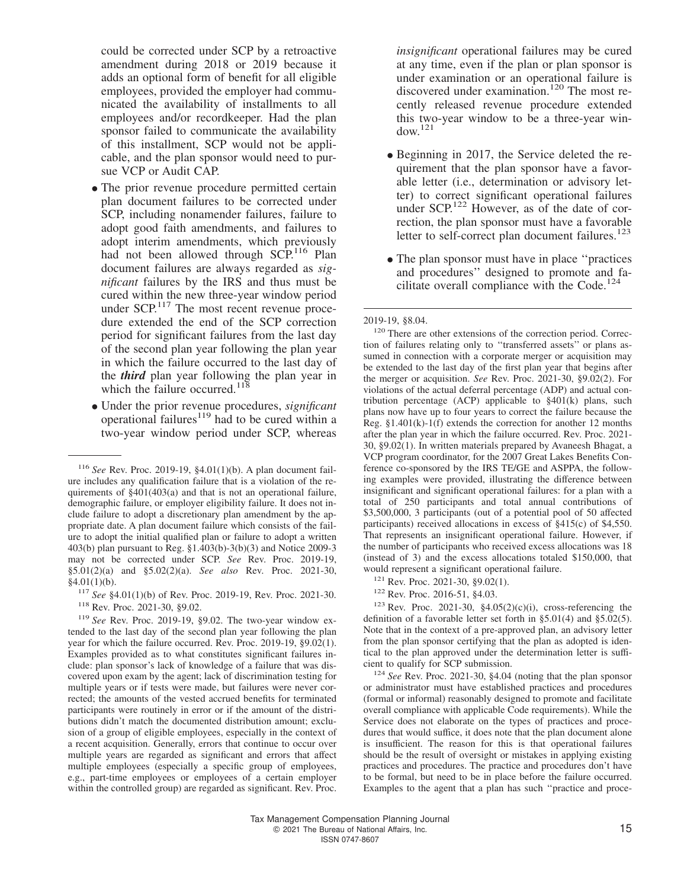could be corrected under SCP by a retroactive amendment during 2018 or 2019 because it adds an optional form of benefit for all eligible employees, provided the employer had communicated the availability of installments to all employees and/or recordkeeper. Had the plan sponsor failed to communicate the availability of this installment, SCP would not be applicable, and the plan sponsor would need to pursue VCP or Audit CAP.

- The prior revenue procedure permitted certain plan document failures to be corrected under SCP, including nonamender failures, failure to adopt good faith amendments, and failures to adopt interim amendments, which previously had not been allowed through SCP.[116] Plan document failures are always regarded as *significant* failures by the IRS and thus must be cured within the new three-year window period under SCP.[117] The most recent revenue procedure extended the end of the SCP correction period for significant failures from the last day of the second plan year following the plan year in which the failure occurred to the last day of the ***third*** plan year following the plan year in which the failure occurred.[118]

- Under the prior revenue procedures, *significant* operational failures[119] had to be cured within a two-year window period under SCP, whereas *insignificant* operational failures may be cured at any time, even if the plan or plan sponsor is under examination or an operational failure is discovered under examination.[120] The most recently released revenue procedure extended this two-year window to be a three-year window.[121]

- Beginning in 2017, the Service deleted the requirement that the plan sponsor have a favorable letter (i.e., determination or advisory letter) to correct significant operational failures under SCP.[122] However, as of the date of correction, the plan sponsor must have a favorable letter to self-correct plan document failures.[123]

- The plan sponsor must have in place ''practices and procedures'' designed to promote and facilitate overall compliance with the Code.[124]

---

[116] *See* Rev. Proc. 2019-19, §4.01(1)(b). A plan document failure includes any qualification failure that is a violation of the requirements of §401(403(a) and that is not an operational failure, demographic failure, or employer eligibility failure. It does not include failure to adopt a discretionary plan amendment by the appropriate date. A plan document failure which consists of the failure to adopt the initial qualified plan or failure to adopt a written 403(b) plan pursuant to Reg. §1.403(b)-3(b)(3) and Notice 2009-3 may not be corrected under SCP. *See* Rev. Proc. 2019-19, §5.01(2)(a) and §5.02(2)(a). *See also* Rev. Proc. 2021-30, §4.01(1)(b).

[117] *See* §4.01(1)(b) of Rev. Proc. 2019-19, Rev. Proc. 2021-30.

[118] Rev. Proc. 2021-30, §9.02.

[119] *See* Rev. Proc. 2019-19, §9.02. The two-year window extended to the last day of the second plan year following the plan year for which the failure occurred. Rev. Proc. 2019-19, §9.02(1). Examples provided as to what constitutes significant failures include: plan sponsor's lack of knowledge of a failure that was discovered upon exam by the agent; lack of discrimination testing for multiple years or if tests were made, but failures were never corrected; the amounts of the vested accrued benefits for terminated participants were routinely in error or if the amount of the distributions didn't match the documented distribution amount; exclusion of a group of eligible employees, especially in the context of a recent acquisition. Generally, errors that continue to occur over multiple years are regarded as significant and errors that affect multiple employees (especially a specific group of employees, e.g., part-time employees or employees of a certain employer within the controlled group) are regarded as significant. Rev. Proc. 2019-19, §8.04.

[120] There are other extensions of the correction period. Correction of failures relating only to ''transferred assets'' or plans assumed in connection with a corporate merger or acquisition may be extended to the last day of the first plan year that begins after the merger or acquisition. *See* Rev. Proc. 2021-30, §9.02(2). For violations of the actual deferral percentage (ADP) and actual contribution percentage (ACP) applicable to §401(k) plans, such plans now have up to four years to correct the failure because the Reg. §1.401(k)-1(f) extends the correction for another 12 months after the plan year in which the failure occurred. Rev. Proc. 2021-30, §9.02(1). In written materials prepared by Avaneesh Bhagat, a VCP program coordinator, for the 2007 Great Lakes Benefits Conference co-sponsored by the IRS TE/GE and ASPPA, the following examples were provided, illustrating the difference between insignificant and significant operational failures: for a plan with a total of 250 participants and total annual contributions of $3,500,000, 3 participants (out of a potential pool of 50 affected participants) received allocations in excess of §415(c) of $4,550. That represents an insignificant operational failure. However, if the number of participants who received excess allocations was 18 (instead of 3) and the excess allocations totaled $150,000, that would represent a significant operational failure.

[121] Rev. Proc. 2021-30, §9.02(1).

[122] Rev. Proc. 2016-51, §4.03.

[123] Rev. Proc. 2021-30, §4.05(2)(c)(i), cross-referencing the definition of a favorable letter set forth in §5.01(4) and §5.02(5). Note that in the context of a pre-approved plan, an advisory letter from the plan sponsor certifying that the plan as adopted is identical to the plan approved under the determination letter is sufficient to qualify for SCP submission.

[124] *See* Rev. Proc. 2021-30, §4.04 (noting that the plan sponsor or administrator must have established practices and procedures (formal or informal) reasonably designed to promote and facilitate overall compliance with applicable Code requirements). While the Service does not elaborate on the types of practices and procedures that would suffice, it does note that the plan document alone is insufficient. The reason for this is that operational failures should be the result of oversight or mistakes in applying existing practices and procedures. The practice and procedures don't have to be formal, but need to be in place before the failure occurred. Examples to the agent that a plan has such ''practice and proce-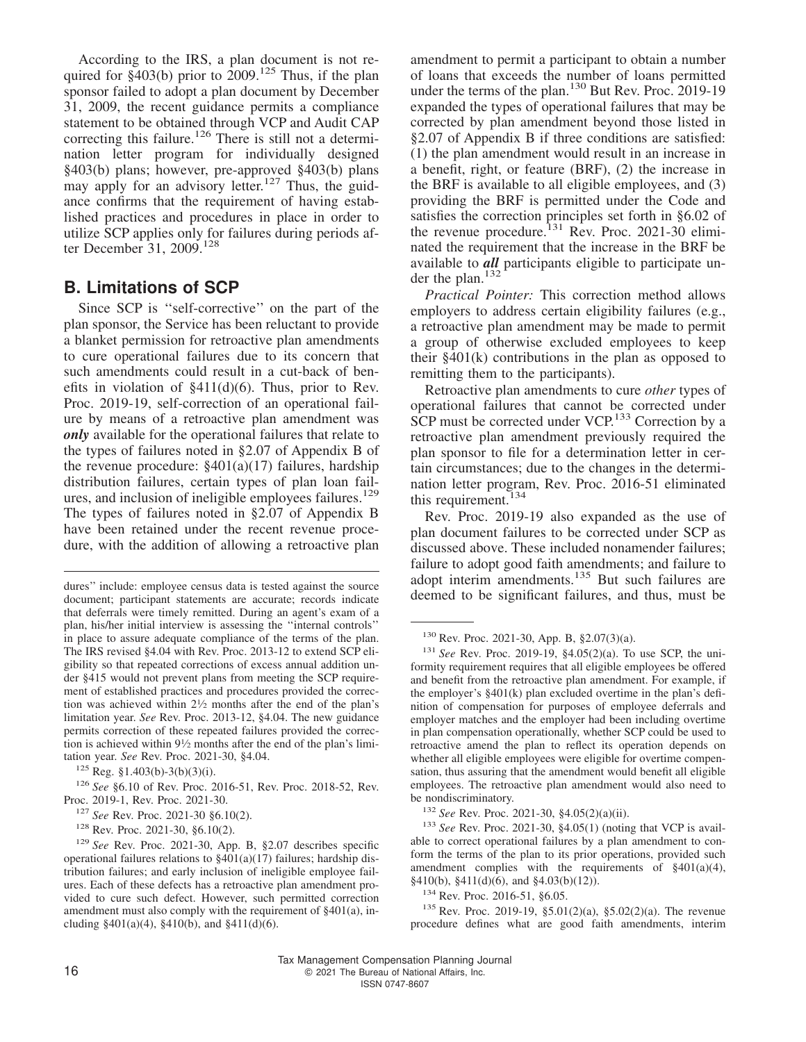According to the IRS, a plan document is not required for §403(b) prior to 2009.[125] Thus, if the plan sponsor failed to adopt a plan document by December 31, 2009, the recent guidance permits a compliance statement to be obtained through VCP and Audit CAP correcting this failure.[126] There is still not a determination letter program for individually designed §403(b) plans; however, pre-approved §403(b) plans may apply for an advisory letter.[127] Thus, the guidance confirms that the requirement of having established practices and procedures in place in order to utilize SCP applies only for failures during periods after December 31, 2009.[128]

## B. Limitations of SCP

Since SCP is ''self-corrective'' on the part of the plan sponsor, the Service has been reluctant to provide a blanket permission for retroactive plan amendments to cure operational failures due to its concern that such amendments could result in a cut-back of benefits in violation of §411(d)(6). Thus, prior to Rev. Proc. 2019-19, self-correction of an operational failure by means of a retroactive plan amendment was ***only*** available for the operational failures that relate to the types of failures noted in §2.07 of Appendix B of the revenue procedure: §401(a)(17) failures, hardship distribution failures, certain types of plan loan failures, and inclusion of ineligible employees failures.[129] The types of failures noted in §2.07 of Appendix B have been retained under the recent revenue procedure, with the addition of allowing a retroactive plan amendment to permit a participant to obtain a number of loans that exceeds the number of loans permitted under the terms of the plan.[130] But Rev. Proc. 2019-19 expanded the types of operational failures that may be corrected by plan amendment beyond those listed in §2.07 of Appendix B if three conditions are satisfied: (1) the plan amendment would result in an increase in a benefit, right, or feature (BRF), (2) the increase in the BRF is available to all eligible employees, and (3) providing the BRF is permitted under the Code and satisfies the correction principles set forth in §6.02 of the revenue procedure.[131] Rev. Proc. 2021-30 eliminated the requirement that the increase in the BRF be available to ***all*** participants eligible to participate under the plan.[132]

*Practical Pointer:* This correction method allows employers to address certain eligibility failures (e.g., a retroactive plan amendment may be made to permit a group of otherwise excluded employees to keep their §401(k) contributions in the plan as opposed to remitting them to the participants).

Retroactive plan amendments to cure *other* types of operational failures that cannot be corrected under SCP must be corrected under VCP.[133] Correction by a retroactive plan amendment previously required the plan sponsor to file for a determination letter in certain circumstances; due to the changes in the determination letter program, Rev. Proc. 2016-51 eliminated this requirement.[134]

Rev. Proc. 2019-19 also expanded as the use of plan document failures to be corrected under SCP as discussed above. These included nonamender failures; failure to adopt good faith amendments; and failure to adopt interim amendments.[135] But such failures are deemed to be significant failures, and thus, must be

---

dures'' include: employee census data is tested against the source document; participant statements are accurate; records indicate that deferrals were timely remitted. During an agent's exam of a plan, his/her initial interview is assessing the ''internal controls'' in place to assure adequate compliance of the terms of the plan. The IRS revised §4.04 with Rev. Proc. 2013-12 to extend SCP eligibility so that repeated corrections of excess annual addition under §415 would not prevent plans from meeting the SCP requirement of established practices and procedures provided the correction was achieved within 2½ months after the end of the plan's limitation year. *See* Rev. Proc. 2013-12, §4.04. The new guidance permits correction of these repeated failures provided the correction is achieved within 9½ months after the end of the plan's limitation year. *See* Rev. Proc. 2021-30, §4.04.

[125] Reg. §1.403(b)-3(b)(3)(i).

[126] *See* §6.10 of Rev. Proc. 2016-51, Rev. Proc. 2018-52, Rev. Proc. 2019-1, Rev. Proc. 2021-30.

[127] *See* Rev. Proc. 2021-30 §6.10(2).

[128] Rev. Proc. 2021-30, §6.10(2).

[129] *See* Rev. Proc. 2021-30, App. B, §2.07 describes specific operational failures relations to §401(a)(17) failures; hardship distribution failures; and early inclusion of ineligible employee failures. Each of these defects has a retroactive plan amendment provided to cure such defect. However, such permitted correction amendment must also comply with the requirement of §401(a), including §401(a)(4), §410(b), and §411(d)(6).

[130] Rev. Proc. 2021-30, App. B, §2.07(3)(a).

[131] *See* Rev. Proc. 2019-19, §4.05(2)(a). To use SCP, the uniformity requirement requires that all eligible employees be offered and benefit from the retroactive plan amendment. For example, if the employer's §401(k) plan excluded overtime in the plan's definition of compensation for purposes of employee deferrals and employer matches and the employer had been including overtime in plan compensation operationally, whether SCP could be used to retroactive amend the plan to reflect its operation depends on whether all eligible employees were eligible for overtime compensation, thus assuring that the amendment would benefit all eligible employees. The retroactive plan amendment would also need to be nondiscriminatory.

[132] *See* Rev. Proc. 2021-30, §4.05(2)(a)(ii).

[133] *See* Rev. Proc. 2021-30, §4.05(1) (noting that VCP is available to correct operational failures by a plan amendment to conform the terms of the plan to its prior operations, provided such amendment complies with the requirements of §401(a)(4), §410(b), §411(d)(6), and §4.03(b)(12)).

[134] Rev. Proc. 2016-51, §6.05.

[135] Rev. Proc. 2019-19, §5.01(2)(a), §5.02(2)(a). The revenue procedure defines what are good faith amendments, interim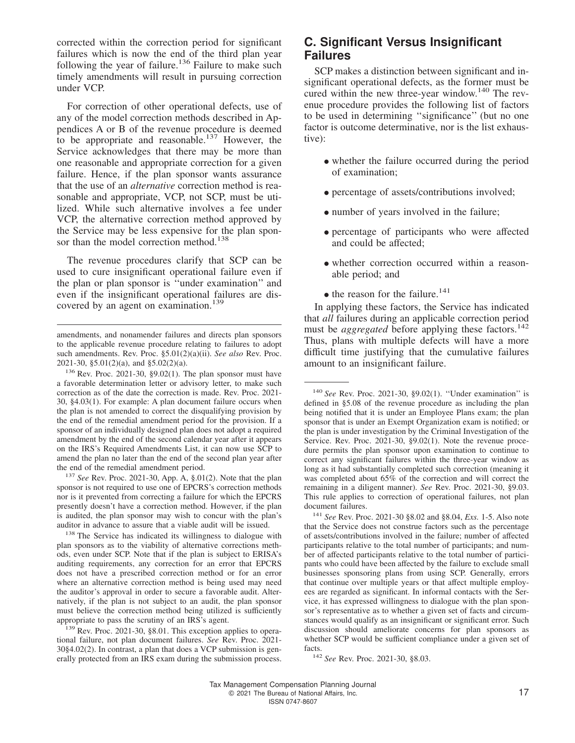corrected within the correction period for significant failures which is now the end of the third plan year following the year of failure.[136] Failure to make such timely amendments will result in pursuing correction under VCP.

For correction of other operational defects, use of any of the model correction methods described in Appendices A or B of the revenue procedure is deemed to be appropriate and reasonable.[137] However, the Service acknowledges that there may be more than one reasonable and appropriate correction for a given failure. Hence, if the plan sponsor wants assurance that the use of an *alternative* correction method is reasonable and appropriate, VCP, not SCP, must be utilized. While such alternative involves a fee under VCP, the alternative correction method approved by the Service may be less expensive for the plan sponsor than the model correction method.[138]

The revenue procedures clarify that SCP can be used to cure insignificant operational failure even if the plan or plan sponsor is ''under examination'' and even if the insignificant operational failures are discovered by an agent on examination.[139]

## C. Significant Versus Insignificant Failures

SCP makes a distinction between significant and insignificant operational defects, as the former must be cured within the new three-year window.[140] The revenue procedure provides the following list of factors to be used in determining ''significance'' (but no one factor is outcome determinative, nor is the list exhaustive):

- whether the failure occurred during the period of examination;
- percentage of assets/contributions involved;
- number of years involved in the failure;
- percentage of participants who were affected and could be affected;
- whether correction occurred within a reasonable period; and
- the reason for the failure.[141]

In applying these factors, the Service has indicated that *all* failures during an applicable correction period must be *aggregated* before applying these factors.[142] Thus, plans with multiple defects will have a more difficult time justifying that the cumulative failures amount to an insignificant failure.

---

amendments, and nonamender failures and directs plan sponsors to the applicable revenue procedure relating to failures to adopt such amendments. Rev. Proc. §5.01(2)(a)(ii). *See also* Rev. Proc. 2021-30, §5.01(2)(a), and §5.02(2)(a).

[136] Rev. Proc. 2021-30, §9.02(1). The plan sponsor must have a favorable determination letter or advisory letter, to make such correction as of the date the correction is made. Rev. Proc. 2021-30, §4.03(1). For example: A plan document failure occurs when the plan is not amended to correct the disqualifying provision by the end of the remedial amendment period for the provision. If a sponsor of an individually designed plan does not adopt a required amendment by the end of the second calendar year after it appears on the IRS's Required Amendments List, it can now use SCP to amend the plan no later than the end of the second plan year after the end of the remedial amendment period.

[137] *See* Rev. Proc. 2021-30, App. A, §.01(2). Note that the plan sponsor is not required to use one of EPCRS's correction methods nor is it prevented from correcting a failure for which the EPCRS presently doesn't have a correction method. However, if the plan is audited, the plan sponsor may wish to concur with the plan's auditor in advance to assure that a viable audit will be issued.

[138] The Service has indicated its willingness to dialogue with plan sponsors as to the viability of alternative corrections methods, even under SCP. Note that if the plan is subject to ERISA's auditing requirements, any correction for an error that EPCRS does not have a prescribed correction method or for an error where an alternative correction method is being used may need the auditor's approval in order to secure a favorable audit. Alternatively, if the plan is not subject to an audit, the plan sponsor must believe the correction method being utilized is sufficiently appropriate to pass the scrutiny of an IRS's agent.

[139] Rev. Proc. 2021-30, §8.01. This exception applies to operational failure, not plan document failures. *See* Rev. Proc. 2021-30§4.02(2). In contrast, a plan that does a VCP submission is generally protected from an IRS exam during the submission process.

[140] *See* Rev. Proc. 2021-30, §9.02(1). ''Under examination'' is defined in §5.08 of the revenue procedure as including the plan being notified that it is under an Employee Plans exam; the plan sponsor that is under an Exempt Organization exam is notified; or the plan is under investigation by the Criminal Investigation of the Service. Rev. Proc. 2021-30, §9.02(1). Note the revenue procedure permits the plan sponsor upon examination to continue to correct any significant failures within the three-year window as long as it had substantially completed such correction (meaning it was completed about 65% of the correction and will correct the remaining in a diligent manner). *See* Rev. Proc. 2021-30, §9.03. This rule applies to correction of operational failures, not plan document failures.

[141] *See* Rev. Proc. 2021-30 §8.02 and §8.04, *Exs.* 1-5. Also note that the Service does not construe factors such as the percentage of assets/contributions involved in the failure; number of affected participants relative to the total number of participants; and number of affected participants relative to the total number of participants who could have been affected by the failure to exclude small businesses sponsoring plans from using SCP. Generally, errors that continue over multiple years or that affect multiple employees are regarded as significant. In informal contacts with the Service, it has expressed willingness to dialogue with the plan sponsor's representative as to whether a given set of facts and circumstances would qualify as an insignificant or significant error. Such discussion should ameliorate concerns for plan sponsors as whether SCP would be sufficient compliance under a given set of facts.

[142] *See* Rev. Proc. 2021-30, §8.03.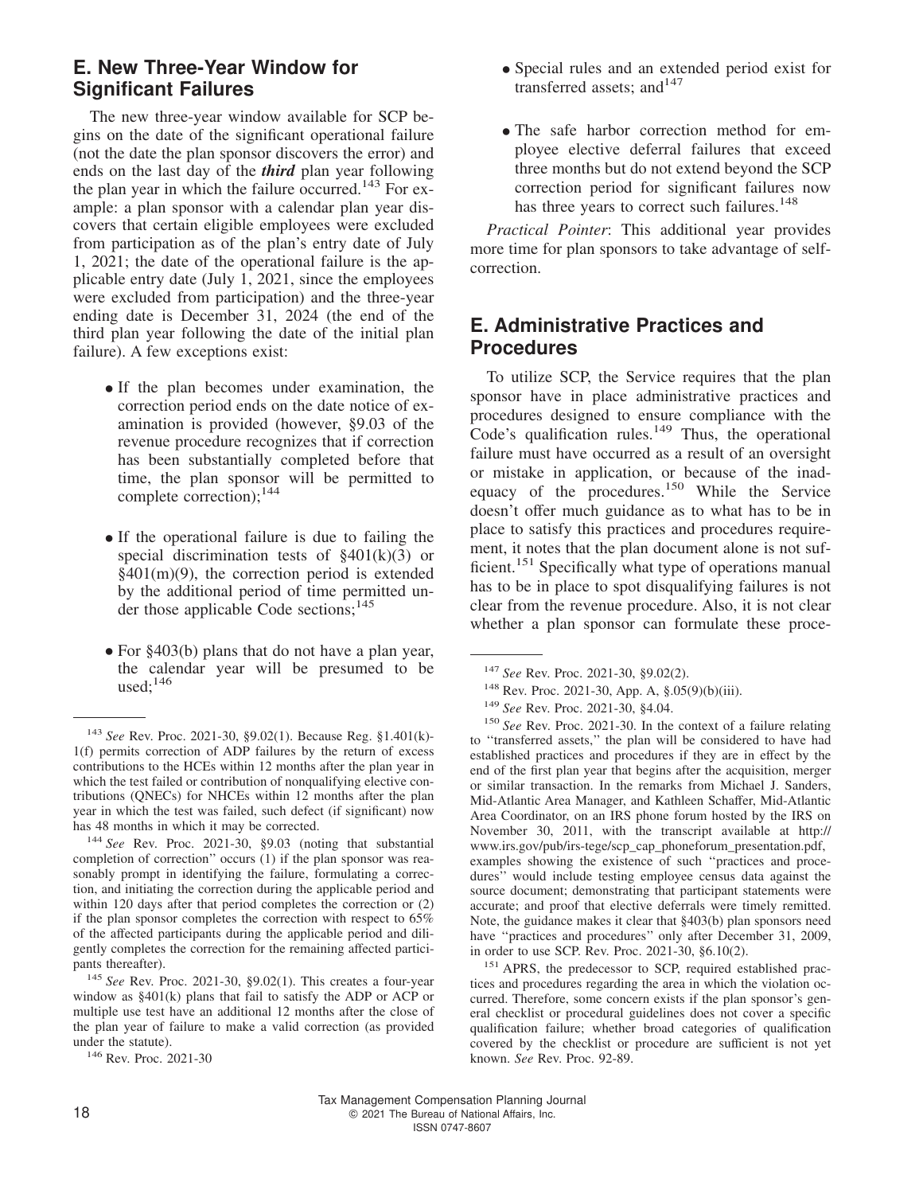## E. New Three-Year Window for Significant Failures

The new three-year window available for SCP begins on the date of the significant operational failure (not the date the plan sponsor discovers the error) and ends on the last day of the ***third*** plan year following the plan year in which the failure occurred.[143] For example: a plan sponsor with a calendar plan year discovers that certain eligible employees were excluded from participation as of the plan's entry date of July 1, 2021; the date of the operational failure is the applicable entry date (July 1, 2021, since the employees were excluded from participation) and the three-year ending date is December 31, 2024 (the end of the third plan year following the date of the initial plan failure). A few exceptions exist:

- If the plan becomes under examination, the correction period ends on the date notice of examination is provided (however, §9.03 of the revenue procedure recognizes that if correction has been substantially completed before that time, the plan sponsor will be permitted to complete correction);[144]
- If the operational failure is due to failing the special discrimination tests of §401(k)(3) or §401(m)(9), the correction period is extended by the additional period of time permitted under those applicable Code sections;[145]
- For §403(b) plans that do not have a plan year, the calendar year will be presumed to be used;[146]
- Special rules and an extended period exist for transferred assets; and[147]
- The safe harbor correction method for employee elective deferral failures that exceed three months but do not extend beyond the SCP correction period for significant failures now has three years to correct such failures.[148]

*Practical Pointer*: This additional year provides more time for plan sponsors to take advantage of self-correction.

## E. Administrative Practices and Procedures

To utilize SCP, the Service requires that the plan sponsor have in place administrative practices and procedures designed to ensure compliance with the Code's qualification rules.[149] Thus, the operational failure must have occurred as a result of an oversight or mistake in application, or because of the inadequacy of the procedures.[150] While the Service doesn't offer much guidance as to what has to be in place to satisfy this practices and procedures requirement, it notes that the plan document alone is not sufficient.[151] Specifically what type of operations manual has to be in place to spot disqualifying failures is not clear from the revenue procedure. Also, it is not clear whether a plan sponsor can formulate these proce-

---

[143] *See* Rev. Proc. 2021-30, §9.02(1). Because Reg. §1.401(k)-1(f) permits correction of ADP failures by the return of excess contributions to the HCEs within 12 months after the plan year in which the test failed or contribution of nonqualifying elective contributions (QNECs) for NHCEs within 12 months after the plan year in which the test was failed, such defect (if significant) now has 48 months in which it may be corrected.

[144] *See* Rev. Proc. 2021-30, §9.03 (noting that substantial completion of correction'' occurs (1) if the plan sponsor was reasonably prompt in identifying the failure, formulating a correction, and initiating the correction during the applicable period and within 120 days after that period completes the correction or (2) if the plan sponsor completes the correction with respect to 65% of the affected participants during the applicable period and diligently completes the correction for the remaining affected participants thereafter).

[145] *See* Rev. Proc. 2021-30, §9.02(1). This creates a four-year window as §401(k) plans that fail to satisfy the ADP or ACP or multiple use test have an additional 12 months after the close of the plan year of failure to make a valid correction (as provided under the statute).

[146] Rev. Proc. 2021-30

[147] *See* Rev. Proc. 2021-30, §9.02(2).

[148] Rev. Proc. 2021-30, App. A, §.05(9)(b)(iii).

[149] *See* Rev. Proc. 2021-30, §4.04.

[150] *See* Rev. Proc. 2021-30. In the context of a failure relating to ''transferred assets,'' the plan will be considered to have had established practices and procedures if they are in effect by the end of the first plan year that begins after the acquisition, merger or similar transaction. In the remarks from Michael J. Sanders, Mid-Atlantic Area Manager, and Kathleen Schaffer, Mid-Atlantic Area Coordinator, on an IRS phone forum hosted by the IRS on November 30, 2011, with the transcript available at http://www.irs.gov/pub/irs-tege/scp_cap_phoneforum_presentation.pdf, examples showing the existence of such ''practices and procedures'' would include testing employee census data against the source document; demonstrating that participant statements were accurate; and proof that elective deferrals were timely remitted. Note, the guidance makes it clear that §403(b) plan sponsors need have ''practices and procedures'' only after December 31, 2009, in order to use SCP. Rev. Proc. 2021-30, §6.10(2).

[151] APRS, the predecessor to SCP, required established practices and procedures regarding the area in which the violation occurred. Therefore, some concern exists if the plan sponsor's general checklist or procedural guidelines does not cover a specific qualification failure; whether broad categories of qualification covered by the checklist or procedure are sufficient is not yet known. *See* Rev. Proc. 92-89.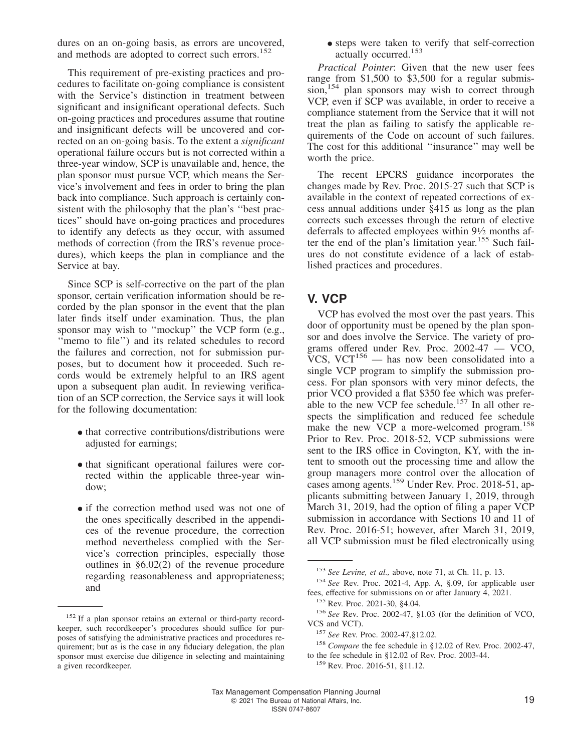dures on an on-going basis, as errors are uncovered, and methods are adopted to correct such errors.[152]

This requirement of pre-existing practices and procedures to facilitate on-going compliance is consistent with the Service's distinction in treatment between significant and insignificant operational defects. Such on-going practices and procedures assume that routine and insignificant defects will be uncovered and corrected on an on-going basis. To the extent a *significant* operational failure occurs but is not corrected within a three-year window, SCP is unavailable and, hence, the plan sponsor must pursue VCP, which means the Service's involvement and fees in order to bring the plan back into compliance. Such approach is certainly consistent with the philosophy that the plan's ''best practices'' should have on-going practices and procedures to identify any defects as they occur, with assumed methods of correction (from the IRS's revenue procedures), which keeps the plan in compliance and the Service at bay.

Since SCP is self-corrective on the part of the plan sponsor, certain verification information should be recorded by the plan sponsor in the event that the plan later finds itself under examination. Thus, the plan sponsor may wish to ''mockup'' the VCP form (e.g., ''memo to file'') and its related schedules to record the failures and correction, not for submission purposes, but to document how it proceeded. Such records would be extremely helpful to an IRS agent upon a subsequent plan audit. In reviewing verification of an SCP correction, the Service says it will look for the following documentation:

- that corrective contributions/distributions were adjusted for earnings;
- that significant operational failures were corrected within the applicable three-year window;
- if the correction method used was not one of the ones specifically described in the appendices of the revenue procedure, the correction method nevertheless complied with the Service's correction principles, especially those outlines in §6.02(2) of the revenue procedure regarding reasonableness and appropriateness; and
- steps were taken to verify that self-correction actually occurred.[153]

*Practical Pointer*: Given that the new user fees range from $1,500 to $3,500 for a regular submission,[154] plan sponsors may wish to correct through VCP, even if SCP was available, in order to receive a compliance statement from the Service that it will not treat the plan as failing to satisfy the applicable requirements of the Code on account of such failures. The cost for this additional ''insurance'' may well be worth the price.

The recent EPCRS guidance incorporates the changes made by Rev. Proc. 2015-27 such that SCP is available in the context of repeated corrections of excess annual additions under §415 as long as the plan corrects such excesses through the return of elective deferrals to affected employees within 9½ months after the end of the plan's limitation year.[155] Such failures do not constitute evidence of a lack of established practices and procedures.

## V. VCP

VCP has evolved the most over the past years. This door of opportunity must be opened by the plan sponsor and does involve the Service. The variety of programs offered under Rev. Proc. 2002-47 — VCO, VCS, VCT[156] — has now been consolidated into a single VCP program to simplify the submission process. For plan sponsors with very minor defects, the prior VCO provided a flat $350 fee which was preferable to the new VCP fee schedule.[157] In all other respects the simplification and reduced fee schedule make the new VCP a more-welcomed program.[158] Prior to Rev. Proc. 2018-52, VCP submissions were sent to the IRS office in Covington, KY, with the intent to smooth out the processing time and allow the group managers more control over the allocation of cases among agents.[159] Under Rev. Proc. 2018-51, applicants submitting between January 1, 2019, through March 31, 2019, had the option of filing a paper VCP submission in accordance with Sections 10 and 11 of Rev. Proc. 2016-51; however, after March 31, 2019, all VCP submission must be filed electronically using

---

[152] If a plan sponsor retains an external or third-party recordkeeper, such recordkeeper's procedures should suffice for purposes of satisfying the administrative practices and procedures requirement; but as is the case in any fiduciary delegation, the plan sponsor must exercise due diligence in selecting and maintaining a given recordkeeper.

[153] *See Levine, et al.,* above, note 71, at Ch. 11, p. 13.

[154] *See* Rev. Proc. 2021-4, App. A, §.09, for applicable user fees, effective for submissions on or after January 4, 2021.

[155] Rev. Proc. 2021-30, §4.04.

[156] *See* Rev. Proc. 2002-47, §1.03 (for the definition of VCO, VCS and VCT).

[157] *See* Rev. Proc. 2002-47,§12.02.

[158] *Compare* the fee schedule in §12.02 of Rev. Proc. 2002-47, to the fee schedule in §12.02 of Rev. Proc. 2003-44.

[159] Rev. Proc. 2016-51, §11.12.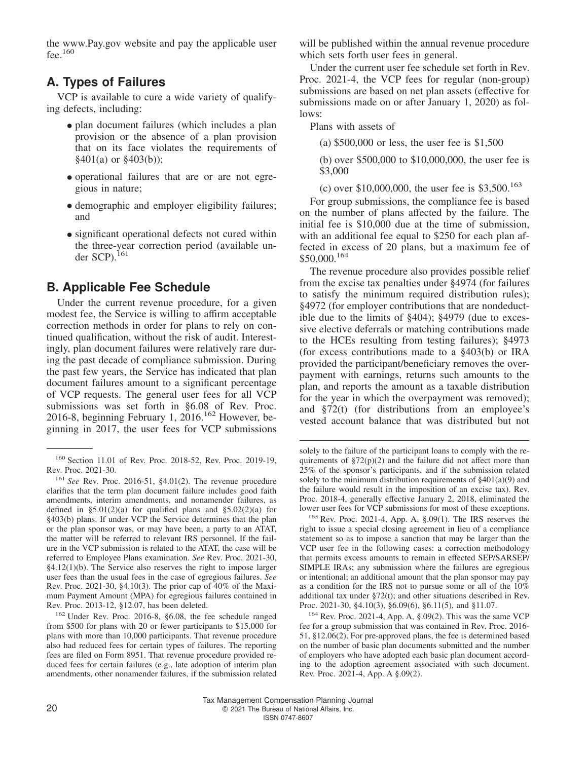the www.Pay.gov website and pay the applicable user fee.[160]

## A. Types of Failures

VCP is available to cure a wide variety of qualifying defects, including:

- plan document failures (which includes a plan provision or the absence of a plan provision that on its face violates the requirements of §401(a) or §403(b));
- operational failures that are or are not egregious in nature;
- demographic and employer eligibility failures; and
- significant operational defects not cured within the three-year correction period (available under SCP).[161]

## B. Applicable Fee Schedule

Under the current revenue procedure, for a given modest fee, the Service is willing to affirm acceptable correction methods in order for plans to rely on continued qualification, without the risk of audit. Interestingly, plan document failures were relatively rare during the past decade of compliance submission. During the past few years, the Service has indicated that plan document failures amount to a significant percentage of VCP requests. The general user fees for all VCP submissions was set forth in §6.08 of Rev. Proc. 2016-8, beginning February 1, 2016.[162] However, beginning in 2017, the user fees for VCP submissions will be published within the annual revenue procedure which sets forth user fees in general.

Under the current user fee schedule set forth in Rev. Proc. 2021-4, the VCP fees for regular (non-group) submissions are based on net plan assets (effective for submissions made on or after January 1, 2020) as follows:

Plans with assets of

(a) $500,000 or less, the user fee is $1,500

(b) over $500,000 to $10,000,000, the user fee is $3,000

(c) over $10,000,000, the user fee is $3,500.[163]

For group submissions, the compliance fee is based on the number of plans affected by the failure. The initial fee is $10,000 due at the time of submission, with an additional fee equal to $250 for each plan affected in excess of 20 plans, but a maximum fee of $50,000.[164]

The revenue procedure also provides possible relief from the excise tax penalties under §4974 (for failures to satisfy the minimum required distribution rules); §4972 (for employer contributions that are nondeductible due to the limits of §404); §4979 (due to excessive elective deferrals or matching contributions made to the HCEs resulting from testing failures); §4973 (for excess contributions made to a §403(b) or IRA provided the participant/beneficiary removes the overpayment with earnings, returns such amounts to the plan, and reports the amount as a taxable distribution for the year in which the overpayment was removed); and §72(t) (for distributions from an employee's vested account balance that was distributed but not

---

[160] Section 11.01 of Rev. Proc. 2018-52, Rev. Proc. 2019-19, Rev. Proc. 2021-30.

[161] *See* Rev. Proc. 2016-51, §4.01(2). The revenue procedure clarifies that the term plan document failure includes good faith amendments, interim amendments, and nonamender failures, as defined in §5.01(2)(a) for qualified plans and §5.02(2)(a) for §403(b) plans. If under VCP the Service determines that the plan or the plan sponsor was, or may have been, a party to an ATAT, the matter will be referred to relevant IRS personnel. If the failure in the VCP submission is related to the ATAT, the case will be referred to Employee Plans examination. *See* Rev. Proc. 2021-30, §4.12(1)(b). The Service also reserves the right to impose larger user fees than the usual fees in the case of egregious failures. *See* Rev. Proc. 2021-30, §4.10(3). The prior cap of 40% of the Maximum Payment Amount (MPA) for egregious failures contained in Rev. Proc. 2013-12, §12.07, has been deleted.

[162] Under Rev. Proc. 2016-8, §6.08, the fee schedule ranged from $500 for plans with 20 or fewer participants to $15,000 for plans with more than 10,000 participants. That revenue procedure also had reduced fees for certain types of failures. The reporting fees are filed on Form 8951. That revenue procedure provided reduced fees for certain failures (e.g., late adoption of interim plan amendments, other nonamender failures, if the submission related solely to the failure of the participant loans to comply with the requirements of §72(p)(2) and the failure did not affect more than 25% of the sponsor's participants, and if the submission related solely to the minimum distribution requirements of §401(a)(9) and the failure would result in the imposition of an excise tax). Rev. Proc. 2018-4, generally effective January 2, 2018, eliminated the lower user fees for VCP submissions for most of these exceptions.

[163] Rev. Proc. 2021-4, App. A, §.09(1). The IRS reserves the right to issue a special closing agreement in lieu of a compliance statement so as to impose a sanction that may be larger than the VCP user fee in the following cases: a correction methodology that permits excess amounts to remain in effected SEP/SARSEP/SIMPLE IRAs; any submission where the failures are egregious or intentional; an additional amount that the plan sponsor may pay as a condition for the IRS not to pursue some or all of the 10% additional tax under §72(t); and other situations described in Rev. Proc. 2021-30, §4.10(3), §6.09(6), §6.11(5), and §11.07.

[164] Rev. Proc. 2021-4, App. A, §.09(2). This was the same VCP fee for a group submission that was contained in Rev. Proc. 2016-51, §12.06(2). For pre-approved plans, the fee is determined based on the number of basic plan documents submitted and the number of employers who have adopted each basic plan document according to the adoption agreement associated with such document. Rev. Proc. 2021-4, App. A §.09(2).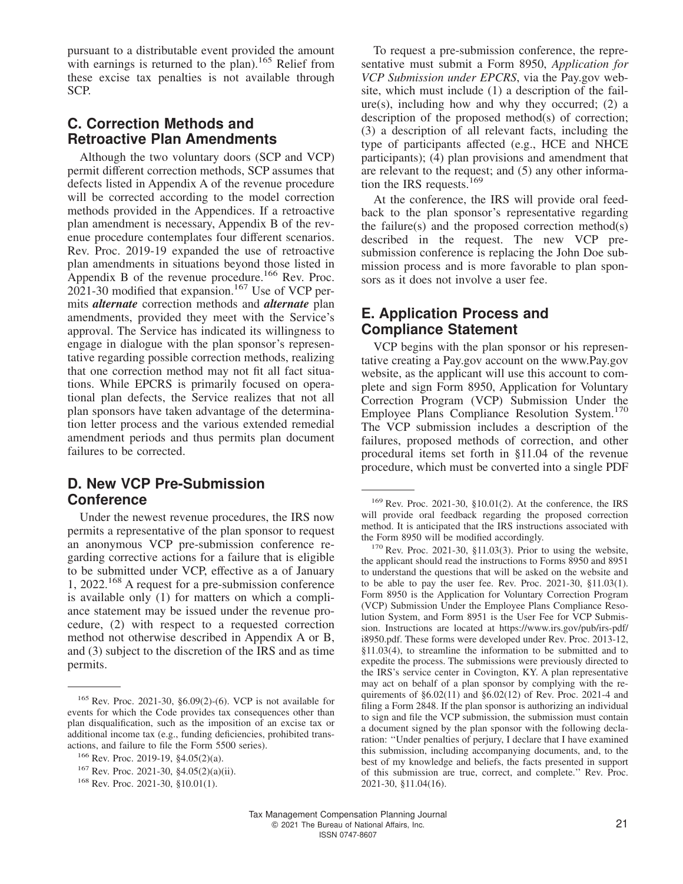pursuant to a distributable event provided the amount with earnings is returned to the plan).[165] Relief from these excise tax penalties is not available through SCP.

## C. Correction Methods and Retroactive Plan Amendments

Although the two voluntary doors (SCP and VCP) permit different correction methods, SCP assumes that defects listed in Appendix A of the revenue procedure will be corrected according to the model correction methods provided in the Appendices. If a retroactive plan amendment is necessary, Appendix B of the revenue procedure contemplates four different scenarios. Rev. Proc. 2019-19 expanded the use of retroactive plan amendments in situations beyond those listed in Appendix B of the revenue procedure.[166] Rev. Proc. 2021-30 modified that expansion.[167] Use of VCP permits ***alternate*** correction methods and ***alternate*** plan amendments, provided they meet with the Service's approval. The Service has indicated its willingness to engage in dialogue with the plan sponsor's representative regarding possible correction methods, realizing that one correction method may not fit all fact situations. While EPCRS is primarily focused on operational plan defects, the Service realizes that not all plan sponsors have taken advantage of the determination letter process and the various extended remedial amendment periods and thus permits plan document failures to be corrected.

## D. New VCP Pre-Submission Conference

Under the newest revenue procedures, the IRS now permits a representative of the plan sponsor to request an anonymous VCP pre-submission conference regarding corrective actions for a failure that is eligible to be submitted under VCP, effective as a of January 1, 2022.[168] A request for a pre-submission conference is available only (1) for matters on which a compliance statement may be issued under the revenue procedure, (2) with respect to a requested correction method not otherwise described in Appendix A or B, and (3) subject to the discretion of the IRS and as time permits.

To request a pre-submission conference, the representative must submit a Form 8950, *Application for VCP Submission under EPCRS*, via the Pay.gov website, which must include (1) a description of the failure(s), including how and why they occurred; (2) a description of the proposed method(s) of correction; (3) a description of all relevant facts, including the type of participants affected (e.g., HCE and NHCE participants); (4) plan provisions and amendment that are relevant to the request; and (5) any other information the IRS requests.[169]

At the conference, the IRS will provide oral feedback to the plan sponsor's representative regarding the failure(s) and the proposed correction method(s) described in the request. The new VCP pre-submission conference is replacing the John Doe submission process and is more favorable to plan sponsors as it does not involve a user fee.

## E. Application Process and Compliance Statement

VCP begins with the plan sponsor or his representative creating a Pay.gov account on the www.Pay.gov website, as the applicant will use this account to complete and sign Form 8950, Application for Voluntary Correction Program (VCP) Submission Under the Employee Plans Compliance Resolution System.[170] The VCP submission includes a description of the failures, proposed methods of correction, and other procedural items set forth in §11.04 of the revenue procedure, which must be converted into a single PDF

---

[165] Rev. Proc. 2021-30, §6.09(2)-(6). VCP is not available for events for which the Code provides tax consequences other than plan disqualification, such as the imposition of an excise tax or additional income tax (e.g., funding deficiencies, prohibited transactions, and failure to file the Form 5500 series).

[166] Rev. Proc. 2019-19, §4.05(2)(a).

[167] Rev. Proc. 2021-30, §4.05(2)(a)(ii).

[168] Rev. Proc. 2021-30, §10.01(1).

[169] Rev. Proc. 2021-30, §10.01(2). At the conference, the IRS will provide oral feedback regarding the proposed correction method. It is anticipated that the IRS instructions associated with the Form 8950 will be modified accordingly.

[170] Rev. Proc. 2021-30, §11.03(3). Prior to using the website, the applicant should read the instructions to Forms 8950 and 8951 to understand the questions that will be asked on the website and to be able to pay the user fee. Rev. Proc. 2021-30, §11.03(1). Form 8950 is the Application for Voluntary Correction Program (VCP) Submission Under the Employee Plans Compliance Resolution System, and Form 8951 is the User Fee for VCP Submission. Instructions are located at https://www.irs.gov/pub/irs-pdf/i8950.pdf. These forms were developed under Rev. Proc. 2013-12, §11.03(4), to streamline the information to be submitted and to expedite the process. The submissions were previously directed to the IRS's service center in Covington, KY. A plan representative may act on behalf of a plan sponsor by complying with the requirements of §6.02(11) and §6.02(12) of Rev. Proc. 2021-4 and filing a Form 2848. If the plan sponsor is authorizing an individual to sign and file the VCP submission, the submission must contain a document signed by the plan sponsor with the following declaration: "Under penalties of perjury, I declare that I have examined this submission, including accompanying documents, and, to the best of my knowledge and beliefs, the facts presented in support of this submission are true, correct, and complete." Rev. Proc. 2021-30, §11.04(16).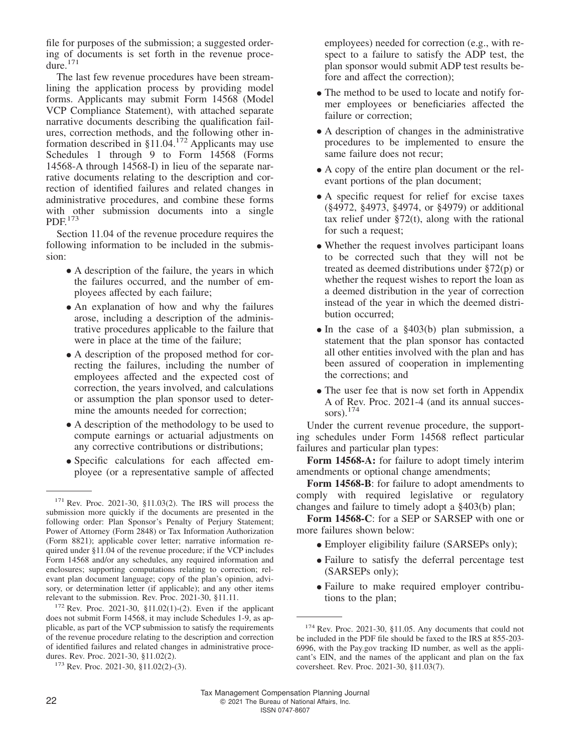file for purposes of the submission; a suggested ordering of documents is set forth in the revenue procedure.[171]

The last few revenue procedures have been streamlining the application process by providing model forms. Applicants may submit Form 14568 (Model VCP Compliance Statement), with attached separate narrative documents describing the qualification failures, correction methods, and the following other information described in §11.04.[172] Applicants may use Schedules 1 through 9 to Form 14568 (Forms 14568-A through 14568-I) in lieu of the separate narrative documents relating to the description and correction of identified failures and related changes in administrative procedures, and combine these forms with other submission documents into a single PDF.[173]

Section 11.04 of the revenue procedure requires the following information to be included in the submission:

- A description of the failure, the years in which the failures occurred, and the number of employees affected by each failure;
- An explanation of how and why the failures arose, including a description of the administrative procedures applicable to the failure that were in place at the time of the failure;
- A description of the proposed method for correcting the failures, including the number of employees affected and the expected cost of correction, the years involved, and calculations or assumption the plan sponsor used to determine the amounts needed for correction;
- A description of the methodology to be used to compute earnings or actuarial adjustments on any corrective contributions or distributions;
- Specific calculations for each affected employee (or a representative sample of affected employees) needed for correction (e.g., with respect to a failure to satisfy the ADP test, the plan sponsor would submit ADP test results before and affect the correction);
- The method to be used to locate and notify former employees or beneficiaries affected the failure or correction;
- A description of changes in the administrative procedures to be implemented to ensure the same failure does not recur;
- A copy of the entire plan document or the relevant portions of the plan document;
- A specific request for relief for excise taxes (§4972, §4973, §4974, or §4979) or additional tax relief under §72(t), along with the rational for such a request;
- Whether the request involves participant loans to be corrected such that they will not be treated as deemed distributions under §72(p) or whether the request wishes to report the loan as a deemed distribution in the year of correction instead of the year in which the deemed distribution occurred;
- In the case of a §403(b) plan submission, a statement that the plan sponsor has contacted all other entities involved with the plan and has been assured of cooperation in implementing the corrections; and
- The user fee that is now set forth in Appendix A of Rev. Proc. 2021-4 (and its annual successors).[174]

Under the current revenue procedure, the supporting schedules under Form 14568 reflect particular failures and particular plan types:

**Form 14568-A:** for failure to adopt timely interim amendments or optional change amendments;

**Form 14568-B**: for failure to adopt amendments to comply with required legislative or regulatory changes and failure to timely adopt a §403(b) plan;

**Form 14568-C**: for a SEP or SARSEP with one or more failures shown below:

- Employer eligibility failure (SARSEPs only);
- Failure to satisfy the deferral percentage test (SARSEPs only);
- Failure to make required employer contributions to the plan;

---

[171] Rev. Proc. 2021-30, §11.03(2). The IRS will process the submission more quickly if the documents are presented in the following order: Plan Sponsor's Penalty of Perjury Statement; Power of Attorney (Form 2848) or Tax Information Authorization (Form 8821); applicable cover letter; narrative information required under §11.04 of the revenue procedure; if the VCP includes Form 14568 and/or any schedules, any required information and enclosures; supporting computations relating to correction; relevant plan document language; copy of the plan's opinion, advisory, or determination letter (if applicable); and any other items relevant to the submission. Rev. Proc. 2021-30, §11.11.

[172] Rev. Proc. 2021-30, §11.02(1)-(2). Even if the applicant does not submit Form 14568, it may include Schedules 1-9, as applicable, as part of the VCP submission to satisfy the requirements of the revenue procedure relating to the description and correction of identified failures and related changes in administrative procedures. Rev. Proc. 2021-30, §11.02(2).

[173] Rev. Proc. 2021-30, §11.02(2)-(3).

[174] Rev. Proc. 2021-30, §11.05. Any documents that could not be included in the PDF file should be faxed to the IRS at 855-203-6996, with the Pay.gov tracking ID number, as well as the applicant's EIN, and the names of the applicant and plan on the fax coversheet. Rev. Proc. 2021-30, §11.03(7).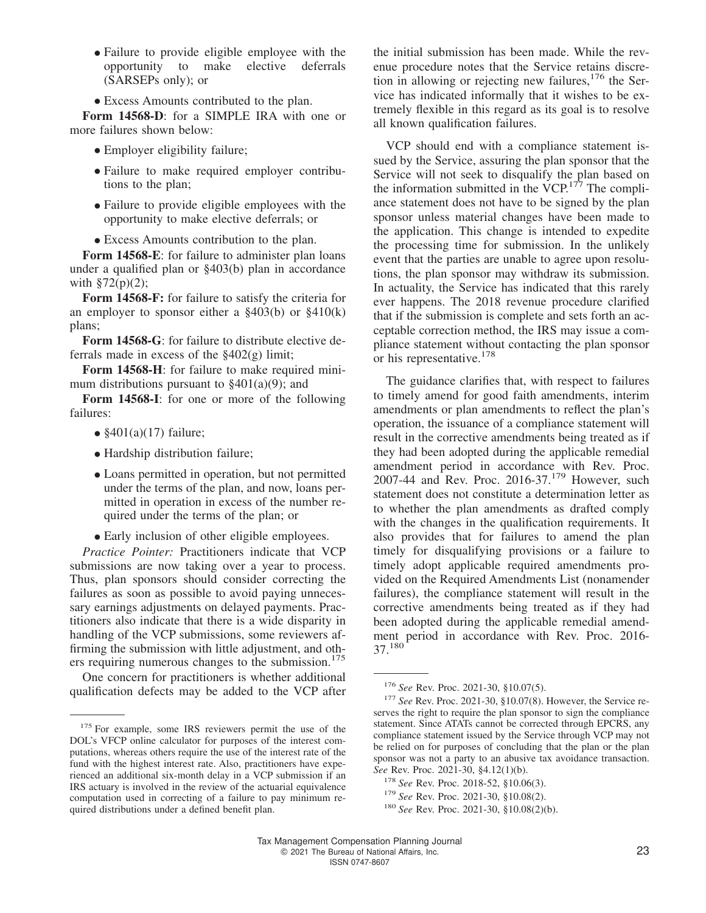- Failure to provide eligible employee with the opportunity to make elective deferrals (SARSEPs only); or
- Excess Amounts contributed to the plan.

**Form 14568-D**: for a SIMPLE IRA with one or more failures shown below:

- Employer eligibility failure;
- Failure to make required employer contributions to the plan;
- Failure to provide eligible employees with the opportunity to make elective deferrals; or
- Excess Amounts contribution to the plan.

**Form 14568-E**: for failure to administer plan loans under a qualified plan or §403(b) plan in accordance with §72(p)(2);

**Form 14568-F:** for failure to satisfy the criteria for an employer to sponsor either a §403(b) or §410(k) plans;

**Form 14568-G**: for failure to distribute elective deferrals made in excess of the §402(g) limit;

**Form 14568-H**: for failure to make required minimum distributions pursuant to §401(a)(9); and

**Form 14568-I**: for one or more of the following failures:

- §401(a)(17) failure;
- Hardship distribution failure;
- Loans permitted in operation, but not permitted under the terms of the plan, and now, loans permitted in operation in excess of the number required under the terms of the plan; or
- Early inclusion of other eligible employees.

*Practice Pointer:* Practitioners indicate that VCP submissions are now taking over a year to process. Thus, plan sponsors should consider correcting the failures as soon as possible to avoid paying unnecessary earnings adjustments on delayed payments. Practitioners also indicate that there is a wide disparity in handling of the VCP submissions, some reviewers affirming the submission with little adjustment, and others requiring numerous changes to the submission.[175]

One concern for practitioners is whether additional qualification defects may be added to the VCP after the initial submission has been made. While the revenue procedure notes that the Service retains discretion in allowing or rejecting new failures,[176] the Service has indicated informally that it wishes to be extremely flexible in this regard as its goal is to resolve all known qualification failures.

VCP should end with a compliance statement issued by the Service, assuring the plan sponsor that the Service will not seek to disqualify the plan based on the information submitted in the VCP.[177] The compliance statement does not have to be signed by the plan sponsor unless material changes have been made to the application. This change is intended to expedite the processing time for submission. In the unlikely event that the parties are unable to agree upon resolutions, the plan sponsor may withdraw its submission. In actuality, the Service has indicated that this rarely ever happens. The 2018 revenue procedure clarified that if the submission is complete and sets forth an acceptable correction method, the IRS may issue a compliance statement without contacting the plan sponsor or his representative.[178]

The guidance clarifies that, with respect to failures to timely amend for good faith amendments, interim amendments or plan amendments to reflect the plan's operation, the issuance of a compliance statement will result in the corrective amendments being treated as if they had been adopted during the applicable remedial amendment period in accordance with Rev. Proc. 2007-44 and Rev. Proc. 2016-37.[179] However, such statement does not constitute a determination letter as to whether the plan amendments as drafted comply with the changes in the qualification requirements. It also provides that for failures to amend the plan timely for disqualifying provisions or a failure to timely adopt applicable required amendments provided on the Required Amendments List (nonamender failures), the compliance statement will result in the corrective amendments being treated as if they had been adopted during the applicable remedial amendment period in accordance with Rev. Proc. 2016-37.[180]

---

[175] For example, some IRS reviewers permit the use of the DOL's VFCP online calculator for purposes of the interest computations, whereas others require the use of the interest rate of the fund with the highest interest rate. Also, practitioners have experienced an additional six-month delay in a VCP submission if an IRS actuary is involved in the review of the actuarial equivalence computation used in correcting of a failure to pay minimum required distributions under a defined benefit plan.

[176] *See* Rev. Proc. 2021-30, §10.07(5).

[177] *See* Rev. Proc. 2021-30, §10.07(8). However, the Service reserves the right to require the plan sponsor to sign the compliance statement. Since ATATs cannot be corrected through EPCRS, any compliance statement issued by the Service through VCP may not be relied on for purposes of concluding that the plan or the plan sponsor was not a party to an abusive tax avoidance transaction. *See* Rev. Proc. 2021-30, §4.12(1)(b).

[178] *See* Rev. Proc. 2018-52, §10.06(3).

[179] *See* Rev. Proc. 2021-30, §10.08(2).

[180] *See* Rev. Proc. 2021-30, §10.08(2)(b).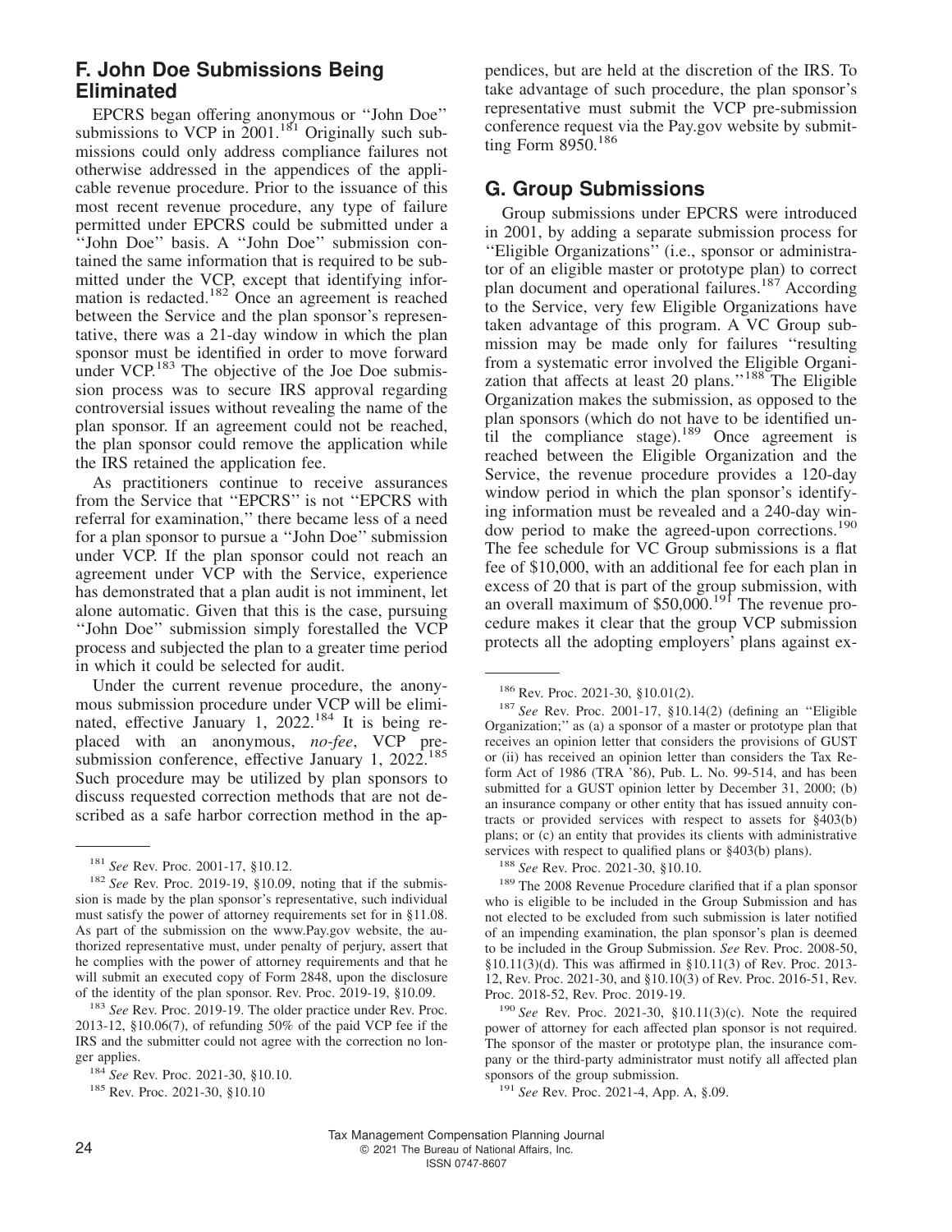## F. John Doe Submissions Being Eliminated

EPCRS began offering anonymous or ''John Doe'' submissions to VCP in 2001.[181] Originally such submissions could only address compliance failures not otherwise addressed in the appendices of the applicable revenue procedure. Prior to the issuance of this most recent revenue procedure, any type of failure permitted under EPCRS could be submitted under a ''John Doe'' basis. A ''John Doe'' submission contained the same information that is required to be submitted under the VCP, except that identifying information is redacted.[182] Once an agreement is reached between the Service and the plan sponsor's representative, there was a 21-day window in which the plan sponsor must be identified in order to move forward under VCP.[183] The objective of the Joe Doe submission process was to secure IRS approval regarding controversial issues without revealing the name of the plan sponsor. If an agreement could not be reached, the plan sponsor could remove the application while the IRS retained the application fee.

As practitioners continue to receive assurances from the Service that ''EPCRS'' is not ''EPCRS with referral for examination,'' there became less of a need for a plan sponsor to pursue a ''John Doe'' submission under VCP. If the plan sponsor could not reach an agreement under VCP with the Service, experience has demonstrated that a plan audit is not imminent, let alone automatic. Given that this is the case, pursuing ''John Doe'' submission simply forestalled the VCP process and subjected the plan to a greater time period in which it could be selected for audit.

Under the current revenue procedure, the anonymous submission procedure under VCP will be eliminated, effective January 1, 2022.[184] It is being replaced with an anonymous, *no-fee*, VCP pre-submission conference, effective January 1, 2022.[185] Such procedure may be utilized by plan sponsors to discuss requested correction methods that are not described as a safe harbor correction method in the appendices, but are held at the discretion of the IRS. To take advantage of such procedure, the plan sponsor's representative must submit the VCP pre-submission conference request via the Pay.gov website by submitting Form 8950.[186]

## G. Group Submissions

Group submissions under EPCRS were introduced in 2001, by adding a separate submission process for ''Eligible Organizations'' (i.e., sponsor or administrator of an eligible master or prototype plan) to correct plan document and operational failures.[187] According to the Service, very few Eligible Organizations have taken advantage of this program. A VC Group submission may be made only for failures ''resulting from a systematic error involved the Eligible Organization that affects at least 20 plans.''[188] The Eligible Organization makes the submission, as opposed to the plan sponsors (which do not have to be identified until the compliance stage).[189] Once agreement is reached between the Eligible Organization and the Service, the revenue procedure provides a 120-day window period in which the plan sponsor's identifying information must be revealed and a 240-day window period to make the agreed-upon corrections.[190] The fee schedule for VC Group submissions is a flat fee of $10,000, with an additional fee for each plan in excess of 20 that is part of the group submission, with an overall maximum of $50,000.[191] The revenue procedure makes it clear that the group VCP submission protects all the adopting employers' plans against ex-

---

[181] *See* Rev. Proc. 2001-17, §10.12.

[182] *See* Rev. Proc. 2019-19, §10.09, noting that if the submission is made by the plan sponsor's representative, such individual must satisfy the power of attorney requirements set for in §11.08. As part of the submission on the www.Pay.gov website, the authorized representative must, under penalty of perjury, assert that he complies with the power of attorney requirements and that he will submit an executed copy of Form 2848, upon the disclosure of the identity of the plan sponsor. Rev. Proc. 2019-19, §10.09.

[183] *See* Rev. Proc. 2019-19. The older practice under Rev. Proc. 2013-12, §10.06(7), of refunding 50% of the paid VCP fee if the IRS and the submitter could not agree with the correction no longer applies.

[184] *See* Rev. Proc. 2021-30, §10.10.

[185] Rev. Proc. 2021-30, §10.10

[186] Rev. Proc. 2021-30, §10.01(2).

[187] *See* Rev. Proc. 2001-17, §10.14(2) (defining an ''Eligible Organization;'' as (a) a sponsor of a master or prototype plan that receives an opinion letter that considers the provisions of GUST or (ii) has received an opinion letter than considers the Tax Reform Act of 1986 (TRA '86), Pub. L. No. 99-514, and has been submitted for a GUST opinion letter by December 31, 2000; (b) an insurance company or other entity that has issued annuity contracts or provided services with respect to assets for §403(b) plans; or (c) an entity that provides its clients with administrative services with respect to qualified plans or §403(b) plans).

[188] *See* Rev. Proc. 2021-30, §10.10.

[189] The 2008 Revenue Procedure clarified that if a plan sponsor who is eligible to be included in the Group Submission and has not elected to be excluded from such submission is later notified of an impending examination, the plan sponsor's plan is deemed to be included in the Group Submission. *See* Rev. Proc. 2008-50, §10.11(3)(d). This was affirmed in §10.11(3) of Rev. Proc. 2013-12, Rev. Proc. 2021-30, and §10.10(3) of Rev. Proc. 2016-51, Rev. Proc. 2018-52, Rev. Proc. 2019-19.

[190] *See* Rev. Proc. 2021-30, §10.11(3)(c). Note the required power of attorney for each affected plan sponsor is not required. The sponsor of the master or prototype plan, the insurance company or the third-party administrator must notify all affected plan sponsors of the group submission.

[191] *See* Rev. Proc. 2021-4, App. A, §.09.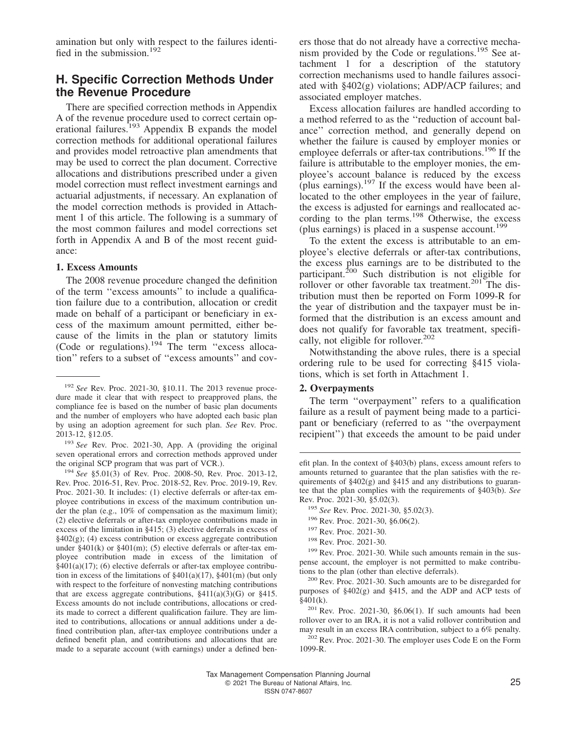amination but only with respect to the failures identified in the submission.[192]

## H. Specific Correction Methods Under the Revenue Procedure

There are specified correction methods in Appendix A of the revenue procedure used to correct certain operational failures.[193] Appendix B expands the model correction methods for additional operational failures and provides model retroactive plan amendments that may be used to correct the plan document. Corrective allocations and distributions prescribed under a given model correction must reflect investment earnings and actuarial adjustments, if necessary. An explanation of the model correction methods is provided in Attachment 1 of this article. The following is a summary of the most common failures and model corrections set forth in Appendix A and B of the most recent guidance:

### 1. Excess Amounts

The 2008 revenue procedure changed the definition of the term ''excess amounts'' to include a qualification failure due to a contribution, allocation or credit made on behalf of a participant or beneficiary in excess of the maximum amount permitted, either because of the limits in the plan or statutory limits (Code or regulations).[194] The term ''excess allocation'' refers to a subset of ''excess amounts'' and covers those that do not already have a corrective mechanism provided by the Code or regulations.[195] See attachment 1 for a description of the statutory correction mechanisms used to handle failures associated with §402(g) violations; ADP/ACP failures; and associated employer matches.

Excess allocation failures are handled according to a method referred to as the ''reduction of account balance'' correction method, and generally depend on whether the failure is caused by employer monies or employee deferrals or after-tax contributions.[196] If the failure is attributable to the employer monies, the employee's account balance is reduced by the excess (plus earnings).[197] If the excess would have been allocated to the other employees in the year of failure, the excess is adjusted for earnings and reallocated according to the plan terms.[198] Otherwise, the excess (plus earnings) is placed in a suspense account.[199]

To the extent the excess is attributable to an employee's elective deferrals or after-tax contributions, the excess plus earnings are to be distributed to the participant.[200] Such distribution is not eligible for rollover or other favorable tax treatment.[201] The distribution must then be reported on Form 1099-R for the year of distribution and the taxpayer must be informed that the distribution is an excess amount and does not qualify for favorable tax treatment, specifically, not eligible for rollover.[202]

Notwithstanding the above rules, there is a special ordering rule to be used for correcting §415 violations, which is set forth in Attachment 1.

### 2. Overpayments

The term ''overpayment'' refers to a qualification failure as a result of payment being made to a participant or beneficiary (referred to as ''the overpayment recipient'') that exceeds the amount to be paid under

---

[192] *See* Rev. Proc. 2021-30, §10.11. The 2013 revenue procedure made it clear that with respect to preapproved plans, the compliance fee is based on the number of basic plan documents and the number of employers who have adopted each basic plan by using an adoption agreement for such plan. *See* Rev. Proc. 2013-12, §12.05.

[193] *See* Rev. Proc. 2021-30, App. A (providing the original seven operational errors and correction methods approved under the original SCP program that was part of VCR.).

[194] *See* §5.01(3) of Rev. Proc. 2008-50, Rev. Proc. 2013-12, Rev. Proc. 2016-51, Rev. Proc. 2018-52, Rev. Proc. 2019-19, Rev. Proc. 2021-30. It includes: (1) elective deferrals or after-tax employee contributions in excess of the maximum contribution under the plan (e.g., 10% of compensation as the maximum limit); (2) elective deferrals or after-tax employee contributions made in excess of the limitation in §415; (3) elective deferrals in excess of §402(g); (4) excess contribution or excess aggregate contribution under §401(k) or §401(m); (5) elective deferrals or after-tax employee contribution made in excess of the limitation of §401(a)(17); (6) elective deferrals or after-tax employee contribution in excess of the limitations of §401(a)(17), §401(m) (but only with respect to the forfeiture of nonvesting matching contributions that are excess aggregate contributions, §411(a)(3)(G) or §415. Excess amounts do not include contributions, allocations or credits made to correct a different qualification failure. They are limited to contributions, allocations or annual additions under a defined contribution plan, after-tax employee contributions under a defined benefit plan, and contributions and allocations that are made to a separate account (with earnings) under a defined benefit plan. In the context of §403(b) plans, excess amount refers to amounts returned to guarantee that the plan satisfies with the requirements of §402(g) and §415 and any distributions to guarantee that the plan complies with the requirements of §403(b). *See* Rev. Proc. 2021-30, §5.02(3).

[195] *See* Rev. Proc. 2021-30, §5.02(3).

[196] Rev. Proc. 2021-30, §6.06(2).

[197] Rev. Proc. 2021-30.

[198] Rev. Proc. 2021-30.

[199] Rev. Proc. 2021-30. While such amounts remain in the suspense account, the employer is not permitted to make contributions to the plan (other than elective deferrals).

[200] Rev. Proc. 2021-30. Such amounts are to be disregarded for purposes of §402(g) and §415, and the ADP and ACP tests of §401(k).

[201] Rev. Proc. 2021-30, §6.06(1). If such amounts had been rollover over to an IRA, it is not a valid rollover contribution and may result in an excess IRA contribution, subject to a 6% penalty.

[202] Rev. Proc. 2021-30. The employer uses Code E on the Form 1099-R.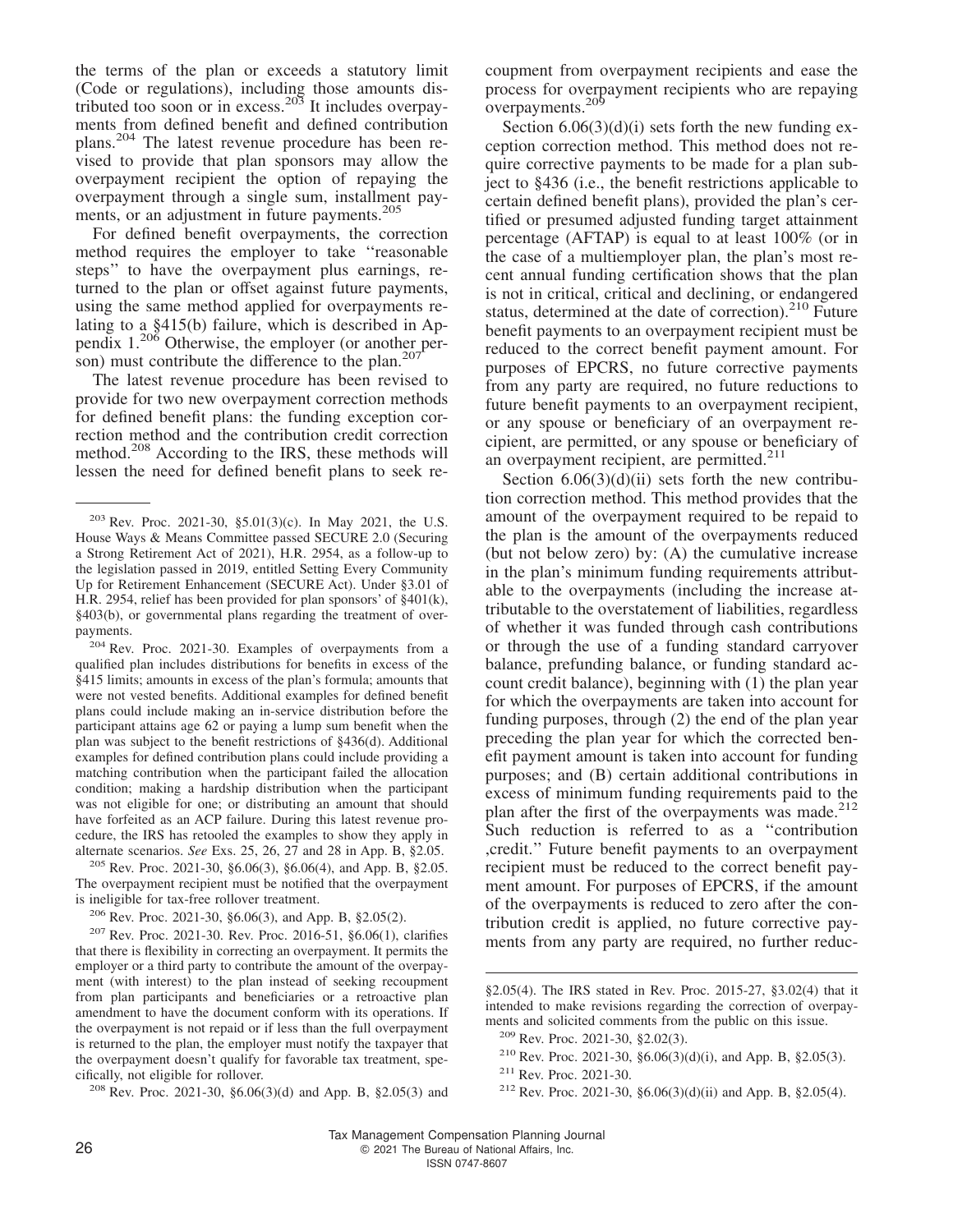the terms of the plan or exceeds a statutory limit (Code or regulations), including those amounts distributed too soon or in excess.[203] It includes overpayments from defined benefit and defined contribution plans.[204] The latest revenue procedure has been revised to provide that plan sponsors may allow the overpayment recipient the option of repaying the overpayment through a single sum, installment payments, or an adjustment in future payments.[205]

For defined benefit overpayments, the correction method requires the employer to take ''reasonable steps'' to have the overpayment plus earnings, returned to the plan or offset against future payments, using the same method applied for overpayments relating to a §415(b) failure, which is described in Appendix 1.[206] Otherwise, the employer (or another person) must contribute the difference to the plan.[207]

The latest revenue procedure has been revised to provide for two new overpayment correction methods for defined benefit plans: the funding exception correction method and the contribution credit correction method.[208] According to the IRS, these methods will lessen the need for defined benefit plans to seek recoupment from overpayment recipients and ease the process for overpayment recipients who are repaying overpayments.[209]

Section 6.06(3)(d)(i) sets forth the new funding exception correction method. This method does not require corrective payments to be made for a plan subject to §436 (i.e., the benefit restrictions applicable to certain defined benefit plans), provided the plan's certified or presumed adjusted funding target attainment percentage (AFTAP) is equal to at least 100% (or in the case of a multiemployer plan, the plan's most recent annual funding certification shows that the plan is not in critical, critical and declining, or endangered status, determined at the date of correction).[210] Future benefit payments to an overpayment recipient must be reduced to the correct benefit payment amount. For purposes of EPCRS, no future corrective payments from any party are required, no future reductions to future benefit payments to an overpayment recipient, or any spouse or beneficiary of an overpayment recipient, are permitted, or any spouse or beneficiary of an overpayment recipient, are permitted.[211]

Section 6.06(3)(d)(ii) sets forth the new contribution correction method. This method provides that the amount of the overpayment required to be repaid to the plan is the amount of the overpayments reduced (but not below zero) by: (A) the cumulative increase in the plan's minimum funding requirements attributable to the overpayments (including the increase attributable to the overstatement of liabilities, regardless of whether it was funded through cash contributions or through the use of a funding standard carryover balance, prefunding balance, or funding standard account credit balance), beginning with (1) the plan year for which the overpayments are taken into account for funding purposes, through (2) the end of the plan year preceding the plan year for which the corrected benefit payment amount is taken into account for funding purposes; and (B) certain additional contributions in excess of minimum funding requirements paid to the plan after the first of the overpayments was made.[212] Such reduction is referred to as a ''contribution ,credit.'' Future benefit payments to an overpayment recipient must be reduced to the correct benefit payment amount. For purposes of EPCRS, if the amount of the overpayments is reduced to zero after the contribution credit is applied, no future corrective payments from any party are required, no further reduc-

---

[203] Rev. Proc. 2021-30, §5.01(3)(c). In May 2021, the U.S. House Ways & Means Committee passed SECURE 2.0 (Securing a Strong Retirement Act of 2021), H.R. 2954, as a follow-up to the legislation passed in 2019, entitled Setting Every Community Up for Retirement Enhancement (SECURE Act). Under §3.01 of H.R. 2954, relief has been provided for plan sponsors' of §401(k), §403(b), or governmental plans regarding the treatment of overpayments.

[204] Rev. Proc. 2021-30. Examples of overpayments from a qualified plan includes distributions for benefits in excess of the §415 limits; amounts in excess of the plan's formula; amounts that were not vested benefits. Additional examples for defined benefit plans could include making an in-service distribution before the participant attains age 62 or paying a lump sum benefit when the plan was subject to the benefit restrictions of §436(d). Additional examples for defined contribution plans could include providing a matching contribution when the participant failed the allocation condition; making a hardship distribution when the participant was not eligible for one; or distributing an amount that should have forfeited as an ACP failure. During this latest revenue procedure, the IRS has retooled the examples to show they apply in alternate scenarios. *See* Exs. 25, 26, 27 and 28 in App. B, §2.05.

[205] Rev. Proc. 2021-30, §6.06(3), §6.06(4), and App. B, §2.05. The overpayment recipient must be notified that the overpayment is ineligible for tax-free rollover treatment.

[206] Rev. Proc. 2021-30, §6.06(3), and App. B, §2.05(2).

[207] Rev. Proc. 2021-30. Rev. Proc. 2016-51, §6.06(1), clarifies that there is flexibility in correcting an overpayment. It permits the employer or a third party to contribute the amount of the overpayment (with interest) to the plan instead of seeking recoupment from plan participants and beneficiaries or a retroactive plan amendment to have the document conform with its operations. If the overpayment is not repaid or if less than the full overpayment is returned to the plan, the employer must notify the taxpayer that the overpayment doesn't qualify for favorable tax treatment, specifically, not eligible for rollover.

[208] Rev. Proc. 2021-30, §6.06(3)(d) and App. B, §2.05(3) and §2.05(4). The IRS stated in Rev. Proc. 2015-27, §3.02(4) that it intended to make revisions regarding the correction of overpayments and solicited comments from the public on this issue.

[209] Rev. Proc. 2021-30, §2.02(3).

[210] Rev. Proc. 2021-30, §6.06(3)(d)(i), and App. B, §2.05(3).

[211] Rev. Proc. 2021-30.

[212] Rev. Proc. 2021-30, §6.06(3)(d)(ii) and App. B, §2.05(4).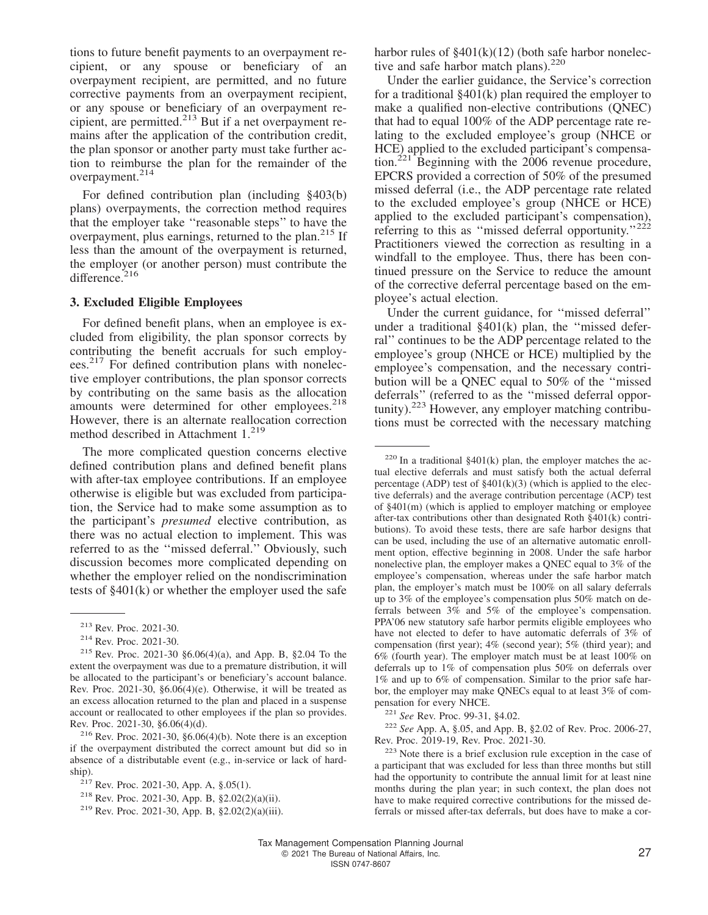tions to future benefit payments to an overpayment recipient, or any spouse or beneficiary of an overpayment recipient, are permitted, and no future corrective payments from an overpayment recipient, or any spouse or beneficiary of an overpayment recipient, are permitted.[213] But if a net overpayment remains after the application of the contribution credit, the plan sponsor or another party must take further action to reimburse the plan for the remainder of the overpayment.[214]

For defined contribution plan (including §403(b) plans) overpayments, the correction method requires that the employer take ''reasonable steps'' to have the overpayment, plus earnings, returned to the plan.[215] If less than the amount of the overpayment is returned, the employer (or another person) must contribute the difference.[216]

### 3. Excluded Eligible Employees

For defined benefit plans, when an employee is excluded from eligibility, the plan sponsor corrects by contributing the benefit accruals for such employees.[217] For defined contribution plans with nonelective employer contributions, the plan sponsor corrects by contributing on the same basis as the allocation amounts were determined for other employees.[218] However, there is an alternate reallocation correction method described in Attachment 1.[219]

The more complicated question concerns elective defined contribution plans and defined benefit plans with after-tax employee contributions. If an employee otherwise is eligible but was excluded from participation, the Service had to make some assumption as to the participant's *presumed* elective contribution, as there was no actual election to implement. This was referred to as the ''missed deferral.'' Obviously, such discussion becomes more complicated depending on whether the employer relied on the nondiscrimination tests of §401(k) or whether the employer used the safe harbor rules of §401(k)(12) (both safe harbor nonelective and safe harbor match plans).[220]

Under the earlier guidance, the Service's correction for a traditional §401(k) plan required the employer to make a qualified non-elective contributions (QNEC) that had to equal 100% of the ADP percentage rate relating to the excluded employee's group (NHCE or HCE) applied to the excluded participant's compensation.[221] Beginning with the 2006 revenue procedure, EPCRS provided a correction of 50% of the presumed missed deferral (i.e., the ADP percentage rate related to the excluded employee's group (NHCE or HCE) applied to the excluded participant's compensation), referring to this as ''missed deferral opportunity.''[222] Practitioners viewed the correction as resulting in a windfall to the employee. Thus, there has been continued pressure on the Service to reduce the amount of the corrective deferral percentage based on the employee's actual election.

Under the current guidance, for ''missed deferral'' under a traditional §401(k) plan, the ''missed deferral'' continues to be the ADP percentage related to the employee's group (NHCE or HCE) multiplied by the employee's compensation, and the necessary contribution will be a QNEC equal to 50% of the ''missed deferrals'' (referred to as the ''missed deferral opportunity).[223] However, any employer matching contributions must be corrected with the necessary matching

---

[213] Rev. Proc. 2021-30.

[214] Rev. Proc. 2021-30.

[215] Rev. Proc. 2021-30 §6.06(4)(a), and App. B, §2.04 To the extent the overpayment was due to a premature distribution, it will be allocated to the participant's or beneficiary's account balance. Rev. Proc. 2021-30, §6.06(4)(e). Otherwise, it will be treated as an excess allocation returned to the plan and placed in a suspense account or reallocated to other employees if the plan so provides. Rev. Proc. 2021-30, §6.06(4)(d).

[216] Rev. Proc. 2021-30, §6.06(4)(b). Note there is an exception if the overpayment distributed the correct amount but did so in absence of a distributable event (e.g., in-service or lack of hardship).

[217] Rev. Proc. 2021-30, App. A, §.05(1).

[218] Rev. Proc. 2021-30, App. B, §2.02(2)(a)(ii).

[219] Rev. Proc. 2021-30, App. B, §2.02(2)(a)(iii).

[220] In a traditional §401(k) plan, the employer matches the actual elective deferrals and must satisfy both the actual deferral percentage (ADP) test of §401(k)(3) (which is applied to the elective deferrals) and the average contribution percentage (ACP) test of §401(m) (which is applied to employer matching or employee after-tax contributions other than designated Roth §401(k) contributions). To avoid these tests, there are safe harbor designs that can be used, including the use of an alternative automatic enrollment option, effective beginning in 2008. Under the safe harbor nonelective plan, the employer makes a QNEC equal to 3% of the employee's compensation, whereas under the safe harbor match plan, the employer's match must be 100% on all salary deferrals up to 3% of the employee's compensation plus 50% match on deferrals between 3% and 5% of the employee's compensation. PPA'06 new statutory safe harbor permits eligible employees who have not elected to defer to have automatic deferrals of 3% of compensation (first year); 4% (second year); 5% (third year); and 6% (fourth year). The employer match must be at least 100% on deferrals up to 1% of compensation plus 50% on deferrals over 1% and up to 6% of compensation. Similar to the prior safe harbor, the employer may make QNECs equal to at least 3% of compensation for every NHCE.

[221] *See* Rev. Proc. 99-31, §4.02.

[222] *See* App. A, §.05, and App. B, §2.02 of Rev. Proc. 2006-27, Rev. Proc. 2019-19, Rev. Proc. 2021-30.

[223] Note there is a brief exclusion rule exception in the case of a participant that was excluded for less than three months but still had the opportunity to contribute the annual limit for at least nine months during the plan year; in such context, the plan does not have to make required corrective contributions for the missed deferrals or missed after-tax deferrals, but does have to make a cor-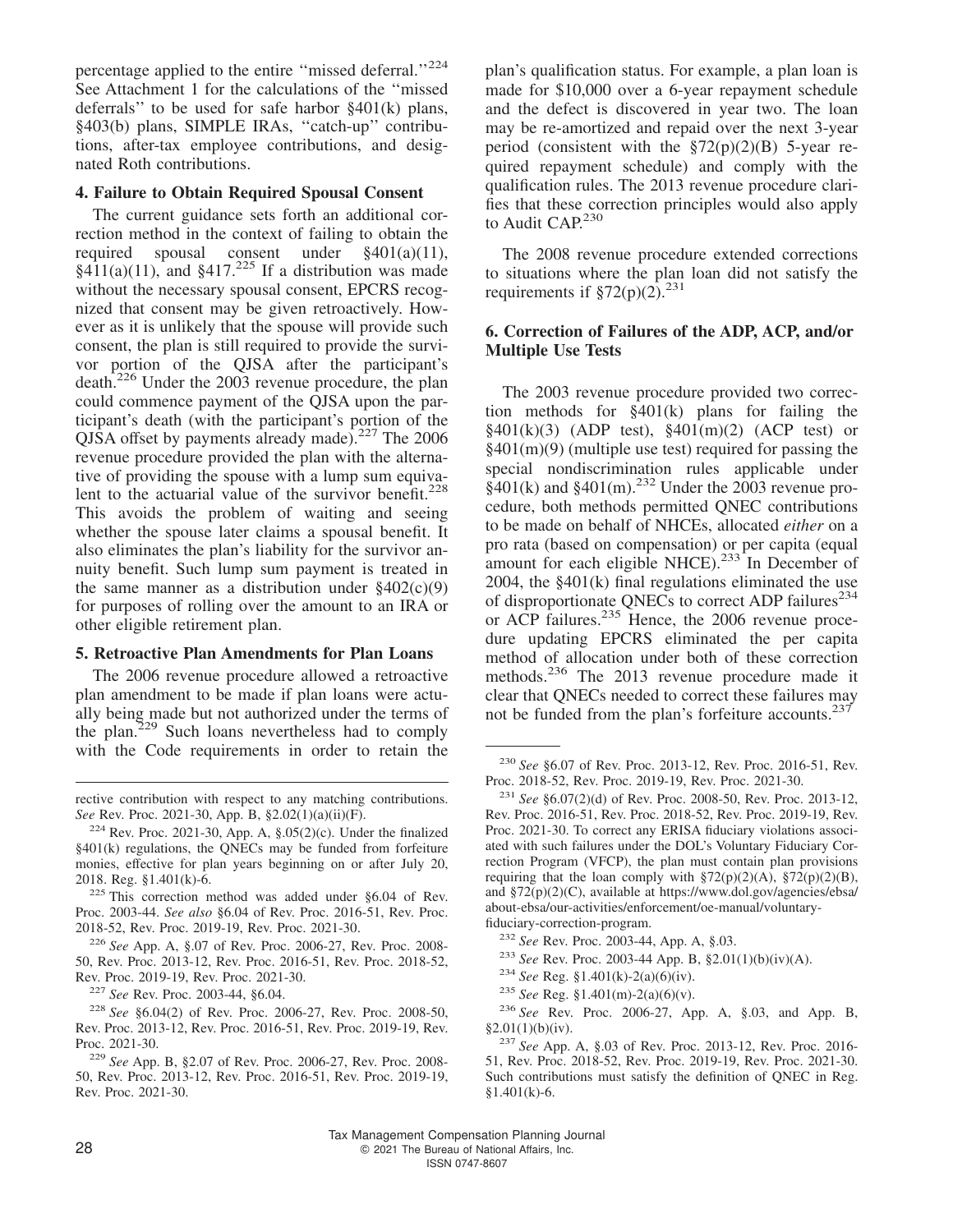percentage applied to the entire ''missed deferral.''[224] See Attachment 1 for the calculations of the ''missed deferrals'' to be used for safe harbor §401(k) plans, §403(b) plans, SIMPLE IRAs, ''catch-up'' contributions, after-tax employee contributions, and designated Roth contributions.

### 4. Failure to Obtain Required Spousal Consent

The current guidance sets forth an additional correction method in the context of failing to obtain the required spousal consent under §401(a)(11), §411(a)(11), and §417.[225] If a distribution was made without the necessary spousal consent, EPCRS recognized that consent may be given retroactively. However as it is unlikely that the spouse will provide such consent, the plan is still required to provide the survivor portion of the QJSA after the participant's death.[226] Under the 2003 revenue procedure, the plan could commence payment of the QJSA upon the participant's death (with the participant's portion of the QJSA offset by payments already made).[227] The 2006 revenue procedure provided the plan with the alternative of providing the spouse with a lump sum equivalent to the actuarial value of the survivor benefit.[228] This avoids the problem of waiting and seeing whether the spouse later claims a spousal benefit. It also eliminates the plan's liability for the survivor annuity benefit. Such lump sum payment is treated in the same manner as a distribution under §402(c)(9) for purposes of rolling over the amount to an IRA or other eligible retirement plan.

### 5. Retroactive Plan Amendments for Plan Loans

The 2006 revenue procedure allowed a retroactive plan amendment to be made if plan loans were actually being made but not authorized under the terms of the plan.[229] Such loans nevertheless had to comply with the Code requirements in order to retain the plan's qualification status. For example, a plan loan is made for $10,000 over a 6-year repayment schedule and the defect is discovered in year two. The loan may be re-amortized and repaid over the next 3-year period (consistent with the §72(p)(2)(B) 5-year required repayment schedule) and comply with the qualification rules. The 2013 revenue procedure clarifies that these correction principles would also apply to Audit CAP.[230]

The 2008 revenue procedure extended corrections to situations where the plan loan did not satisfy the requirements if §72(p)(2).[231]

### 6. Correction of Failures of the ADP, ACP, and/or Multiple Use Tests

The 2003 revenue procedure provided two correction methods for §401(k) plans for failing the §401(k)(3) (ADP test), §401(m)(2) (ACP test) or §401(m)(9) (multiple use test) required for passing the special nondiscrimination rules applicable under §401(k) and §401(m).[232] Under the 2003 revenue procedure, both methods permitted QNEC contributions to be made on behalf of NHCEs, allocated *either* on a pro rata (based on compensation) or per capita (equal amount for each eligible NHCE).[233] In December of 2004, the §401(k) final regulations eliminated the use of disproportionate QNECs to correct ADP failures[234] or ACP failures.[235] Hence, the 2006 revenue procedure updating EPCRS eliminated the per capita method of allocation under both of these correction methods.[236] The 2013 revenue procedure made it clear that QNECs needed to correct these failures may not be funded from the plan's forfeiture accounts.[237]

---

rective contribution with respect to any matching contributions. *See* Rev. Proc. 2021-30, App. B, §2.02(1)(a)(ii)(F).

[224] Rev. Proc. 2021-30, App. A, §.05(2)(c). Under the finalized §401(k) regulations, the QNECs may be funded from forfeiture monies, effective for plan years beginning on or after July 20, 2018. Reg. §1.401(k)-6.

[225] This correction method was added under §6.04 of Rev. Proc. 2003-44. *See also* §6.04 of Rev. Proc. 2016-51, Rev. Proc. 2018-52, Rev. Proc. 2019-19, Rev. Proc. 2021-30.

[226] *See* App. A, §.07 of Rev. Proc. 2006-27, Rev. Proc. 2008-50, Rev. Proc. 2013-12, Rev. Proc. 2016-51, Rev. Proc. 2018-52, Rev. Proc. 2019-19, Rev. Proc. 2021-30.

[227] *See* Rev. Proc. 2003-44, §6.04.

[228] *See* §6.04(2) of Rev. Proc. 2006-27, Rev. Proc. 2008-50, Rev. Proc. 2013-12, Rev. Proc. 2016-51, Rev. Proc. 2019-19, Rev. Proc. 2021-30.

[229] *See* App. B, §2.07 of Rev. Proc. 2006-27, Rev. Proc. 2008-50, Rev. Proc. 2013-12, Rev. Proc. 2016-51, Rev. Proc. 2019-19, Rev. Proc. 2021-30.

[230] *See* §6.07 of Rev. Proc. 2013-12, Rev. Proc. 2016-51, Rev. Proc. 2018-52, Rev. Proc. 2019-19, Rev. Proc. 2021-30.

[231] *See* §6.07(2)(d) of Rev. Proc. 2008-50, Rev. Proc. 2013-12, Rev. Proc. 2016-51, Rev. Proc. 2018-52, Rev. Proc. 2019-19, Rev. Proc. 2021-30. To correct any ERISA fiduciary violations associated with such failures under the DOL's Voluntary Fiduciary Correction Program (VFCP), the plan must contain plan provisions requiring that the loan comply with §72(p)(2)(A), §72(p)(2)(B), and §72(p)(2)(C), available at https://www.dol.gov/agencies/ebsa/about-ebsa/our-activities/enforcement/oe-manual/voluntary-fiduciary-correction-program.

[232] *See* Rev. Proc. 2003-44, App. A, §.03.

[233] *See* Rev. Proc. 2003-44 App. B, §2.01(1)(b)(iv)(A).

[234] *See* Reg. §1.401(k)-2(a)(6)(iv).

[235] *See* Reg. §1.401(m)-2(a)(6)(v).

[236] *See* Rev. Proc. 2006-27, App. A, §.03, and App. B, §2.01(1)(b)(iv).

[237] *See* App. A, §.03 of Rev. Proc. 2013-12, Rev. Proc. 2016-51, Rev. Proc. 2018-52, Rev. Proc. 2019-19, Rev. Proc. 2021-30. Such contributions must satisfy the definition of QNEC in Reg. §1.401(k)-6.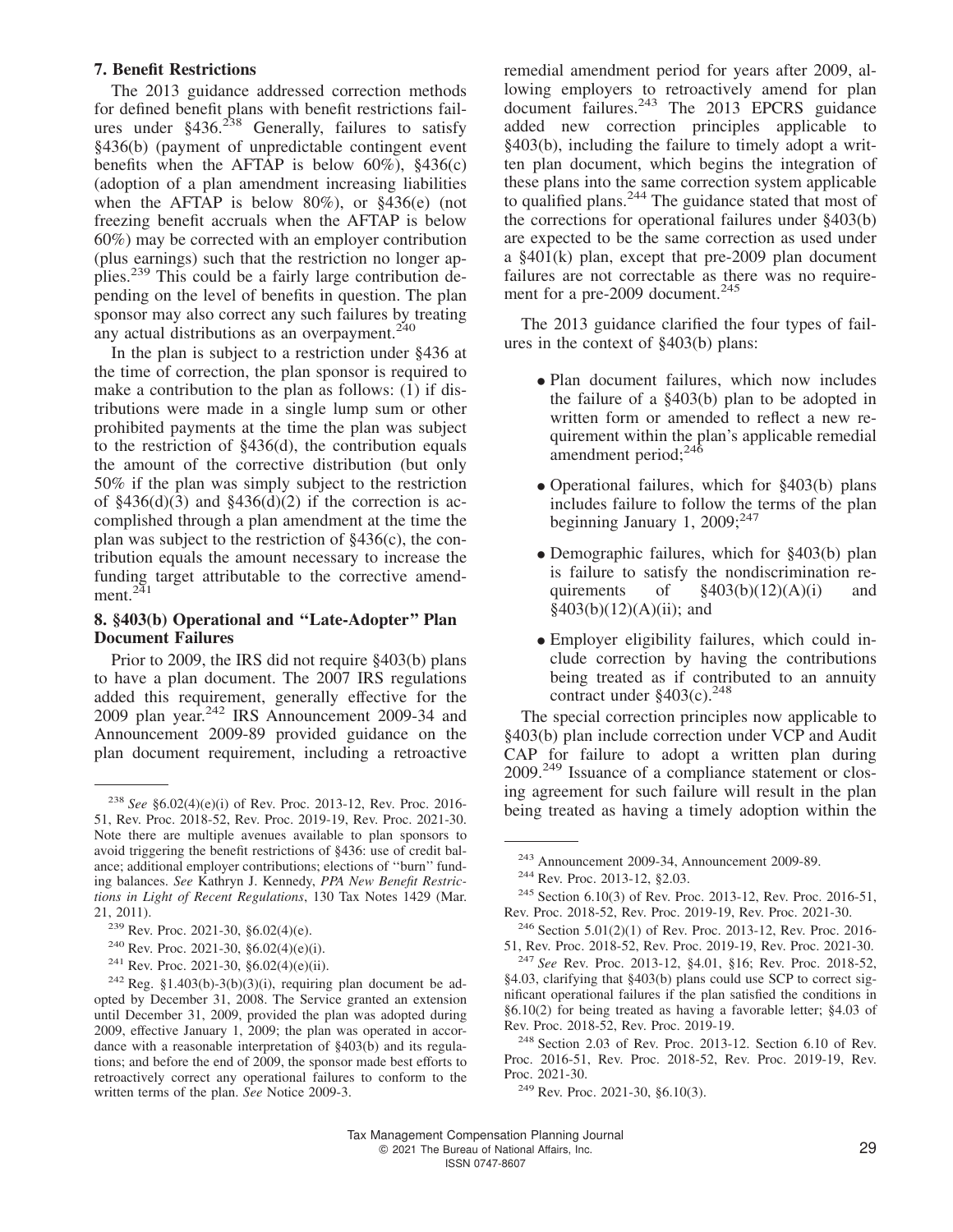### 7. Benefit Restrictions

The 2013 guidance addressed correction methods for defined benefit plans with benefit restrictions failures under §436.[238] Generally, failures to satisfy §436(b) (payment of unpredictable contingent event benefits when the AFTAP is below 60%), §436(c) (adoption of a plan amendment increasing liabilities when the AFTAP is below 80%), or §436(e) (not freezing benefit accruals when the AFTAP is below 60%) may be corrected with an employer contribution (plus earnings) such that the restriction no longer applies.[239] This could be a fairly large contribution depending on the level of benefits in question. The plan sponsor may also correct any such failures by treating any actual distributions as an overpayment.[240]

In the plan is subject to a restriction under §436 at the time of correction, the plan sponsor is required to make a contribution to the plan as follows: (1) if distributions were made in a single lump sum or other prohibited payments at the time the plan was subject to the restriction of §436(d), the contribution equals the amount of the corrective distribution (but only 50% if the plan was simply subject to the restriction of §436(d)(3) and §436(d)(2) if the correction is accomplished through a plan amendment at the time the plan was subject to the restriction of §436(c), the contribution equals the amount necessary to increase the funding target attributable to the corrective amendment.[241]

### 8. §403(b) Operational and "Late-Adopter" Plan Document Failures

Prior to 2009, the IRS did not require §403(b) plans to have a plan document. The 2007 IRS regulations added this requirement, generally effective for the 2009 plan year.[242] IRS Announcement 2009-34 and Announcement 2009-89 provided guidance on the plan document requirement, including a retroactive remedial amendment period for years after 2009, allowing employers to retroactively amend for plan document failures.[243] The 2013 EPCRS guidance added new correction principles applicable to §403(b), including the failure to timely adopt a written plan document, which begins the integration of these plans into the same correction system applicable to qualified plans.[244] The guidance stated that most of the corrections for operational failures under §403(b) are expected to be the same correction as used under a §401(k) plan, except that pre-2009 plan document failures are not correctable as there was no requirement for a pre-2009 document.[245]

The 2013 guidance clarified the four types of failures in the context of §403(b) plans:

- Plan document failures, which now includes the failure of a §403(b) plan to be adopted in written form or amended to reflect a new requirement within the plan's applicable remedial amendment period;[246]
- Operational failures, which for §403(b) plans includes failure to follow the terms of the plan beginning January 1, 2009;[247]
- Demographic failures, which for §403(b) plan is failure to satisfy the nondiscrimination requirements of §403(b)(12)(A)(i) and §403(b)(12)(A)(ii); and
- Employer eligibility failures, which could include correction by having the contributions being treated as if contributed to an annuity contract under §403(c).[248]

The special correction principles now applicable to §403(b) plan include correction under VCP and Audit CAP for failure to adopt a written plan during 2009.[249] Issuance of a compliance statement or closing agreement for such failure will result in the plan being treated as having a timely adoption within the

---

[238] *See* §6.02(4)(e)(i) of Rev. Proc. 2013-12, Rev. Proc. 2016-51, Rev. Proc. 2018-52, Rev. Proc. 2019-19, Rev. Proc. 2021-30. Note there are multiple avenues available to plan sponsors to avoid triggering the benefit restrictions of §436: use of credit balance; additional employer contributions; elections of "burn" funding balances. *See* Kathryn J. Kennedy, *PPA New Benefit Restrictions in Light of Recent Regulations*, 130 Tax Notes 1429 (Mar. 21, 2011).

[239] Rev. Proc. 2021-30, §6.02(4)(e).

[240] Rev. Proc. 2021-30, §6.02(4)(e)(i).

[241] Rev. Proc. 2021-30, §6.02(4)(e)(ii).

[242] Reg. §1.403(b)-3(b)(3)(i), requiring plan document be adopted by December 31, 2008. The Service granted an extension until December 31, 2009, provided the plan was adopted during 2009, effective January 1, 2009; the plan was operated in accordance with a reasonable interpretation of §403(b) and its regulations; and before the end of 2009, the sponsor made best efforts to retroactively correct any operational failures to conform to the written terms of the plan. *See* Notice 2009-3.

[243] Announcement 2009-34, Announcement 2009-89.

[244] Rev. Proc. 2013-12, §2.03.

[245] Section 6.10(3) of Rev. Proc. 2013-12, Rev. Proc. 2016-51, Rev. Proc. 2018-52, Rev. Proc. 2019-19, Rev. Proc. 2021-30.

[246] Section 5.01(2)(1) of Rev. Proc. 2013-12, Rev. Proc. 2016-51, Rev. Proc. 2018-52, Rev. Proc. 2019-19, Rev. Proc. 2021-30.

[247] *See* Rev. Proc. 2013-12, §4.01, §16; Rev. Proc. 2018-52, §4.03, clarifying that §403(b) plans could use SCP to correct significant operational failures if the plan satisfied the conditions in §6.10(2) for being treated as having a favorable letter; §4.03 of Rev. Proc. 2018-52, Rev. Proc. 2019-19.

[248] Section 2.03 of Rev. Proc. 2013-12. Section 6.10 of Rev. Proc. 2016-51, Rev. Proc. 2018-52, Rev. Proc. 2019-19, Rev. Proc. 2021-30.

[249] Rev. Proc. 2021-30, §6.10(3).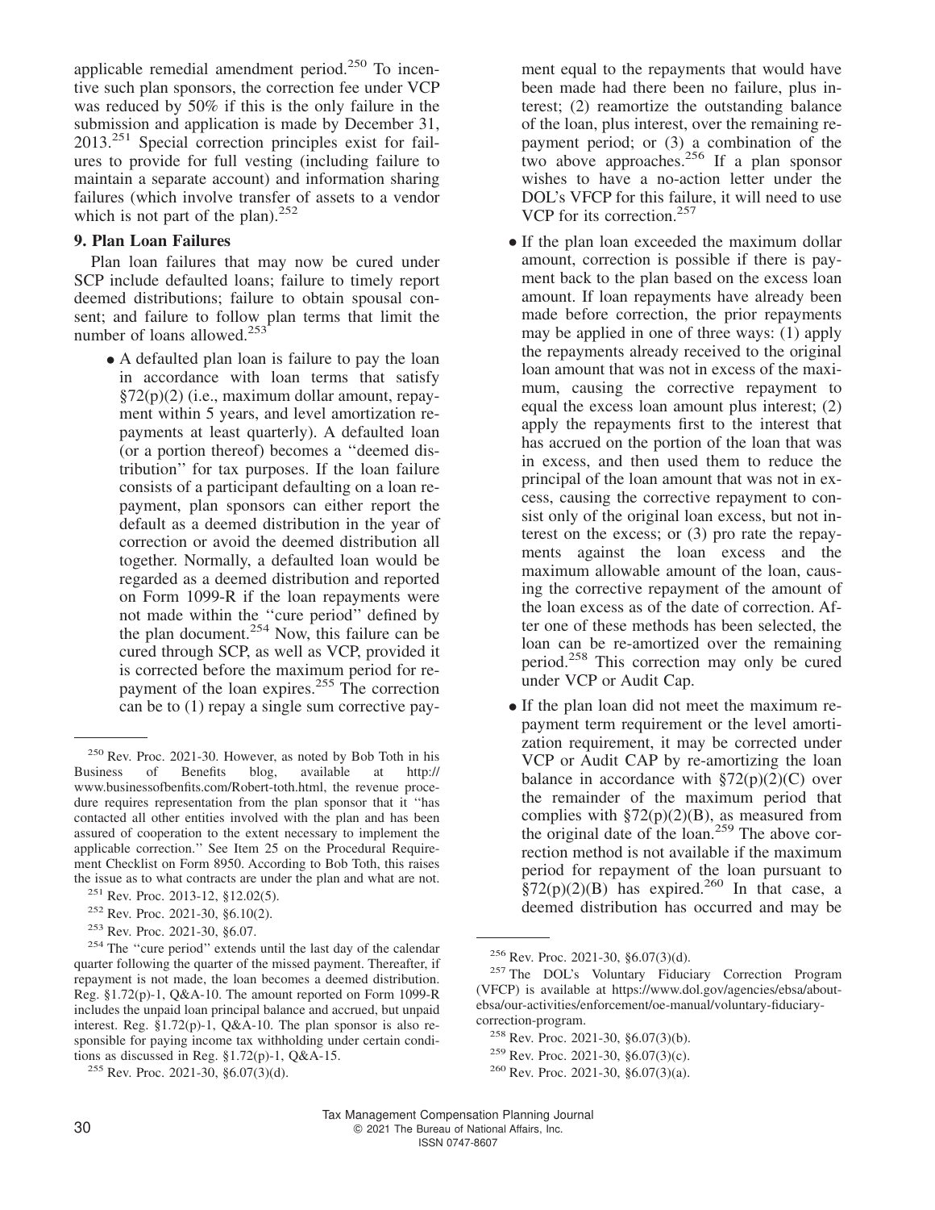applicable remedial amendment period.[250] To incentive such plan sponsors, the correction fee under VCP was reduced by 50% if this is the only failure in the submission and application is made by December 31, 2013.[251] Special correction principles exist for failures to provide for full vesting (including failure to maintain a separate account) and information sharing failures (which involve transfer of assets to a vendor which is not part of the plan).[252]

**9. Plan Loan Failures**

Plan loan failures that may now be cured under SCP include defaulted loans; failure to timely report deemed distributions; failure to obtain spousal consent; and failure to follow plan terms that limit the number of loans allowed.[253]

- A defaulted plan loan is failure to pay the loan in accordance with loan terms that satisfy §72(p)(2) (i.e., maximum dollar amount, repayment within 5 years, and level amortization repayments at least quarterly). A defaulted loan (or a portion thereof) becomes a ''deemed distribution'' for tax purposes. If the loan failure consists of a participant defaulting on a loan repayment, plan sponsors can either report the default as a deemed distribution in the year of correction or avoid the deemed distribution all together. Normally, a defaulted loan would be regarded as a deemed distribution and reported on Form 1099-R if the loan repayments were not made within the ''cure period'' defined by the plan document.[254] Now, this failure can be cured through SCP, as well as VCP, provided it is corrected before the maximum period for repayment of the loan expires.[255] The correction can be to (1) repay a single sum corrective payment equal to the repayments that would have been made had there been no failure, plus interest; (2) reamortize the outstanding balance of the loan, plus interest, over the remaining repayment period; or (3) a combination of the two above approaches.[256] If a plan sponsor wishes to have a no-action letter under the DOL's VFCP for this failure, it will need to use VCP for its correction.[257]
- If the plan loan exceeded the maximum dollar amount, correction is possible if there is payment back to the plan based on the excess loan amount. If loan repayments have already been made before correction, the prior repayments may be applied in one of three ways: (1) apply the repayments already received to the original loan amount that was not in excess of the maximum, causing the corrective repayment to equal the excess loan amount plus interest; (2) apply the repayments first to the interest that has accrued on the portion of the loan that was in excess, and then used them to reduce the principal of the loan amount that was not in excess, causing the corrective repayment to consist only of the original loan excess, but not interest on the excess; or (3) pro rate the repayments against the loan excess and the maximum allowable amount of the loan, causing the corrective repayment of the amount of the loan excess as of the date of correction. After one of these methods has been selected, the loan can be re-amortized over the remaining period.[258] This correction may only be cured under VCP or Audit Cap.
- If the plan loan did not meet the maximum repayment term requirement or the level amortization requirement, it may be corrected under VCP or Audit CAP by re-amortizing the loan balance in accordance with §72(p)(2)(C) over the remainder of the maximum period that complies with §72(p)(2)(B), as measured from the original date of the loan.[259] The above correction method is not available if the maximum period for repayment of the loan pursuant to §72(p)(2)(B) has expired.[260] In that case, a deemed distribution has occurred and may be

---

[250] Rev. Proc. 2021-30. However, as noted by Bob Toth in his Business of Benefits blog, available at http://www.businessofbenfits.com/Robert-toth.html, the revenue procedure requires representation from the plan sponsor that it ''has contacted all other entities involved with the plan and has been assured of cooperation to the extent necessary to implement the applicable correction.'' See Item 25 on the Procedural Requirement Checklist on Form 8950. According to Bob Toth, this raises the issue as to what contracts are under the plan and what are not.

[251] Rev. Proc. 2013-12, §12.02(5).

[252] Rev. Proc. 2021-30, §6.10(2).

[253] Rev. Proc. 2021-30, §6.07.

[254] The ''cure period'' extends until the last day of the calendar quarter following the quarter of the missed payment. Thereafter, if repayment is not made, the loan becomes a deemed distribution. Reg. §1.72(p)-1, Q&A-10. The amount reported on Form 1099-R includes the unpaid loan principal balance and accrued, but unpaid interest. Reg. §1.72(p)-1, Q&A-10. The plan sponsor is also responsible for paying income tax withholding under certain conditions as discussed in Reg. §1.72(p)-1, Q&A-15.

[255] Rev. Proc. 2021-30, §6.07(3)(d).

[256] Rev. Proc. 2021-30, §6.07(3)(d).

[257] The DOL's Voluntary Fiduciary Correction Program (VFCP) is available at https://www.dol.gov/agencies/ebsa/about-ebsa/our-activities/enforcement/oe-manual/voluntary-fiduciary-correction-program.

[258] Rev. Proc. 2021-30, §6.07(3)(b).

[259] Rev. Proc. 2021-30, §6.07(3)(c).

[260] Rev. Proc. 2021-30, §6.07(3)(a).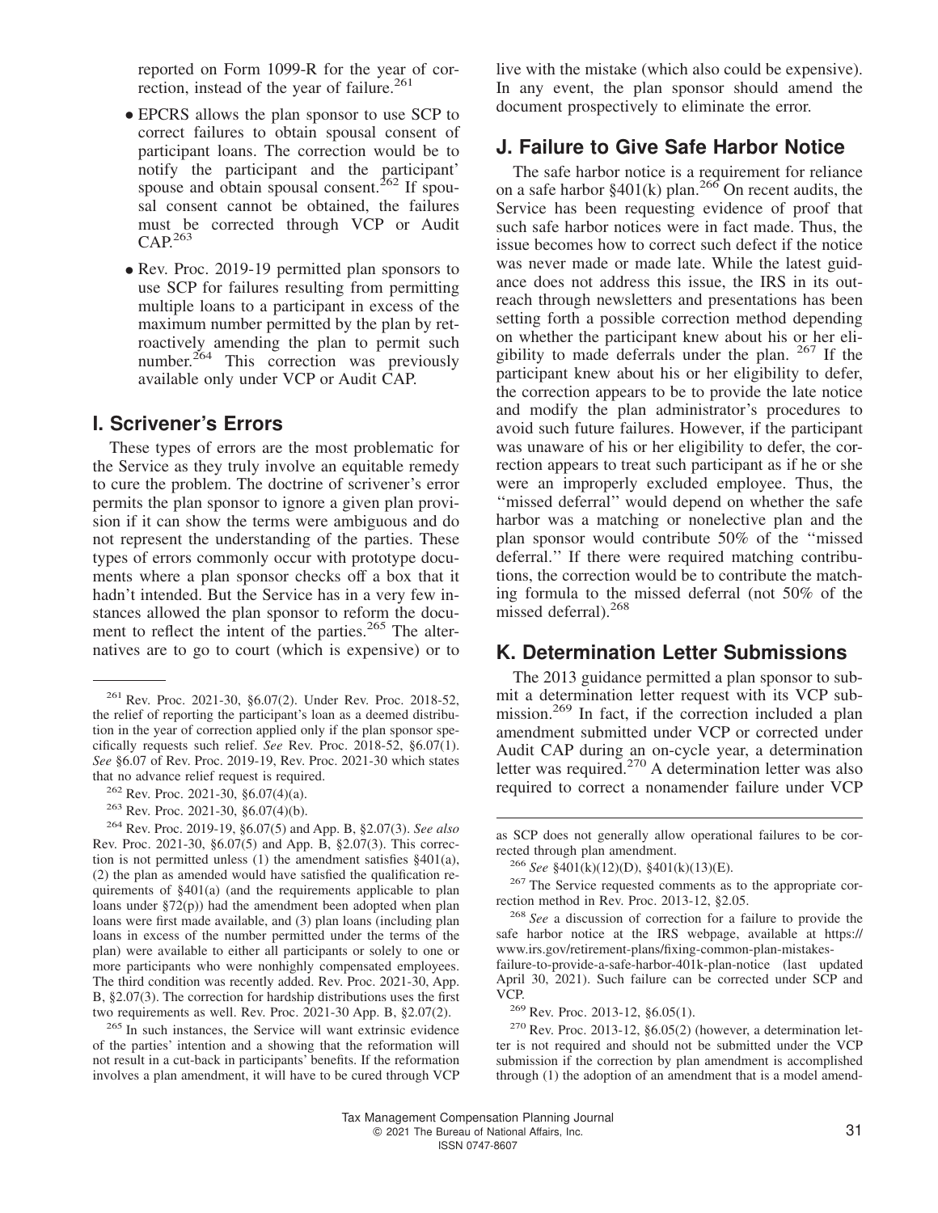reported on Form 1099-R for the year of correction, instead of the year of failure.[261]

- EPCRS allows the plan sponsor to use SCP to correct failures to obtain spousal consent of participant loans. The correction would be to notify the participant and the participant' spouse and obtain spousal consent.[262] If spousal consent cannot be obtained, the failures must be corrected through VCP or Audit CAP.[263]
- Rev. Proc. 2019-19 permitted plan sponsors to use SCP for failures resulting from permitting multiple loans to a participant in excess of the maximum number permitted by the plan by retroactively amending the plan to permit such number.[264] This correction was previously available only under VCP or Audit CAP.

## I. Scrivener's Errors

These types of errors are the most problematic for the Service as they truly involve an equitable remedy to cure the problem. The doctrine of scrivener's error permits the plan sponsor to ignore a given plan provision if it can show the terms were ambiguous and do not represent the understanding of the parties. These types of errors commonly occur with prototype documents where a plan sponsor checks off a box that it hadn't intended. But the Service has in a very few instances allowed the plan sponsor to reform the document to reflect the intent of the parties.[265] The alternatives are to go to court (which is expensive) or to live with the mistake (which also could be expensive). In any event, the plan sponsor should amend the document prospectively to eliminate the error.

## J. Failure to Give Safe Harbor Notice

The safe harbor notice is a requirement for reliance on a safe harbor §401(k) plan.[266] On recent audits, the Service has been requesting evidence of proof that such safe harbor notices were in fact made. Thus, the issue becomes how to correct such defect if the notice was never made or made late. While the latest guidance does not address this issue, the IRS in its outreach through newsletters and presentations has been setting forth a possible correction method depending on whether the participant knew about his or her eligibility to made deferrals under the plan. [267] If the participant knew about his or her eligibility to defer, the correction appears to be to provide the late notice and modify the plan administrator's procedures to avoid such future failures. However, if the participant was unaware of his or her eligibility to defer, the correction appears to treat such participant as if he or she were an improperly excluded employee. Thus, the ''missed deferral'' would depend on whether the safe harbor was a matching or nonelective plan and the plan sponsor would contribute 50% of the ''missed deferral.'' If there were required matching contributions, the correction would be to contribute the matching formula to the missed deferral (not 50% of the missed deferral).[268]

## K. Determination Letter Submissions

The 2013 guidance permitted a plan sponsor to submit a determination letter request with its VCP submission.[269] In fact, if the correction included a plan amendment submitted under VCP or corrected under Audit CAP during an on-cycle year, a determination letter was required.[270] A determination letter was also required to correct a nonamender failure under VCP

---

[261] Rev. Proc. 2021-30, §6.07(2). Under Rev. Proc. 2018-52, the relief of reporting the participant's loan as a deemed distribution in the year of correction applied only if the plan sponsor specifically requests such relief. *See* Rev. Proc. 2018-52, §6.07(1). *See* §6.07 of Rev. Proc. 2019-19, Rev. Proc. 2021-30 which states that no advance relief request is required.

[262] Rev. Proc. 2021-30, §6.07(4)(a).

[263] Rev. Proc. 2021-30, §6.07(4)(b).

[264] Rev. Proc. 2019-19, §6.07(5) and App. B, §2.07(3). *See also* Rev. Proc. 2021-30, §6.07(5) and App. B, §2.07(3). This correction is not permitted unless (1) the amendment satisfies §401(a), (2) the plan as amended would have satisfied the qualification requirements of §401(a) (and the requirements applicable to plan loans under §72(p)) had the amendment been adopted when plan loans were first made available, and (3) plan loans (including plan loans in excess of the number permitted under the terms of the plan) were available to either all participants or solely to one or more participants who were nonhighly compensated employees. The third condition was recently added. Rev. Proc. 2021-30, App. B, §2.07(3). The correction for hardship distributions uses the first two requirements as well. Rev. Proc. 2021-30 App. B, §2.07(2).

[265] In such instances, the Service will want extrinsic evidence of the parties' intention and a showing that the reformation will not result in a cut-back in participants' benefits. If the reformation involves a plan amendment, it will have to be cured through VCP as SCP does not generally allow operational failures to be corrected through plan amendment.

[266] *See* §401(k)(12)(D), §401(k)(13)(E).

[267] The Service requested comments as to the appropriate correction method in Rev. Proc. 2013-12, §2.05.

[268] *See* a discussion of correction for a failure to provide the safe harbor notice at the IRS webpage, available at https://www.irs.gov/retirement-plans/fixing-common-plan-mistakes-failure-to-provide-a-safe-harbor-401k-plan-notice (last updated April 30, 2021). Such failure can be corrected under SCP and VCP.

[269] Rev. Proc. 2013-12, §6.05(1).

[270] Rev. Proc. 2013-12, §6.05(2) (however, a determination letter is not required and should not be submitted under the VCP submission if the correction by plan amendment is accomplished through (1) the adoption of an amendment that is a model amend-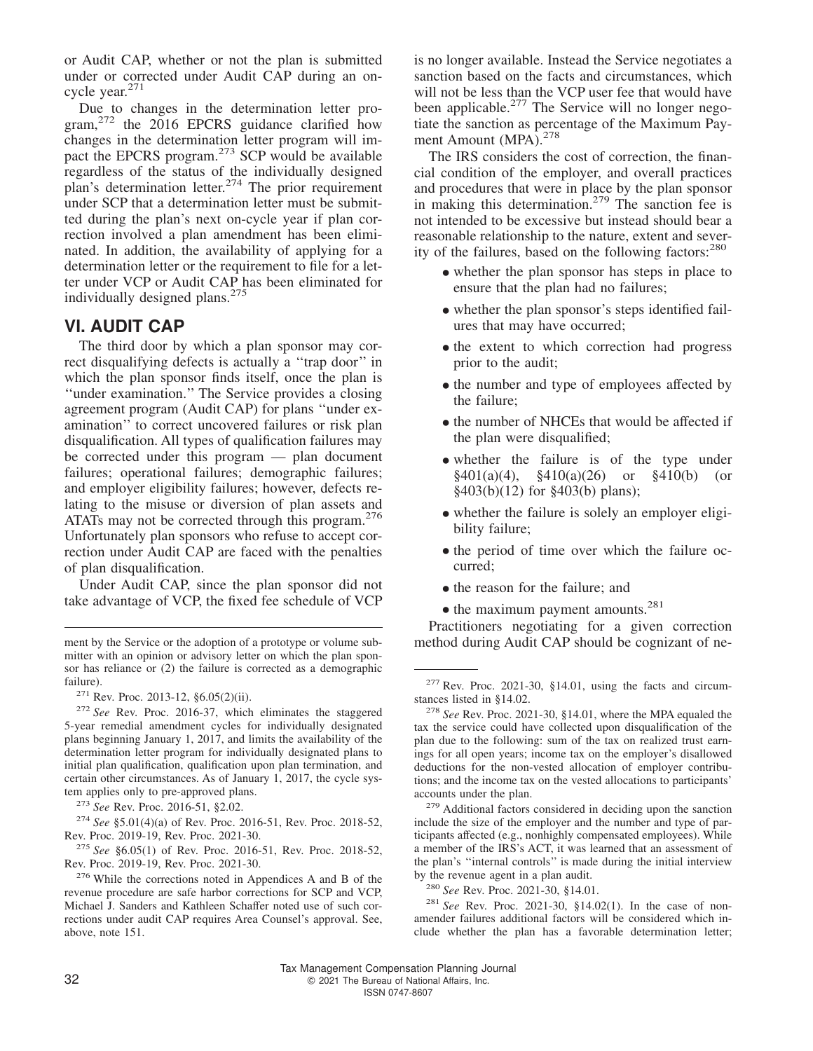or Audit CAP, whether or not the plan is submitted under or corrected under Audit CAP during an on-cycle year.[271]

Due to changes in the determination letter program,[272] the 2016 EPCRS guidance clarified how changes in the determination letter program will impact the EPCRS program.[273] SCP would be available regardless of the status of the individually designed plan's determination letter.[274] The prior requirement under SCP that a determination letter must be submitted during the plan's next on-cycle year if plan correction involved a plan amendment has been eliminated. In addition, the availability of applying for a determination letter or the requirement to file for a letter under VCP or Audit CAP has been eliminated for individually designed plans.[275]

## VI. AUDIT CAP

The third door by which a plan sponsor may correct disqualifying defects is actually a ''trap door'' in which the plan sponsor finds itself, once the plan is ''under examination.'' The Service provides a closing agreement program (Audit CAP) for plans ''under examination'' to correct uncovered failures or risk plan disqualification. All types of qualification failures may be corrected under this program — plan document failures; operational failures; demographic failures; and employer eligibility failures; however, defects relating to the misuse or diversion of plan assets and ATATs may not be corrected through this program.[276] Unfortunately plan sponsors who refuse to accept correction under Audit CAP are faced with the penalties of plan disqualification.

Under Audit CAP, since the plan sponsor did not take advantage of VCP, the fixed fee schedule of VCP is no longer available. Instead the Service negotiates a sanction based on the facts and circumstances, which will not be less than the VCP user fee that would have been applicable.[277] The Service will no longer negotiate the sanction as percentage of the Maximum Payment Amount (MPA).[278]

The IRS considers the cost of correction, the financial condition of the employer, and overall practices and procedures that were in place by the plan sponsor in making this determination.[279] The sanction fee is not intended to be excessive but instead should bear a reasonable relationship to the nature, extent and severity of the failures, based on the following factors:[280]

- whether the plan sponsor has steps in place to ensure that the plan had no failures;
- whether the plan sponsor's steps identified failures that may have occurred;
- the extent to which correction had progress prior to the audit;
- the number and type of employees affected by the failure;
- the number of NHCEs that would be affected if the plan were disqualified;
- whether the failure is of the type under §401(a)(4), §410(a)(26) or §410(b) (or §403(b)(12) for §403(b) plans);
- whether the failure is solely an employer eligibility failure;
- the period of time over which the failure occurred;
- the reason for the failure; and
- the maximum payment amounts.[281]

Practitioners negotiating for a given correction method during Audit CAP should be cognizant of ne-

---

ment by the Service or the adoption of a prototype or volume submitter with an opinion or advisory letter on which the plan sponsor has reliance or (2) the failure is corrected as a demographic failure).

[271] Rev. Proc. 2013-12, §6.05(2)(ii).

[272] *See* Rev. Proc. 2016-37, which eliminates the staggered 5-year remedial amendment cycles for individually designated plans beginning January 1, 2017, and limits the availability of the determination letter program for individually designated plans to initial plan qualification, qualification upon plan termination, and certain other circumstances. As of January 1, 2017, the cycle system applies only to pre-approved plans.

[273] *See* Rev. Proc. 2016-51, §2.02.

[274] *See* §5.01(4)(a) of Rev. Proc. 2016-51, Rev. Proc. 2018-52, Rev. Proc. 2019-19, Rev. Proc. 2021-30.

[275] *See* §6.05(1) of Rev. Proc. 2016-51, Rev. Proc. 2018-52, Rev. Proc. 2019-19, Rev. Proc. 2021-30.

[276] While the corrections noted in Appendices A and B of the revenue procedure are safe harbor corrections for SCP and VCP, Michael J. Sanders and Kathleen Schaffer noted use of such corrections under audit CAP requires Area Counsel's approval. See, above, note 151.

[277] Rev. Proc. 2021-30, §14.01, using the facts and circumstances listed in §14.02.

[278] *See* Rev. Proc. 2021-30, §14.01, where the MPA equaled the tax the service could have collected upon disqualification of the plan due to the following: sum of the tax on realized trust earnings for all open years; income tax on the employer's disallowed deductions for the non-vested allocation of employer contributions; and the income tax on the vested allocations to participants' accounts under the plan.

[279] Additional factors considered in deciding upon the sanction include the size of the employer and the number and type of participants affected (e.g., nonhighly compensated employees). While a member of the IRS's ACT, it was learned that an assessment of the plan's ''internal controls'' is made during the initial interview by the revenue agent in a plan audit.

[280] *See* Rev. Proc. 2021-30, §14.01.

[281] *See* Rev. Proc. 2021-30, §14.02(1). In the case of nonamender failures additional factors will be considered which include whether the plan has a favorable determination letter;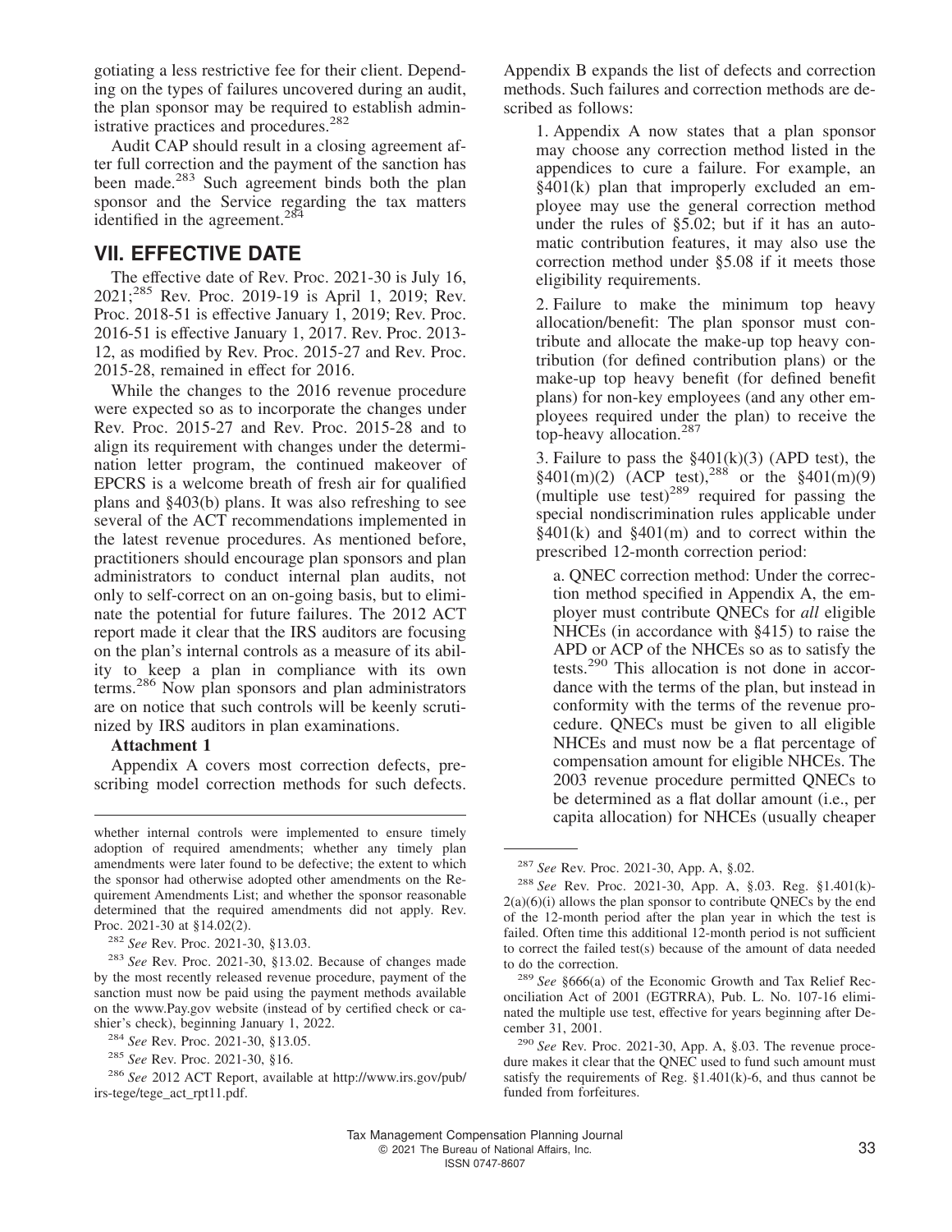gotiating a less restrictive fee for their client. Depending on the types of failures uncovered during an audit, the plan sponsor may be required to establish administrative practices and procedures.[282]

Audit CAP should result in a closing agreement after full correction and the payment of the sanction has been made.[283] Such agreement binds both the plan sponsor and the Service regarding the tax matters identified in the agreement.[284]

## VII. EFFECTIVE DATE

The effective date of Rev. Proc. 2021-30 is July 16, 2021;[285] Rev. Proc. 2019-19 is April 1, 2019; Rev. Proc. 2018-51 is effective January 1, 2019; Rev. Proc. 2016-51 is effective January 1, 2017. Rev. Proc. 2013-12, as modified by Rev. Proc. 2015-27 and Rev. Proc. 2015-28, remained in effect for 2016.

While the changes to the 2016 revenue procedure were expected so as to incorporate the changes under Rev. Proc. 2015-27 and Rev. Proc. 2015-28 and to align its requirement with changes under the determination letter program, the continued makeover of EPCRS is a welcome breath of fresh air for qualified plans and §403(b) plans. It was also refreshing to see several of the ACT recommendations implemented in the latest revenue procedures. As mentioned before, practitioners should encourage plan sponsors and plan administrators to conduct internal plan audits, not only to self-correct on an on-going basis, but to eliminate the potential for future failures. The 2012 ACT report made it clear that the IRS auditors are focusing on the plan's internal controls as a measure of its ability to keep a plan in compliance with its own terms.[286] Now plan sponsors and plan administrators are on notice that such controls will be keenly scrutinized by IRS auditors in plan examinations.

**Attachment 1**

Appendix A covers most correction defects, prescribing model correction methods for such defects. Appendix B expands the list of defects and correction methods. Such failures and correction methods are described as follows:

1. Appendix A now states that a plan sponsor may choose any correction method listed in the appendices to cure a failure. For example, an §401(k) plan that improperly excluded an employee may use the general correction method under the rules of §5.02; but if it has an automatic contribution features, it may also use the correction method under §5.08 if it meets those eligibility requirements.

2. Failure to make the minimum top heavy allocation/benefit: The plan sponsor must contribute and allocate the make-up top heavy contribution (for defined contribution plans) or the make-up top heavy benefit (for defined benefit plans) for non-key employees (and any other employees required under the plan) to receive the top-heavy allocation.[287]

3. Failure to pass the §401(k)(3) (APD test), the §401(m)(2) (ACP test),[288] or the §401(m)(9) (multiple use test)[289] required for passing the special nondiscrimination rules applicable under §401(k) and §401(m) and to correct within the prescribed 12-month correction period:

a. QNEC correction method: Under the correction method specified in Appendix A, the employer must contribute QNECs for *all* eligible NHCEs (in accordance with §415) to raise the APD or ACP of the NHCEs so as to satisfy the tests.[290] This allocation is not done in accordance with the terms of the plan, but instead in conformity with the terms of the revenue procedure. QNECs must be given to all eligible NHCEs and must now be a flat percentage of compensation amount for eligible NHCEs. The 2003 revenue procedure permitted QNECs to be determined as a flat dollar amount (i.e., per capita allocation) for NHCEs (usually cheaper

---

whether internal controls were implemented to ensure timely adoption of required amendments; whether any timely plan amendments were later found to be defective; the extent to which the sponsor had otherwise adopted other amendments on the Requirement Amendments List; and whether the sponsor reasonable determined that the required amendments did not apply. Rev. Proc. 2021-30 at §14.02(2).

[282] *See* Rev. Proc. 2021-30, §13.03.

[283] *See* Rev. Proc. 2021-30, §13.02. Because of changes made by the most recently released revenue procedure, payment of the sanction must now be paid using the payment methods available on the www.Pay.gov website (instead of by certified check or cashier's check), beginning January 1, 2022.

[284] *See* Rev. Proc. 2021-30, §13.05.

[285] *See* Rev. Proc. 2021-30, §16.

[286] *See* 2012 ACT Report, available at http://www.irs.gov/pub/irs-tege/tege_act_rpt11.pdf.

[287] *See* Rev. Proc. 2021-30, App. A, §.02.

[288] *See* Rev. Proc. 2021-30, App. A, §.03. Reg. §1.401(k)-2(a)(6)(i) allows the plan sponsor to contribute QNECs by the end of the 12-month period after the plan year in which the test is failed. Often time this additional 12-month period is not sufficient to correct the failed test(s) because of the amount of data needed to do the correction.

[289] *See* §666(a) of the Economic Growth and Tax Relief Reconciliation Act of 2001 (EGTRRA), Pub. L. No. 107-16 eliminated the multiple use test, effective for years beginning after December 31, 2001.

[290] *See* Rev. Proc. 2021-30, App. A, §.03. The revenue procedure makes it clear that the QNEC used to fund such amount must satisfy the requirements of Reg. §1.401(k)-6, and thus cannot be funded from forfeitures.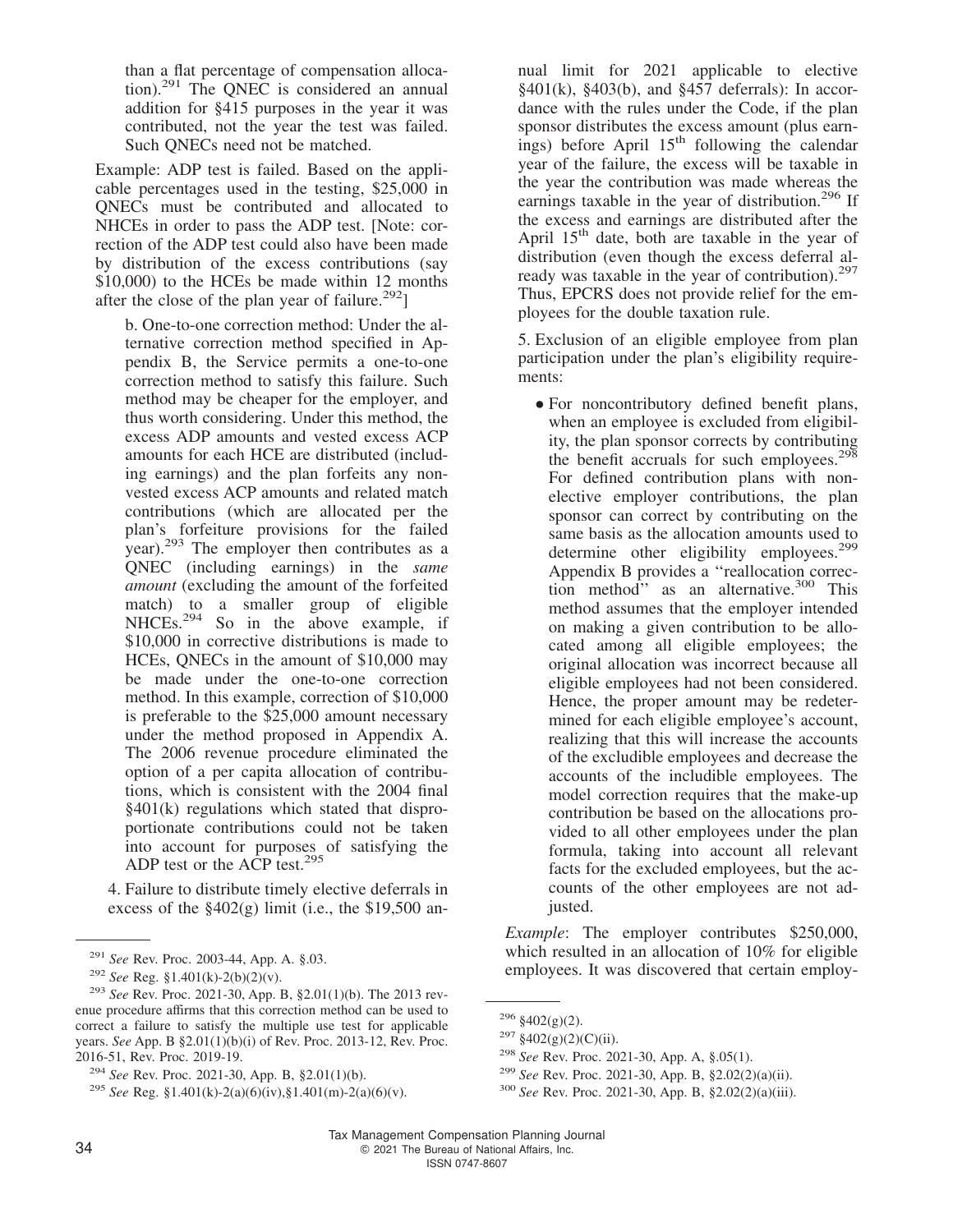than a flat percentage of compensation allocation).[291] The QNEC is considered an annual addition for §415 purposes in the year it was contributed, not the year the test was failed. Such QNECs need not be matched.

Example: ADP test is failed. Based on the applicable percentages used in the testing, $25,000 in QNECs must be contributed and allocated to NHCEs in order to pass the ADP test. [Note: correction of the ADP test could also have been made by distribution of the excess contributions (say $10,000) to the HCEs be made within 12 months after the close of the plan year of failure.[292]]

b. One-to-one correction method: Under the alternative correction method specified in Appendix B, the Service permits a one-to-one correction method to satisfy this failure. Such method may be cheaper for the employer, and thus worth considering. Under this method, the excess ADP amounts and vested excess ACP amounts for each HCE are distributed (including earnings) and the plan forfeits any nonvested excess ACP amounts and related match contributions (which are allocated per the plan's forfeiture provisions for the failed year).[293] The employer then contributes as a QNEC (including earnings) in the *same amount* (excluding the amount of the forfeited match) to a smaller group of eligible NHCEs.[294] So in the above example, if $10,000 in corrective distributions is made to HCEs, QNECs in the amount of $10,000 may be made under the one-to-one correction method. In this example, correction of $10,000 is preferable to the $25,000 amount necessary under the method proposed in Appendix A. The 2006 revenue procedure eliminated the option of a per capita allocation of contributions, which is consistent with the 2004 final §401(k) regulations which stated that disproportionate contributions could not be taken into account for purposes of satisfying the ADP test or the ACP test.[295]

4. Failure to distribute timely elective deferrals in excess of the §402(g) limit (i.e., the $19,500 annual limit for 2021 applicable to elective §401(k), §403(b), and §457 deferrals): In accordance with the rules under the Code, if the plan sponsor distributes the excess amount (plus earnings) before April 15th following the calendar year of the failure, the excess will be taxable in the year the contribution was made whereas the earnings taxable in the year of distribution.[296] If the excess and earnings are distributed after the April 15th date, both are taxable in the year of distribution (even though the excess deferral already was taxable in the year of contribution).[297] Thus, EPCRS does not provide relief for the employees for the double taxation rule.

5. Exclusion of an eligible employee from plan participation under the plan's eligibility requirements:

- For noncontributory defined benefit plans, when an employee is excluded from eligibility, the plan sponsor corrects by contributing the benefit accruals for such employees.[298] For defined contribution plans with nonelective employer contributions, the plan sponsor can correct by contributing on the same basis as the allocation amounts used to determine other eligibility employees.[299] Appendix B provides a "reallocation correction method" as an alternative.[300] This method assumes that the employer intended on making a given contribution to be allocated among all eligible employees; the original allocation was incorrect because all eligible employees had not been considered. Hence, the proper amount may be redetermined for each eligible employee's account, realizing that this will increase the accounts of the excludible employees and decrease the accounts of the includible employees. The model correction requires that the make-up contribution be based on the allocations provided to all other employees under the plan formula, taking into account all relevant facts for the excluded employees, but the accounts of the other employees are not adjusted.

*Example*: The employer contributes $250,000, which resulted in an allocation of 10% for eligible employees. It was discovered that certain employ-

---

[291] *See* Rev. Proc. 2003-44, App. A. §.03.

[292] *See* Reg. §1.401(k)-2(b)(2)(v).

[293] *See* Rev. Proc. 2021-30, App. B, §2.01(1)(b). The 2013 revenue procedure affirms that this correction method can be used to correct a failure to satisfy the multiple use test for applicable years. *See* App. B §2.01(1)(b)(i) of Rev. Proc. 2013-12, Rev. Proc. 2016-51, Rev. Proc. 2019-19.

[294] *See* Rev. Proc. 2021-30, App. B, §2.01(1)(b).

[295] *See* Reg. §1.401(k)-2(a)(6)(iv),§1.401(m)-2(a)(6)(v).

[296] §402(g)(2).

[297] §402(g)(2)(C)(ii).

[298] *See* Rev. Proc. 2021-30, App. A, §.05(1).

[299] *See* Rev. Proc. 2021-30, App. B, §2.02(2)(a)(ii).

[300] *See* Rev. Proc. 2021-30, App. B, §2.02(2)(a)(iii).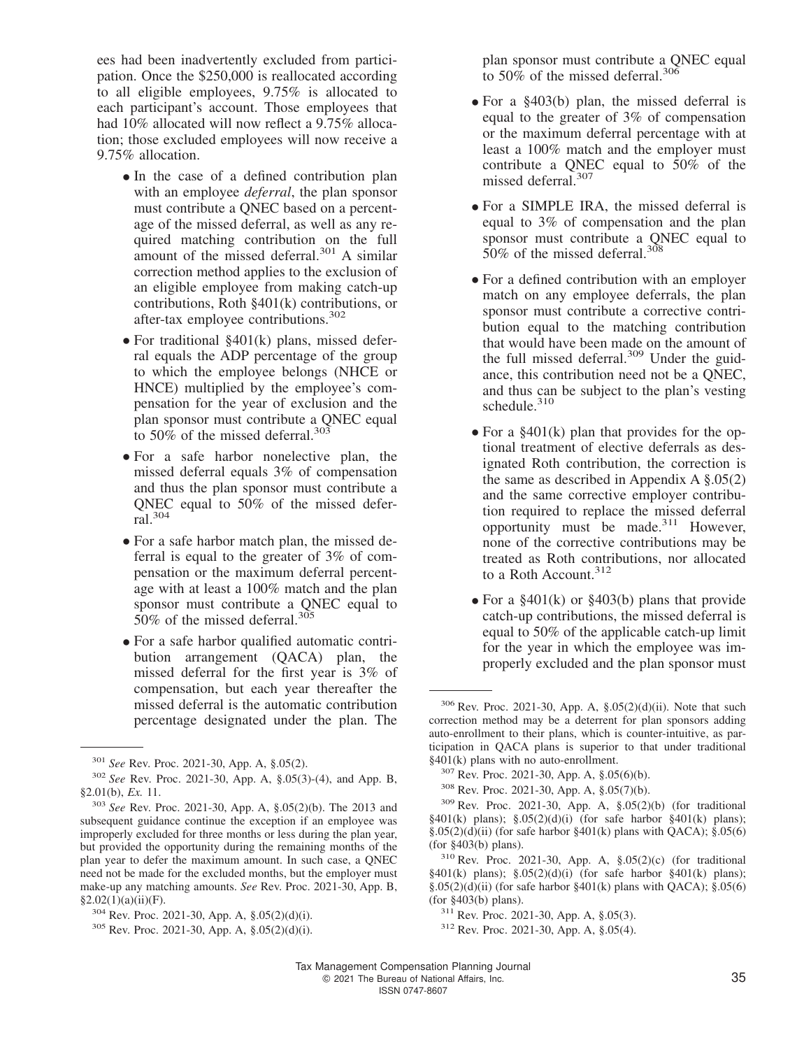ees had been inadvertently excluded from participation. Once the $250,000 is reallocated according to all eligible employees, 9.75% is allocated to each participant's account. Those employees that had 10% allocated will now reflect a 9.75% allocation; those excluded employees will now receive a 9.75% allocation.

- In the case of a defined contribution plan with an employee *deferral*, the plan sponsor must contribute a QNEC based on a percentage of the missed deferral, as well as any required matching contribution on the full amount of the missed deferral.[301] A similar correction method applies to the exclusion of an eligible employee from making catch-up contributions, Roth §401(k) contributions, or after-tax employee contributions.[302]
- For traditional §401(k) plans, missed deferral equals the ADP percentage of the group to which the employee belongs (NHCE or HNCE) multiplied by the employee's compensation for the year of exclusion and the plan sponsor must contribute a QNEC equal to 50% of the missed deferral.[303]
- For a safe harbor nonelective plan, the missed deferral equals 3% of compensation and thus the plan sponsor must contribute a QNEC equal to 50% of the missed deferral.[304]
- For a safe harbor match plan, the missed deferral is equal to the greater of 3% of compensation or the maximum deferral percentage with at least a 100% match and the plan sponsor must contribute a QNEC equal to 50% of the missed deferral.[305]
- For a safe harbor qualified automatic contribution arrangement (QACA) plan, the missed deferral for the first year is 3% of compensation, but each year thereafter the missed deferral is the automatic contribution percentage designated under the plan. The plan sponsor must contribute a QNEC equal to 50% of the missed deferral.[306]
- For a §403(b) plan, the missed deferral is equal to the greater of 3% of compensation or the maximum deferral percentage with at least a 100% match and the employer must contribute a QNEC equal to 50% of the missed deferral.[307]
- For a SIMPLE IRA, the missed deferral is equal to 3% of compensation and the plan sponsor must contribute a QNEC equal to 50% of the missed deferral.[308]
- For a defined contribution with an employer match on any employee deferrals, the plan sponsor must contribute a corrective contribution equal to the matching contribution that would have been made on the amount of the full missed deferral.[309] Under the guidance, this contribution need not be a QNEC, and thus can be subject to the plan's vesting schedule.[310]
- For a §401(k) plan that provides for the optional treatment of elective deferrals as designated Roth contribution, the correction is the same as described in Appendix A §.05(2) and the same corrective employer contribution required to replace the missed deferral opportunity must be made.[311] However, none of the corrective contributions may be treated as Roth contributions, nor allocated to a Roth Account.[312]
- For a §401(k) or §403(b) plans that provide catch-up contributions, the missed deferral is equal to 50% of the applicable catch-up limit for the year in which the employee was improperly excluded and the plan sponsor must

---

[301] *See* Rev. Proc. 2021-30, App. A, §.05(2).

[302] *See* Rev. Proc. 2021-30, App. A, §.05(3)-(4), and App. B, §2.01(b), *Ex.* 11.

[303] *See* Rev. Proc. 2021-30, App. A, §.05(2)(b). The 2013 and subsequent guidance continue the exception if an employee was improperly excluded for three months or less during the plan year, but provided the opportunity during the remaining months of the plan year to defer the maximum amount. In such case, a QNEC need not be made for the excluded months, but the employer must make-up any matching amounts. *See* Rev. Proc. 2021-30, App. B, §2.02(1)(a)(ii)(F).

[304] Rev. Proc. 2021-30, App. A, §.05(2)(d)(i).

[305] Rev. Proc. 2021-30, App. A, §.05(2)(d)(i).

[306] Rev. Proc. 2021-30, App. A, §.05(2)(d)(ii). Note that such correction method may be a deterrent for plan sponsors adding auto-enrollment to their plans, which is counter-intuitive, as participation in QACA plans is superior to that under traditional §401(k) plans with no auto-enrollment.

[307] Rev. Proc. 2021-30, App. A, §.05(6)(b).

[308] Rev. Proc. 2021-30, App. A, §.05(7)(b).

[309] Rev. Proc. 2021-30, App. A, §.05(2)(b) (for traditional §401(k) plans); §.05(2)(d)(i) (for safe harbor §401(k) plans); §.05(2)(d)(ii) (for safe harbor §401(k) plans with QACA); §.05(6) (for §403(b) plans).

[310] Rev. Proc. 2021-30, App. A, §.05(2)(c) (for traditional §401(k) plans); §.05(2)(d)(i) (for safe harbor §401(k) plans); §.05(2)(d)(ii) (for safe harbor §401(k) plans with QACA); §.05(6) (for §403(b) plans).

[311] Rev. Proc. 2021-30, App. A, §.05(3).

[312] Rev. Proc. 2021-30, App. A, §.05(4).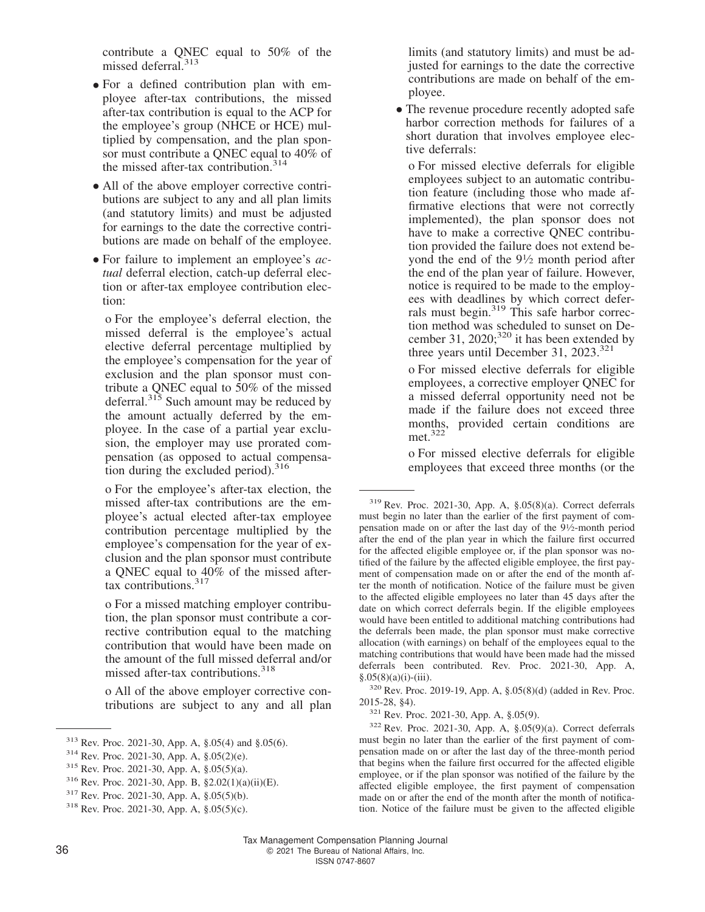contribute a QNEC equal to 50% of the missed deferral.[313]

- For a defined contribution plan with employee after-tax contributions, the missed after-tax contribution is equal to the ACP for the employee's group (NHCE or HCE) multiplied by compensation, and the plan sponsor must contribute a QNEC equal to 40% of the missed after-tax contribution.[314]
- All of the above employer corrective contributions are subject to any and all plan limits (and statutory limits) and must be adjusted for earnings to the date the corrective contributions are made on behalf of the employee.
- For failure to implement an employee's *actual* deferral election, catch-up deferral election or after-tax employee contribution election:

  o For the employee's deferral election, the missed deferral is the employee's actual elective deferral percentage multiplied by the employee's compensation for the year of exclusion and the plan sponsor must contribute a QNEC equal to 50% of the missed deferral.[315] Such amount may be reduced by the amount actually deferred by the employee. In the case of a partial year exclusion, the employer may use prorated compensation (as opposed to actual compensation during the excluded period).[316]

  o For the employee's after-tax election, the missed after-tax contributions are the employee's actual elected after-tax employee contribution percentage multiplied by the employee's compensation for the year of exclusion and the plan sponsor must contribute a QNEC equal to 40% of the missed after-tax contributions.[317]

  o For a missed matching employer contribution, the plan sponsor must contribute a corrective contribution equal to the matching contribution that would have been made on the amount of the full missed deferral and/or missed after-tax contributions.[318]

  o All of the above employer corrective contributions are subject to any and all plan limits (and statutory limits) and must be adjusted for earnings to the date the corrective contributions are made on behalf of the employee.

- The revenue procedure recently adopted safe harbor correction methods for failures of a short duration that involves employee elective deferrals:

  o For missed elective deferrals for eligible employees subject to an automatic contribution feature (including those who made affirmative elections that were not correctly implemented), the plan sponsor does not have to make a corrective QNEC contribution provided the failure does not extend beyond the end of the 9½ month period after the end of the plan year of failure. However, notice is required to be made to the employees with deadlines by which correct deferrals must begin.[319] This safe harbor correction method was scheduled to sunset on December 31, 2020;[320] it has been extended by three years until December 31, 2023.[321]

  o For missed elective deferrals for eligible employees, a corrective employer QNEC for a missed deferral opportunity need not be made if the failure does not exceed three months, provided certain conditions are met.[322]

  o For missed elective deferrals for eligible employees that exceed three months (or the

---

[313] Rev. Proc. 2021-30, App. A, §.05(4) and §.05(6).

[314] Rev. Proc. 2021-30, App. A, §.05(2)(e).

[315] Rev. Proc. 2021-30, App. A, §.05(5)(a).

[316] Rev. Proc. 2021-30, App. B, §2.02(1)(a)(ii)(E).

[317] Rev. Proc. 2021-30, App. A, §.05(5)(b).

[318] Rev. Proc. 2021-30, App. A, §.05(5)(c).

[319] Rev. Proc. 2021-30, App. A, §.05(8)(a). Correct deferrals must begin no later than the earlier of the first payment of compensation made on or after the last day of the 9½-month period after the end of the plan year in which the failure first occurred for the affected eligible employee or, if the plan sponsor was notified of the failure by the affected eligible employee, the first payment of compensation made on or after the end of the month after the month of notification. Notice of the failure must be given to the affected eligible employees no later than 45 days after the date on which correct deferrals begin. If the eligible employees would have been entitled to additional matching contributions had the deferrals been made, the plan sponsor must make corrective allocation (with earnings) on behalf of the employees equal to the matching contributions that would have been made had the missed deferrals been contributed. Rev. Proc. 2021-30, App. A, §.05(8)(a)(i)-(iii).

[320] Rev. Proc. 2019-19, App. A, §.05(8)(d) (added in Rev. Proc. 2015-28, §4).

[321] Rev. Proc. 2021-30, App. A, §.05(9).

[322] Rev. Proc. 2021-30, App. A, §.05(9)(a). Correct deferrals must begin no later than the earlier of the first payment of compensation made on or after the last day of the three-month period that begins when the failure first occurred for the affected eligible employee, or if the plan sponsor was notified of the failure by the affected eligible employee, the first payment of compensation made on or after the end of the month after the month of notification. Notice of the failure must be given to the affected eligible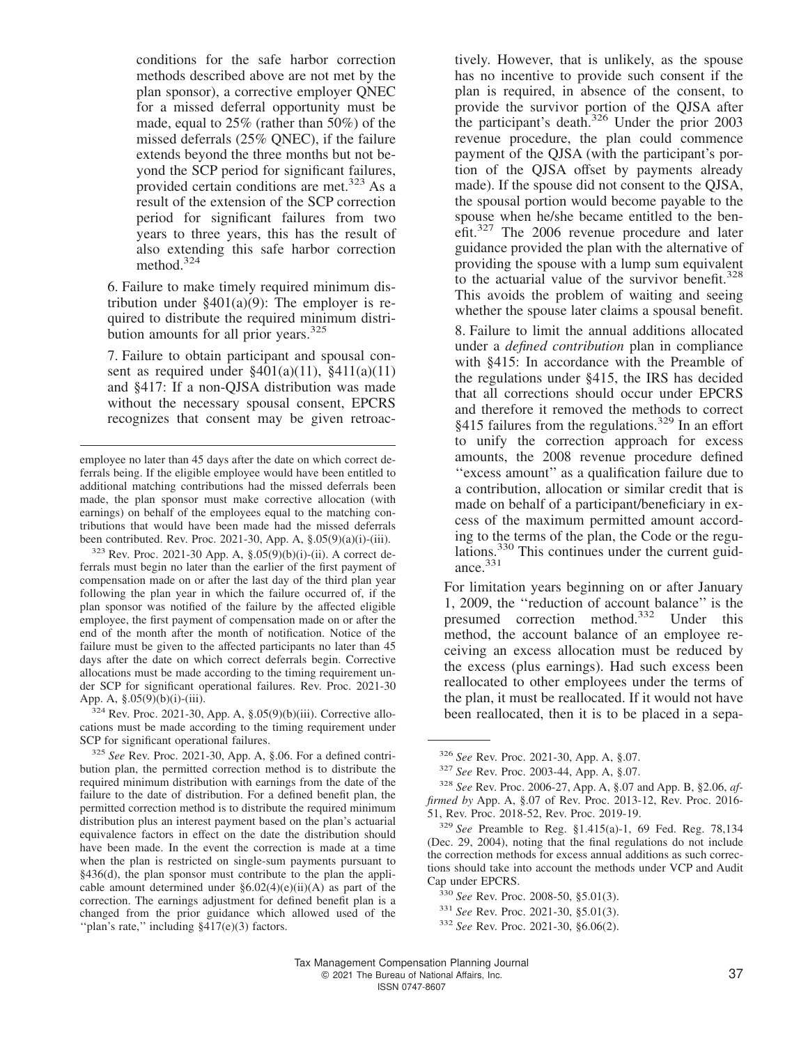conditions for the safe harbor correction methods described above are not met by the plan sponsor), a corrective employer QNEC for a missed deferral opportunity must be made, equal to 25% (rather than 50%) of the missed deferrals (25% QNEC), if the failure extends beyond the three months but not beyond the SCP period for significant failures, provided certain conditions are met.[323] As a result of the extension of the SCP correction period for significant failures from two years to three years, this has the result of also extending this safe harbor correction method.[324]

6. Failure to make timely required minimum distribution under §401(a)(9): The employer is required to distribute the required minimum distribution amounts for all prior years.[325]

7. Failure to obtain participant and spousal consent as required under §401(a)(11), §411(a)(11) and §417: If a non-QJSA distribution was made without the necessary spousal consent, EPCRS recognizes that consent may be given retroactively. However, that is unlikely, as the spouse has no incentive to provide such consent if the plan is required, in absence of the consent, to provide the survivor portion of the QJSA after the participant's death.[326] Under the prior 2003 revenue procedure, the plan could commence payment of the QJSA (with the participant's portion of the QJSA offset by payments already made). If the spouse did not consent to the QJSA, the spousal portion would become payable to the spouse when he/she became entitled to the benefit.[327] The 2006 revenue procedure and later guidance provided the plan with the alternative of providing the spouse with a lump sum equivalent to the actuarial value of the survivor benefit.[328] This avoids the problem of waiting and seeing whether the spouse later claims a spousal benefit.

8. Failure to limit the annual additions allocated under a *defined contribution* plan in compliance with §415: In accordance with the Preamble of the regulations under §415, the IRS has decided that all corrections should occur under EPCRS and therefore it removed the methods to correct §415 failures from the regulations.[329] In an effort to unify the correction approach for excess amounts, the 2008 revenue procedure defined ''excess amount'' as a qualification failure due to a contribution, allocation or similar credit that is made on behalf of a participant/beneficiary in excess of the maximum permitted amount according to the terms of the plan, the Code or the regulations.[330] This continues under the current guidance.[331]

For limitation years beginning on or after January 1, 2009, the ''reduction of account balance'' is the presumed correction method.[332] Under this method, the account balance of an employee receiving an excess allocation must be reduced by the excess (plus earnings). Had such excess been reallocated to other employees under the terms of the plan, it must be reallocated. If it would not have been reallocated, then it is to be placed in a sepa-

---

employee no later than 45 days after the date on which correct deferrals being. If the eligible employee would have been entitled to additional matching contributions had the missed deferrals been made, the plan sponsor must make corrective allocation (with earnings) on behalf of the employees equal to the matching contributions that would have been made had the missed deferrals been contributed. Rev. Proc. 2021-30, App. A, §.05(9)(a)(i)-(iii).

[323] Rev. Proc. 2021-30 App. A, §.05(9)(b)(i)-(ii). A correct deferrals must begin no later than the earlier of the first payment of compensation made on or after the last day of the third plan year following the plan year in which the failure occurred of, if the plan sponsor was notified of the failure by the affected eligible employee, the first payment of compensation made on or after the end of the month after the month of notification. Notice of the failure must be given to the affected participants no later than 45 days after the date on which correct deferrals begin. Corrective allocations must be made according to the timing requirement under SCP for significant operational failures. Rev. Proc. 2021-30 App. A, §.05(9)(b)(i)-(iii).

[324] Rev. Proc. 2021-30, App. A, §.05(9)(b)(iii). Corrective allocations must be made according to the timing requirement under SCP for significant operational failures.

[325] *See* Rev. Proc. 2021-30, App. A, §.06. For a defined contribution plan, the permitted correction method is to distribute the required minimum distribution with earnings from the date of the failure to the date of distribution. For a defined benefit plan, the permitted correction method is to distribute the required minimum distribution plus an interest payment based on the plan's actuarial equivalence factors in effect on the date the distribution should have been made. In the event the correction is made at a time when the plan is restricted on single-sum payments pursuant to §436(d), the plan sponsor must contribute to the plan the applicable amount determined under §6.02(4)(e)(ii)(A) as part of the correction. The earnings adjustment for defined benefit plan is a changed from the prior guidance which allowed used of the ''plan's rate,'' including §417(e)(3) factors.

[326] *See* Rev. Proc. 2021-30, App. A, §.07.

[327] *See* Rev. Proc. 2003-44, App. A, §.07.

[328] *See* Rev. Proc. 2006-27, App. A, §.07 and App. B, §2.06, *affirmed by* App. A, §.07 of Rev. Proc. 2013-12, Rev. Proc. 2016-51, Rev. Proc. 2018-52, Rev. Proc. 2019-19.

[329] *See* Preamble to Reg. §1.415(a)-1, 69 Fed. Reg. 78,134 (Dec. 29, 2004), noting that the final regulations do not include the correction methods for excess annual additions as such corrections should take into account the methods under VCP and Audit Cap under EPCRS.

[330] *See* Rev. Proc. 2008-50, §5.01(3).

[331] *See* Rev. Proc. 2021-30, §5.01(3).

[332] *See* Rev. Proc. 2021-30, §6.06(2).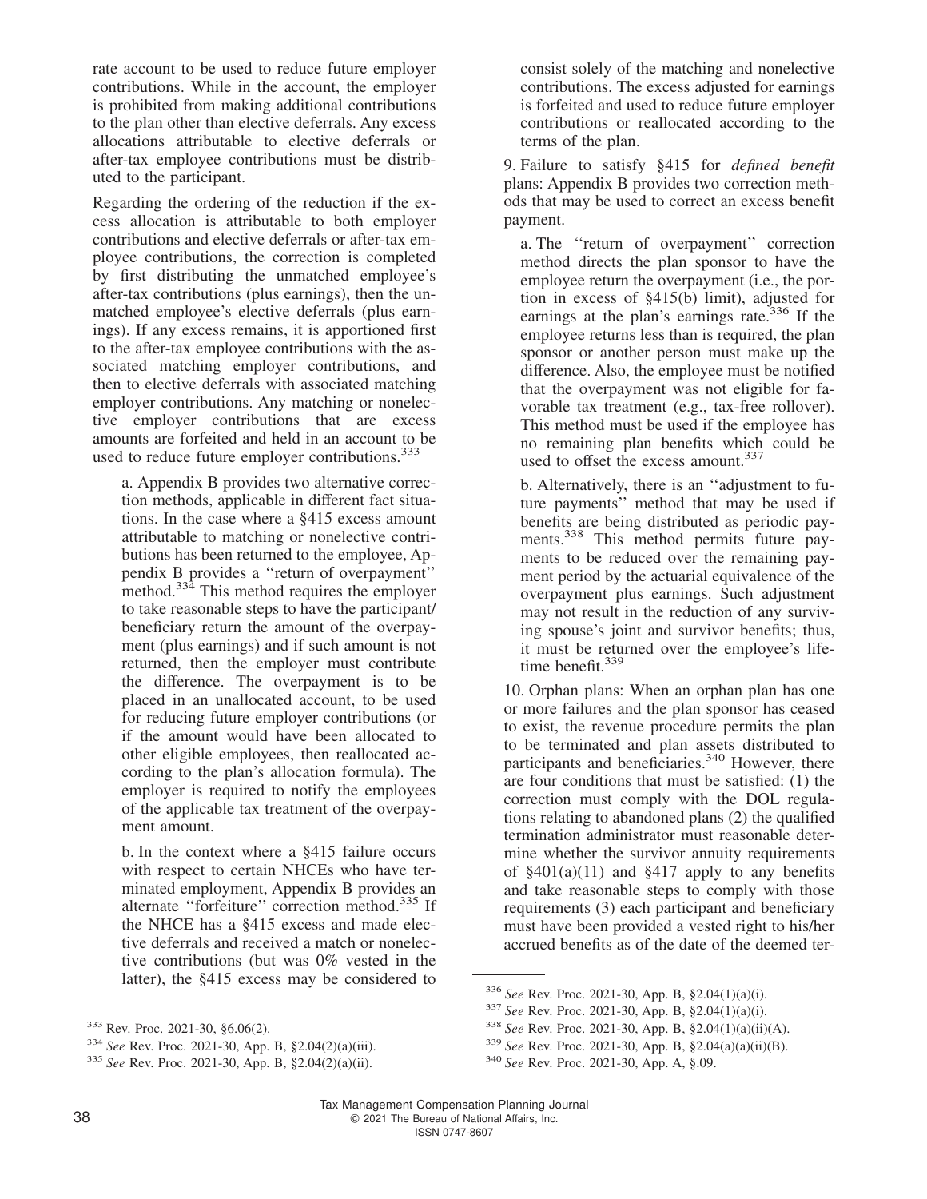rate account to be used to reduce future employer contributions. While in the account, the employer is prohibited from making additional contributions to the plan other than elective deferrals. Any excess allocations attributable to elective deferrals or after-tax employee contributions must be distributed to the participant.

Regarding the ordering of the reduction if the excess allocation is attributable to both employer contributions and elective deferrals or after-tax employee contributions, the correction is completed by first distributing the unmatched employee's after-tax contributions (plus earnings), then the unmatched employee's elective deferrals (plus earnings). If any excess remains, it is apportioned first to the after-tax employee contributions with the associated matching employer contributions, and then to elective deferrals with associated matching employer contributions. Any matching or nonelective employer contributions that are excess amounts are forfeited and held in an account to be used to reduce future employer contributions.[333]

a. Appendix B provides two alternative correction methods, applicable in different fact situations. In the case where a §415 excess amount attributable to matching or nonelective contributions has been returned to the employee, Appendix B provides a ''return of overpayment'' method.[334] This method requires the employer to take reasonable steps to have the participant/beneficiary return the amount of the overpayment (plus earnings) and if such amount is not returned, then the employer must contribute the difference. The overpayment is to be placed in an unallocated account, to be used for reducing future employer contributions (or if the amount would have been allocated to other eligible employees, then reallocated according to the plan's allocation formula). The employer is required to notify the employees of the applicable tax treatment of the overpayment amount.

b. In the context where a §415 failure occurs with respect to certain NHCEs who have terminated employment, Appendix B provides an alternate ''forfeiture'' correction method.[335] If the NHCE has a §415 excess and made elective deferrals and received a match or nonelective contributions (but was 0% vested in the latter), the §415 excess may be considered to consist solely of the matching and nonelective contributions. The excess adjusted for earnings is forfeited and used to reduce future employer contributions or reallocated according to the terms of the plan.

9. Failure to satisfy §415 for *defined benefit* plans: Appendix B provides two correction methods that may be used to correct an excess benefit payment.

a. The ''return of overpayment'' correction method directs the plan sponsor to have the employee return the overpayment (i.e., the portion in excess of §415(b) limit), adjusted for earnings at the plan's earnings rate.[336] If the employee returns less than is required, the plan sponsor or another person must make up the difference. Also, the employee must be notified that the overpayment was not eligible for favorable tax treatment (e.g., tax-free rollover). This method must be used if the employee has no remaining plan benefits which could be used to offset the excess amount.[337]

b. Alternatively, there is an ''adjustment to future payments'' method that may be used if benefits are being distributed as periodic payments.[338] This method permits future payments to be reduced over the remaining payment period by the actuarial equivalence of the overpayment plus earnings. Such adjustment may not result in the reduction of any surviving spouse's joint and survivor benefits; thus, it must be returned over the employee's lifetime benefit.[339]

10. Orphan plans: When an orphan plan has one or more failures and the plan sponsor has ceased to exist, the revenue procedure permits the plan to be terminated and plan assets distributed to participants and beneficiaries.[340] However, there are four conditions that must be satisfied: (1) the correction must comply with the DOL regulations relating to abandoned plans (2) the qualified termination administrator must reasonable determine whether the survivor annuity requirements of §401(a)(11) and §417 apply to any benefits and take reasonable steps to comply with those requirements (3) each participant and beneficiary must have been provided a vested right to his/her accrued benefits as of the date of the deemed ter-

---

[333] Rev. Proc. 2021-30, §6.06(2).

[334] *See* Rev. Proc. 2021-30, App. B, §2.04(2)(a)(iii).

[335] *See* Rev. Proc. 2021-30, App. B, §2.04(2)(a)(ii).

[336] *See* Rev. Proc. 2021-30, App. B, §2.04(1)(a)(i).

[337] *See* Rev. Proc. 2021-30, App. B, §2.04(1)(a)(i).

[338] *See* Rev. Proc. 2021-30, App. B, §2.04(1)(a)(ii)(A).

[339] *See* Rev. Proc. 2021-30, App. B, §2.04(a)(a)(ii)(B).

[340] *See* Rev. Proc. 2021-30, App. A, §.09.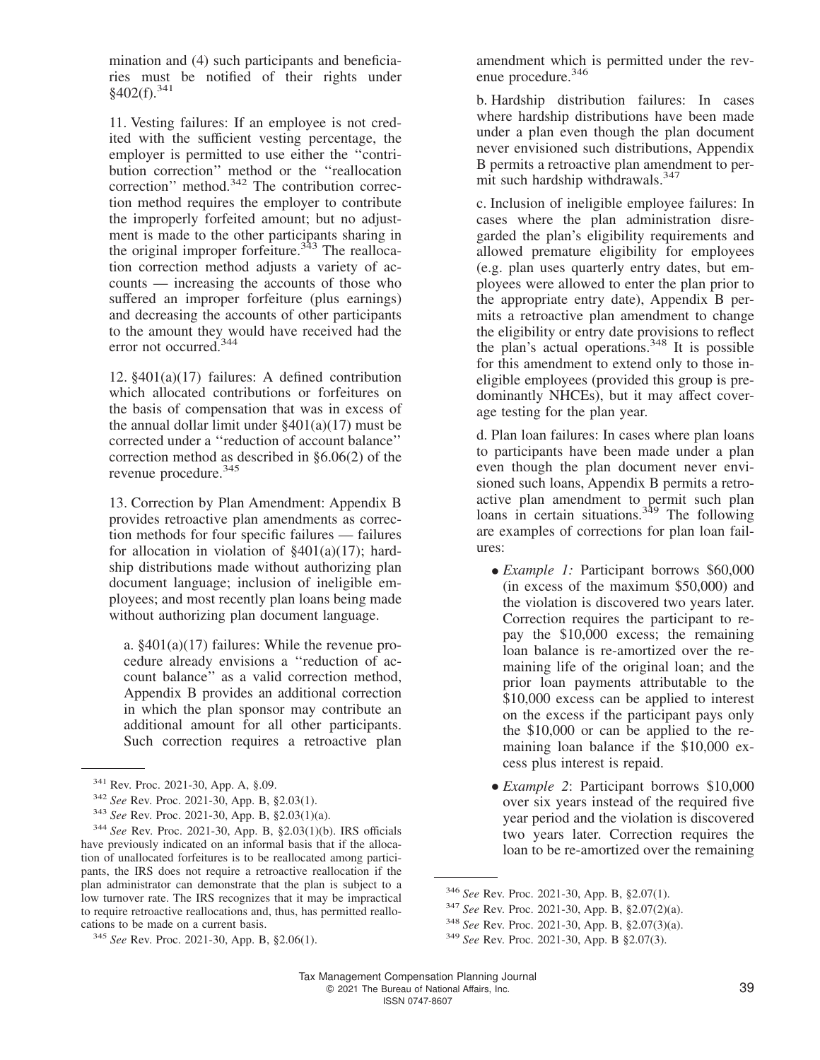mination and (4) such participants and beneficiaries must be notified of their rights under §402(f).[341]

11. Vesting failures: If an employee is not credited with the sufficient vesting percentage, the employer is permitted to use either the ''contribution correction'' method or the ''reallocation correction'' method.[342] The contribution correction method requires the employer to contribute the improperly forfeited amount; but no adjustment is made to the other participants sharing in the original improper forfeiture.[343] The reallocation correction method adjusts a variety of accounts — increasing the accounts of those who suffered an improper forfeiture (plus earnings) and decreasing the accounts of other participants to the amount they would have received had the error not occurred.[344]

12. §401(a)(17) failures: A defined contribution which allocated contributions or forfeitures on the basis of compensation that was in excess of the annual dollar limit under §401(a)(17) must be corrected under a ''reduction of account balance'' correction method as described in §6.06(2) of the revenue procedure.[345]

13. Correction by Plan Amendment: Appendix B provides retroactive plan amendments as correction methods for four specific failures — failures for allocation in violation of §401(a)(17); hardship distributions made without authorizing plan document language; inclusion of ineligible employees; and most recently plan loans being made without authorizing plan document language.

a. §401(a)(17) failures: While the revenue procedure already envisions a ''reduction of account balance'' as a valid correction method, Appendix B provides an additional correction in which the plan sponsor may contribute an additional amount for all other participants. Such correction requires a retroactive plan amendment which is permitted under the revenue procedure.[346]

b. Hardship distribution failures: In cases where hardship distributions have been made under a plan even though the plan document never envisioned such distributions, Appendix B permits a retroactive plan amendment to permit such hardship withdrawals.[347]

c. Inclusion of ineligible employee failures: In cases where the plan administration disregarded the plan's eligibility requirements and allowed premature eligibility for employees (e.g. plan uses quarterly entry dates, but employees were allowed to enter the plan prior to the appropriate entry date), Appendix B permits a retroactive plan amendment to change the eligibility or entry date provisions to reflect the plan's actual operations.[348] It is possible for this amendment to extend only to those ineligible employees (provided this group is predominantly NHCEs), but it may affect coverage testing for the plan year.

d. Plan loan failures: In cases where plan loans to participants have been made under a plan even though the plan document never envisioned such loans, Appendix B permits a retroactive plan amendment to permit such plan loans in certain situations.[349] The following are examples of corrections for plan loan failures:

- *Example 1:* Participant borrows $60,000 (in excess of the maximum $50,000) and the violation is discovered two years later. Correction requires the participant to repay the $10,000 excess; the remaining loan balance is re-amortized over the remaining life of the original loan; and the prior loan payments attributable to the $10,000 excess can be applied to interest on the excess if the participant pays only the $10,000 or can be applied to the remaining loan balance if the $10,000 excess plus interest is repaid.
- *Example 2*: Participant borrows $10,000 over six years instead of the required five year period and the violation is discovered two years later. Correction requires the loan to be re-amortized over the remaining

---

[341] Rev. Proc. 2021-30, App. A, §.09.

[342] *See* Rev. Proc. 2021-30, App. B, §2.03(1).

[343] *See* Rev. Proc. 2021-30, App. B, §2.03(1)(a).

[344] *See* Rev. Proc. 2021-30, App. B, §2.03(1)(b). IRS officials have previously indicated on an informal basis that if the allocation of unallocated forfeitures is to be reallocated among participants, the IRS does not require a retroactive reallocation if the plan administrator can demonstrate that the plan is subject to a low turnover rate. The IRS recognizes that it may be impractical to require retroactive reallocations and, thus, has permitted reallocations to be made on a current basis.

[345] *See* Rev. Proc. 2021-30, App. B, §2.06(1).

[346] *See* Rev. Proc. 2021-30, App. B, §2.07(1).

[347] *See* Rev. Proc. 2021-30, App. B, §2.07(2)(a).

[348] *See* Rev. Proc. 2021-30, App. B, §2.07(3)(a).

[349] *See* Rev. Proc. 2021-30, App. B §2.07(3).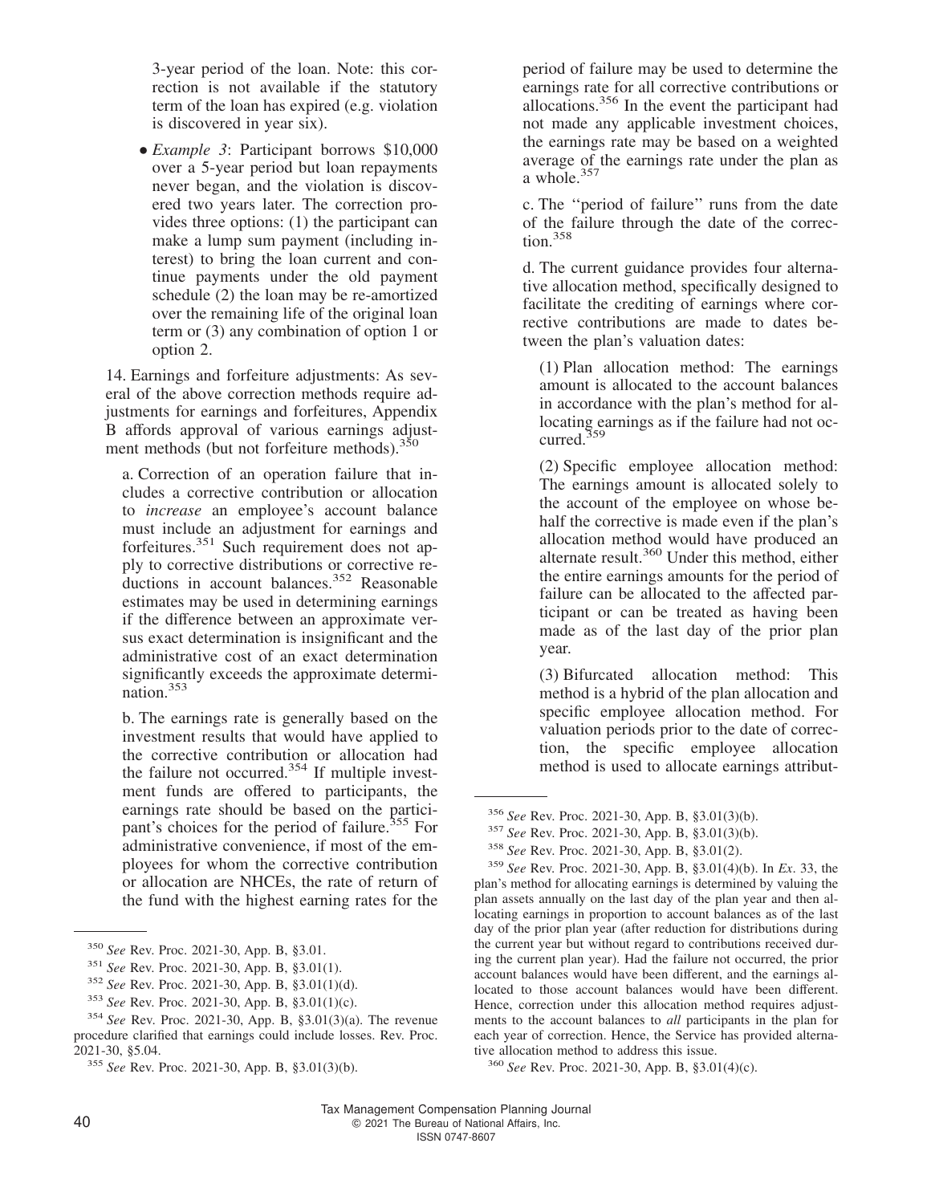3-year period of the loan. Note: this correction is not available if the statutory term of the loan has expired (e.g. violation is discovered in year six).

- *Example 3*: Participant borrows $10,000 over a 5-year period but loan repayments never began, and the violation is discovered two years later. The correction provides three options: (1) the participant can make a lump sum payment (including interest) to bring the loan current and continue payments under the old payment schedule (2) the loan may be re-amortized over the remaining life of the original loan term or (3) any combination of option 1 or option 2.

14. Earnings and forfeiture adjustments: As several of the above correction methods require adjustments for earnings and forfeitures, Appendix B affords approval of various earnings adjustment methods (but not forfeiture methods).[350]

a. Correction of an operation failure that includes a corrective contribution or allocation to *increase* an employee's account balance must include an adjustment for earnings and forfeitures.[351] Such requirement does not apply to corrective distributions or corrective reductions in account balances.[352] Reasonable estimates may be used in determining earnings if the difference between an approximate versus exact determination is insignificant and the administrative cost of an exact determination significantly exceeds the approximate determination.[353]

b. The earnings rate is generally based on the investment results that would have applied to the corrective contribution or allocation had the failure not occurred.[354] If multiple investment funds are offered to participants, the earnings rate should be based on the participant's choices for the period of failure.[355] For administrative convenience, if most of the employees for whom the corrective contribution or allocation are NHCEs, the rate of return of the fund with the highest earning rates for the period of failure may be used to determine the earnings rate for all corrective contributions or allocations.[356] In the event the participant had not made any applicable investment choices, the earnings rate may be based on a weighted average of the earnings rate under the plan as a whole.[357]

c. The ''period of failure'' runs from the date of the failure through the date of the correction.[358]

d. The current guidance provides four alternative allocation method, specifically designed to facilitate the crediting of earnings where corrective contributions are made to dates between the plan's valuation dates:

(1) Plan allocation method: The earnings amount is allocated to the account balances in accordance with the plan's method for allocating earnings as if the failure had not occurred.[359]

(2) Specific employee allocation method: The earnings amount is allocated solely to the account of the employee on whose behalf the corrective is made even if the plan's allocation method would have produced an alternate result.[360] Under this method, either the entire earnings amounts for the period of failure can be allocated to the affected participant or can be treated as having been made as of the last day of the prior plan year.

(3) Bifurcated allocation method: This method is a hybrid of the plan allocation and specific employee allocation method. For valuation periods prior to the date of correction, the specific employee allocation method is used to allocate earnings attribut-

---

[350] *See* Rev. Proc. 2021-30, App. B, §3.01.

[351] *See* Rev. Proc. 2021-30, App. B, §3.01(1).

[352] *See* Rev. Proc. 2021-30, App. B, §3.01(1)(d).

[353] *See* Rev. Proc. 2021-30, App. B, §3.01(1)(c).

[354] *See* Rev. Proc. 2021-30, App. B, §3.01(3)(a). The revenue procedure clarified that earnings could include losses. Rev. Proc. 2021-30, §5.04.

[355] *See* Rev. Proc. 2021-30, App. B, §3.01(3)(b).

[356] *See* Rev. Proc. 2021-30, App. B, §3.01(3)(b).

[357] *See* Rev. Proc. 2021-30, App. B, §3.01(3)(b).

[358] *See* Rev. Proc. 2021-30, App. B, §3.01(2).

[359] *See* Rev. Proc. 2021-30, App. B, §3.01(4)(b). In *Ex*. 33, the plan's method for allocating earnings is determined by valuing the plan assets annually on the last day of the plan year and then allocating earnings in proportion to account balances as of the last day of the prior plan year (after reduction for distributions during the current year but without regard to contributions received during the current plan year). Had the failure not occurred, the prior account balances would have been different, and the earnings allocated to those account balances would have been different. Hence, correction under this allocation method requires adjustments to the account balances to *all* participants in the plan for each year of correction. Hence, the Service has provided alternative allocation method to address this issue.

[360] *See* Rev. Proc. 2021-30, App. B, §3.01(4)(c).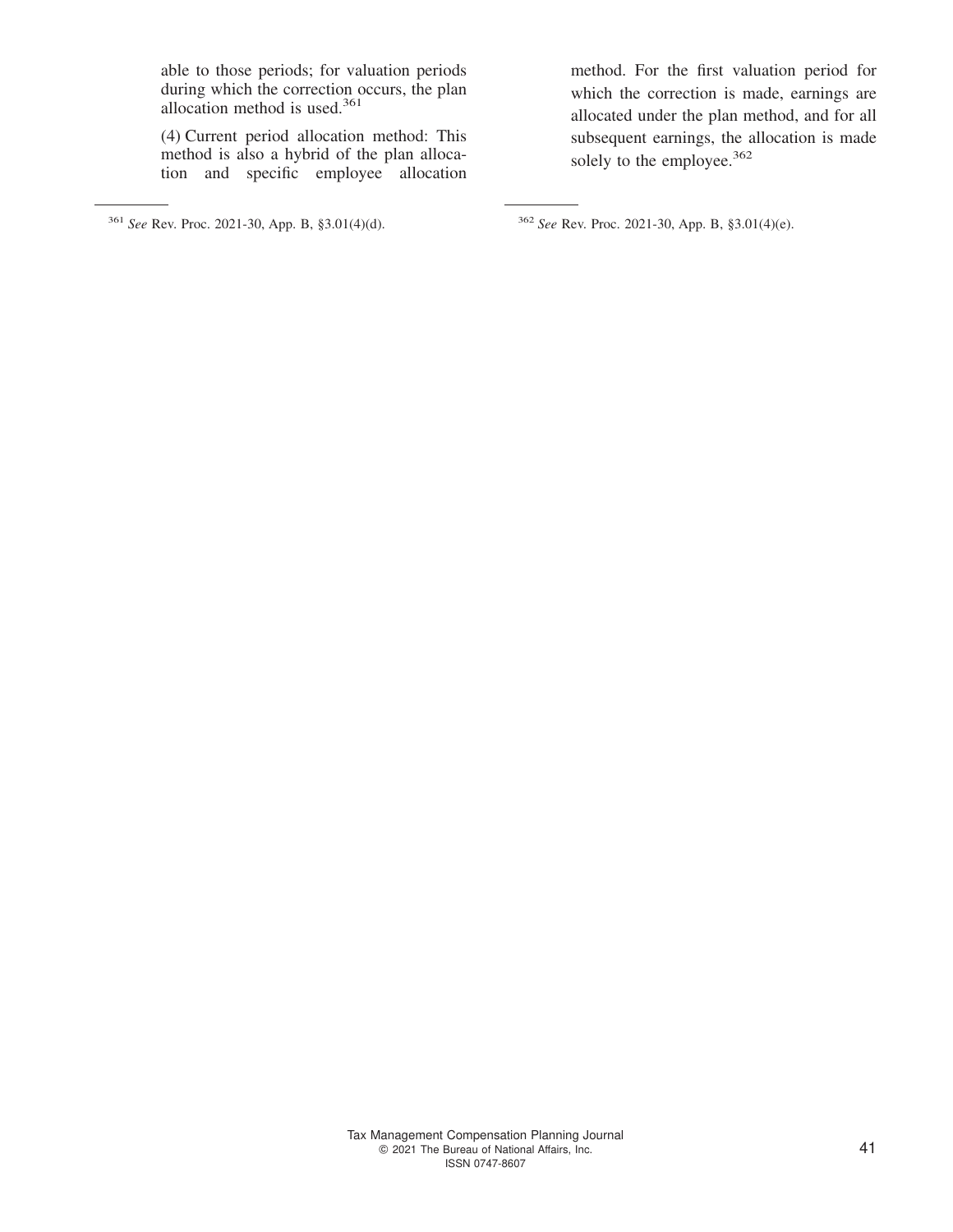able to those periods; for valuation periods during which the correction occurs, the plan allocation method is used.[361]

(4) Current period allocation method: This method is also a hybrid of the plan allocation and specific employee allocation method. For the first valuation period for which the correction is made, earnings are allocated under the plan method, and for all subsequent earnings, the allocation is made solely to the employee.[362]

---

[361] *See* Rev. Proc. 2021-30, App. B, §3.01(4)(d).

[362] *See* Rev. Proc. 2021-30, App. B, §3.01(4)(e).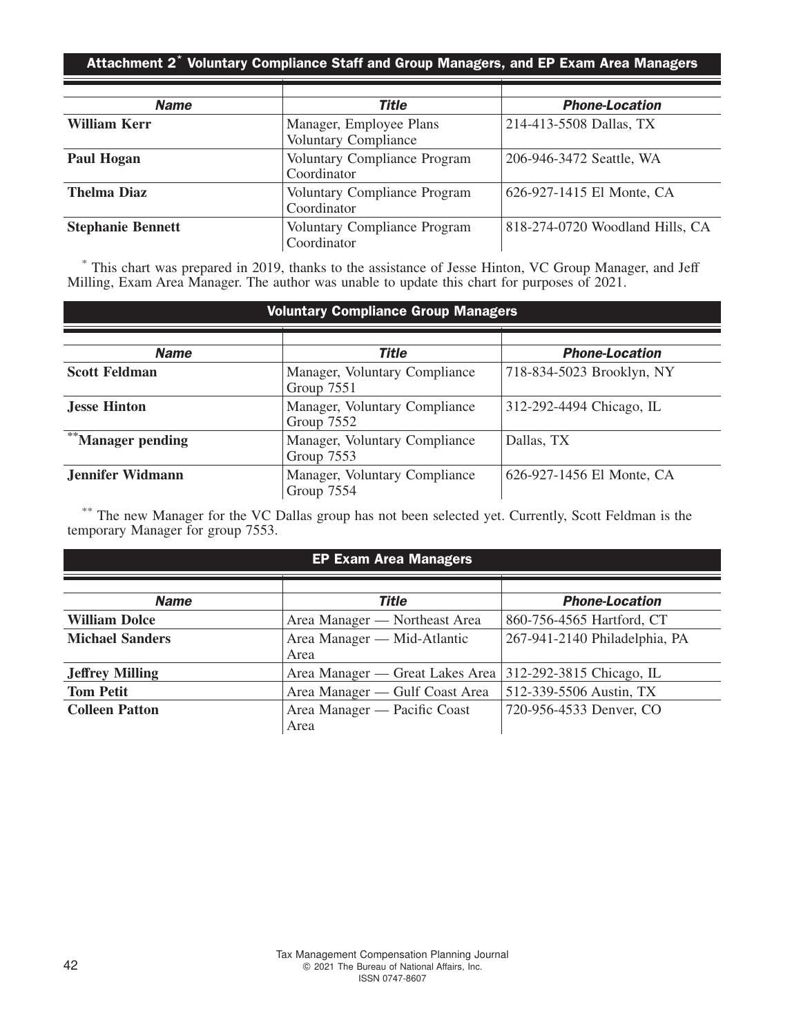## Attachment 2* Voluntary Compliance Staff and Group Managers, and EP Exam Area Managers

| *Name* | *Title* | *Phone-Location* |
|---|---|---|
| **William Kerr** | Manager, Employee Plans Voluntary Compliance | 214-413-5508 Dallas, TX |
| **Paul Hogan** | Voluntary Compliance Program Coordinator | 206-946-3472 Seattle, WA |
| **Thelma Diaz** | Voluntary Compliance Program Coordinator | 626-927-1415 El Monte, CA |
| **Stephanie Bennett** | Voluntary Compliance Program Coordinator | 818-274-0720 Woodland Hills, CA |

* This chart was prepared in 2019, thanks to the assistance of Jesse Hinton, VC Group Manager, and Jeff Milling, Exam Area Manager. The author was unable to update this chart for purposes of 2021.

## Voluntary Compliance Group Managers

| *Name* | *Title* | *Phone-Location* |
|---|---|---|
| **Scott Feldman** | Manager, Voluntary Compliance Group 7551 | 718-834-5023 Brooklyn, NY |
| **Jesse Hinton** | Manager, Voluntary Compliance Group 7552 | 312-292-4494 Chicago, IL |
| ** **Manager pending** | Manager, Voluntary Compliance Group 7553 | Dallas, TX |
| **Jennifer Widmann** | Manager, Voluntary Compliance Group 7554 | 626-927-1456 El Monte, CA |

** The new Manager for the VC Dallas group has not been selected yet. Currently, Scott Feldman is the temporary Manager for group 7553.

## EP Exam Area Managers

| *Name* | *Title* | *Phone-Location* |
|---|---|---|
| **William Dolce** | Area Manager — Northeast Area | 860-756-4565 Hartford, CT |
| **Michael Sanders** | Area Manager — Mid-Atlantic Area | 267-941-2140 Philadelphia, PA |
| **Jeffrey Milling** | Area Manager — Great Lakes Area | 312-292-3815 Chicago, IL |
| **Tom Petit** | Area Manager — Gulf Coast Area | 512-339-5506 Austin, TX |
| **Colleen Patton** | Area Manager — Pacific Coast Area | 720-956-4533 Denver, CO |